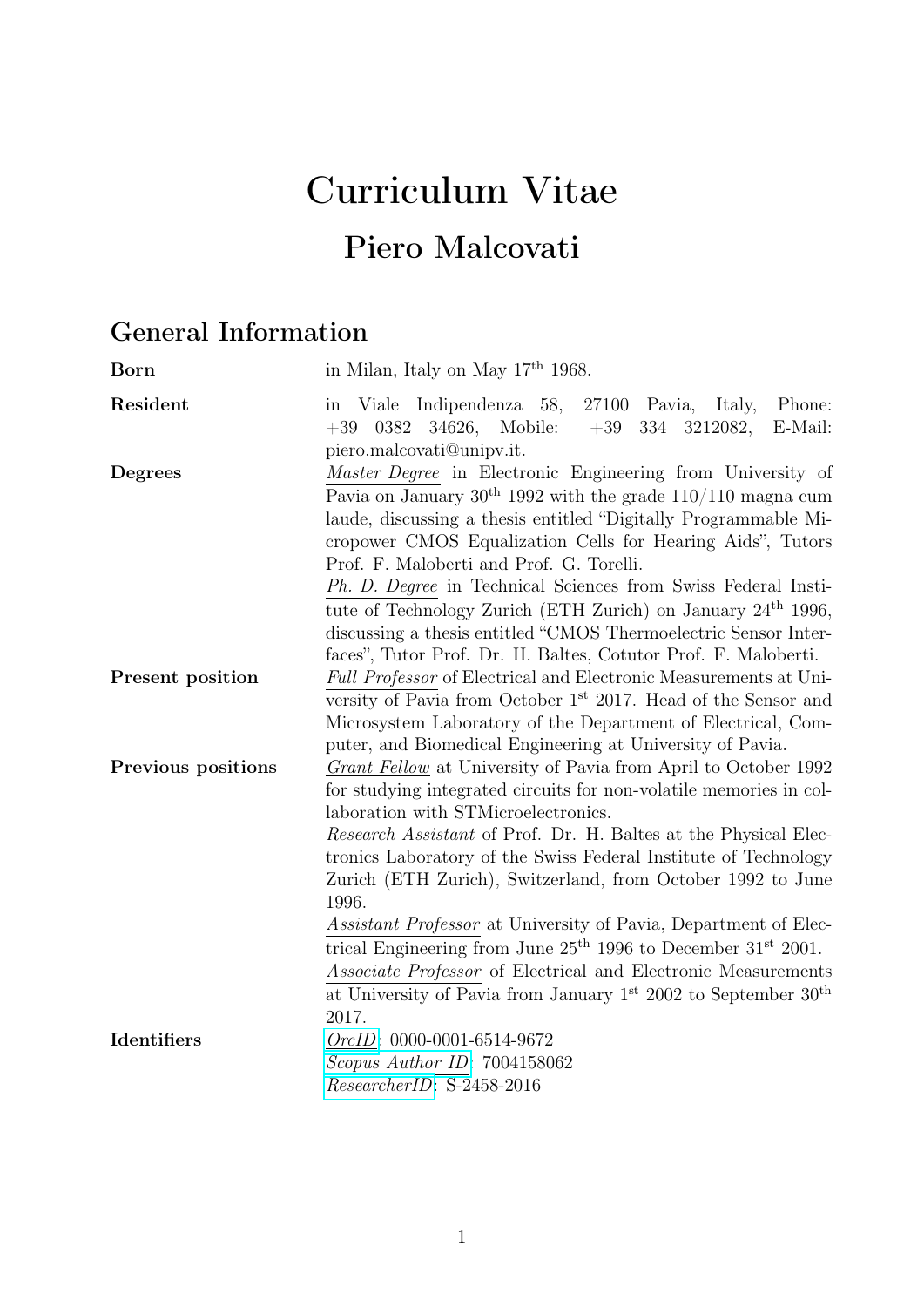# Curriculum Vitae

## Piero Malcovati

## General Information

**Born** in Milan, Italy on May 17th 1968.

**Resident** in Viale Indipendenza 58, 27100 Pavia, Italy, Phone: +39 0382 34626, Mobile: +39 334 3212082, E-Mail: piero.malcovati@unipv.it.

**Degrees**

*Master Degree* in Electronic Engineering from University of Pavia on January 30th 1992 with the grade 110/110 magna cum laude, discussing a thesis entitled "Digitally Programmable Micropower CMOS Equalization Cells for Hearing Aids", Tutors Prof. F. Maloberti and Prof. G. Torelli.

*Ph. D. Degree* in Technical Sciences from Swiss Federal Institute of Technology Zurich (ETH Zurich) on January 24th 1996, discussing a thesis entitled "CMOS Thermoelectric Sensor Interfaces", Tutor Prof. Dr. H. Baltes, Cotutor Prof. F. Maloberti.

**Present position**

*Full Professor* of Electrical and Electronic Measurements at University of Pavia from October 1st 2017. Head of the Sensor and Microsystem Laboratory of the Department of Electrical, Computer, and Biomedical Engineering at University of Pavia.

**Previous positions**

*Grant Fellow* at University of Pavia from April to October 1992 for studying integrated circuits for non-volatile memories in collaboration with STMicroelectronics.

*Research Assistant* of Prof. Dr. H. Baltes at the Physical Electronics Laboratory of the Swiss Federal Institute of Technology Zurich (ETH Zurich), Switzerland, from October 1992 to June 1996.

*Assistant Professor* at University of Pavia, Department of Electrical Engineering from June 25th 1996 to December 31st 2001.

*Associate Professor* of Electrical and Electronic Measurements at University of Pavia from January 1st 2002 to September 30th 2017.

**Identifiers**

*OrcID*: 0000-0001-6514-9672

*Scopus Author ID*: 7004158062

*ResearcherID*: S-2458-2016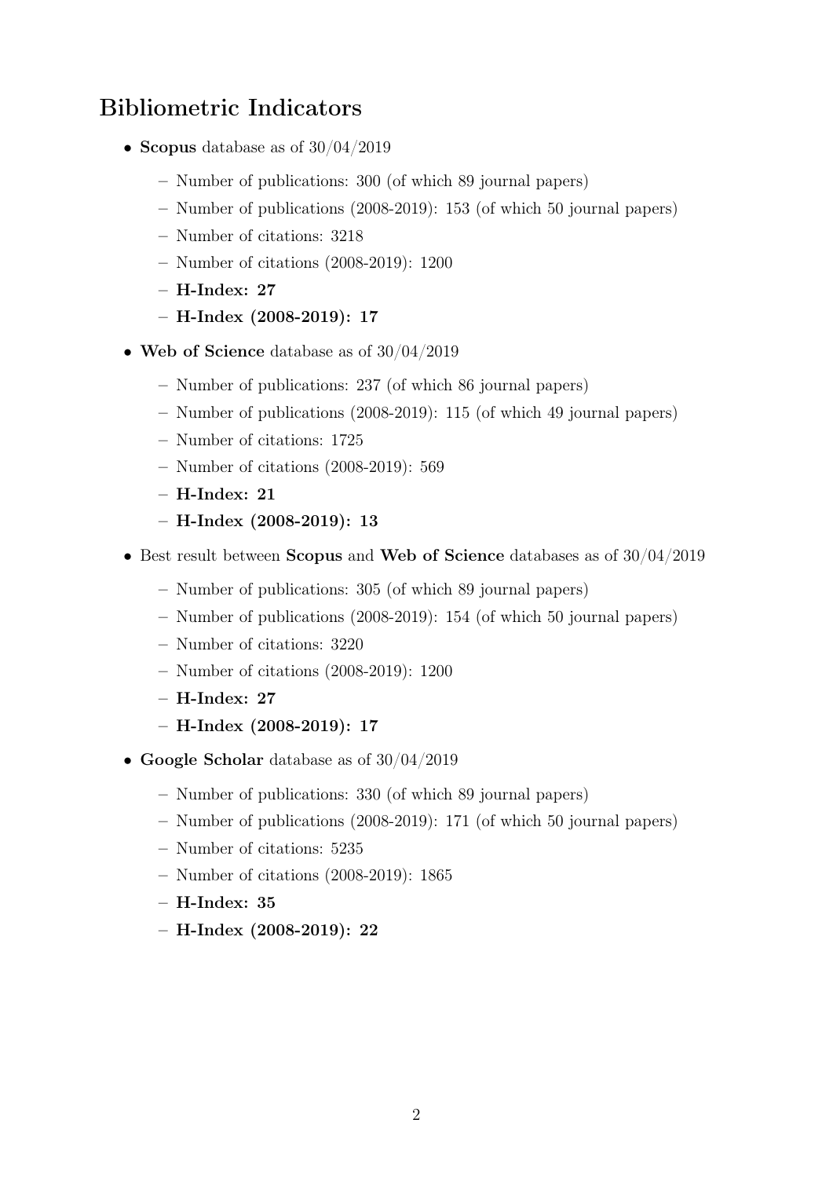## Bibliometric Indicators

- **Scopus** database as of 30/04/2019
  - Number of publications: 300 (of which 89 journal papers)
  - Number of publications (2008-2019): 153 (of which 50 journal papers)
  - Number of citations: 3218
  - Number of citations (2008-2019): 1200
  - **H-Index: 27**
  - **H-Index (2008-2019): 17**
- **Web of Science** database as of 30/04/2019
  - Number of publications: 237 (of which 86 journal papers)
  - Number of publications (2008-2019): 115 (of which 49 journal papers)
  - Number of citations: 1725
  - Number of citations (2008-2019): 569
  - **H-Index: 21**
  - **H-Index (2008-2019): 13**
- Best result between **Scopus** and **Web of Science** databases as of 30/04/2019
  - Number of publications: 305 (of which 89 journal papers)
  - Number of publications (2008-2019): 154 (of which 50 journal papers)
  - Number of citations: 3220
  - Number of citations (2008-2019): 1200
  - **H-Index: 27**
  - **H-Index (2008-2019): 17**
- **Google Scholar** database as of 30/04/2019
  - Number of publications: 330 (of which 89 journal papers)
  - Number of publications (2008-2019): 171 (of which 50 journal papers)
  - Number of citations: 5235
  - Number of citations (2008-2019): 1865
  - **H-Index: 35**
  - **H-Index (2008-2019): 22**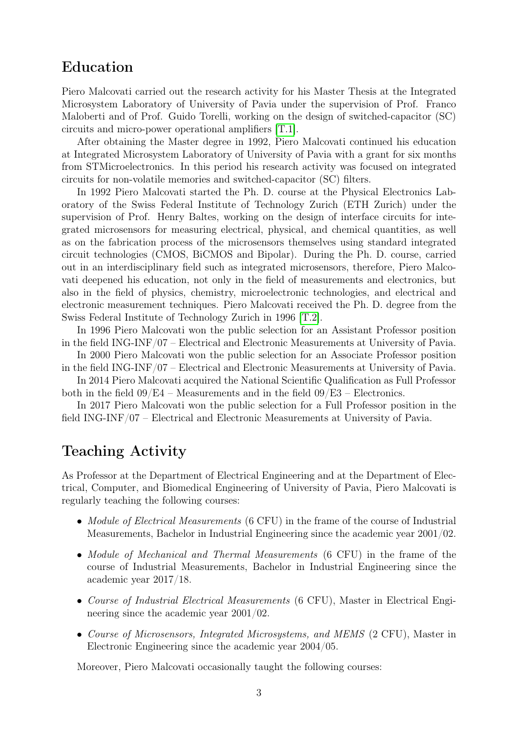## Education

Piero Malcovati carried out the research activity for his Master Thesis at the Integrated Microsystem Laboratory of University of Pavia under the supervision of Prof. Franco Maloberti and of Prof. Guido Torelli, working on the design of switched-capacitor (SC) circuits and micro-power operational amplifiers [T.1].

After obtaining the Master degree in 1992, Piero Malcovati continued his education at Integrated Microsystem Laboratory of University of Pavia with a grant for six months from STMicroelectronics. In this period his research activity was focused on integrated circuits for non-volatile memories and switched-capacitor (SC) filters.

In 1992 Piero Malcovati started the Ph. D. course at the Physical Electronics Laboratory of the Swiss Federal Institute of Technology Zurich (ETH Zurich) under the supervision of Prof. Henry Baltes, working on the design of interface circuits for integrated microsensors for measuring electrical, physical, and chemical quantities, as well as on the fabrication process of the microsensors themselves using standard integrated circuit technologies (CMOS, BiCMOS and Bipolar). During the Ph. D. course, carried out in an interdisciplinary field such as integrated microsensors, therefore, Piero Malcovati deepened his education, not only in the field of measurements and electronics, but also in the field of physics, chemistry, microelectronic technologies, and electrical and electronic measurement techniques. Piero Malcovati received the Ph. D. degree from the Swiss Federal Institute of Technology Zurich in 1996 [T.2].

In 1996 Piero Malcovati won the public selection for an Assistant Professor position in the field ING-INF/07 – Electrical and Electronic Measurements at University of Pavia.

In 2000 Piero Malcovati won the public selection for an Associate Professor position in the field ING-INF/07 – Electrical and Electronic Measurements at University of Pavia.

In 2014 Piero Malcovati acquired the National Scientific Qualification as Full Professor both in the field 09/E4 – Measurements and in the field 09/E3 – Electronics.

In 2017 Piero Malcovati won the public selection for a Full Professor position in the field ING-INF/07 – Electrical and Electronic Measurements at University of Pavia.

## Teaching Activity

As Professor at the Department of Electrical Engineering and at the Department of Electrical, Computer, and Biomedical Engineering of University of Pavia, Piero Malcovati is regularly teaching the following courses:

- *Module of Electrical Measurements* (6 CFU) in the frame of the course of Industrial Measurements, Bachelor in Industrial Engineering since the academic year 2001/02.
- *Module of Mechanical and Thermal Measurements* (6 CFU) in the frame of the course of Industrial Measurements, Bachelor in Industrial Engineering since the academic year 2017/18.
- *Course of Industrial Electrical Measurements* (6 CFU), Master in Electrical Engineering since the academic year 2001/02.
- *Course of Microsensors, Integrated Microsystems, and MEMS* (2 CFU), Master in Electronic Engineering since the academic year 2004/05.

Moreover, Piero Malcovati occasionally taught the following courses: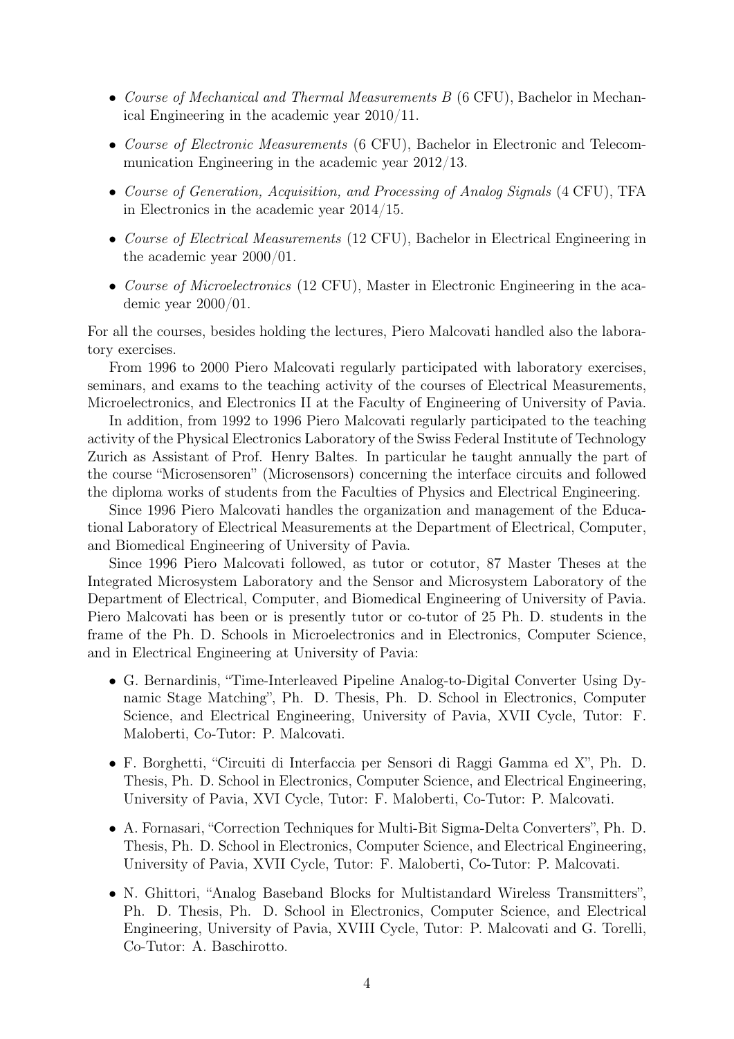- *Course of Mechanical and Thermal Measurements B* (6 CFU), Bachelor in Mechanical Engineering in the academic year 2010/11.
- *Course of Electronic Measurements* (6 CFU), Bachelor in Electronic and Telecommunication Engineering in the academic year 2012/13.
- *Course of Generation, Acquisition, and Processing of Analog Signals* (4 CFU), TFA in Electronics in the academic year 2014/15.
- *Course of Electrical Measurements* (12 CFU), Bachelor in Electrical Engineering in the academic year 2000/01.
- *Course of Microelectronics* (12 CFU), Master in Electronic Engineering in the academic year 2000/01.

For all the courses, besides holding the lectures, Piero Malcovati handled also the laboratory exercises.

From 1996 to 2000 Piero Malcovati regularly participated with laboratory exercises, seminars, and exams to the teaching activity of the courses of Electrical Measurements, Microelectronics, and Electronics II at the Faculty of Engineering of University of Pavia.

In addition, from 1992 to 1996 Piero Malcovati regularly participated to the teaching activity of the Physical Electronics Laboratory of the Swiss Federal Institute of Technology Zurich as Assistant of Prof. Henry Baltes. In particular he taught annually the part of the course "Microsensoren" (Microsensors) concerning the interface circuits and followed the diploma works of students from the Faculties of Physics and Electrical Engineering.

Since 1996 Piero Malcovati handles the organization and management of the Educational Laboratory of Electrical Measurements at the Department of Electrical, Computer, and Biomedical Engineering of University of Pavia.

Since 1996 Piero Malcovati followed, as tutor or cotutor, 87 Master Theses at the Integrated Microsystem Laboratory and the Sensor and Microsystem Laboratory of the Department of Electrical, Computer, and Biomedical Engineering of University of Pavia. Piero Malcovati has been or is presently tutor or co-tutor of 25 Ph. D. students in the frame of the Ph. D. Schools in Microelectronics and in Electronics, Computer Science, and in Electrical Engineering at University of Pavia:

- G. Bernardinis, "Time-Interleaved Pipeline Analog-to-Digital Converter Using Dynamic Stage Matching", Ph. D. Thesis, Ph. D. School in Electronics, Computer Science, and Electrical Engineering, University of Pavia, XVII Cycle, Tutor: F. Maloberti, Co-Tutor: P. Malcovati.
- F. Borghetti, "Circuiti di Interfaccia per Sensori di Raggi Gamma ed X", Ph. D. Thesis, Ph. D. School in Electronics, Computer Science, and Electrical Engineering, University of Pavia, XVI Cycle, Tutor: F. Maloberti, Co-Tutor: P. Malcovati.
- A. Fornasari, "Correction Techniques for Multi-Bit Sigma-Delta Converters", Ph. D. Thesis, Ph. D. School in Electronics, Computer Science, and Electrical Engineering, University of Pavia, XVII Cycle, Tutor: F. Maloberti, Co-Tutor: P. Malcovati.
- N. Ghittori, "Analog Baseband Blocks for Multistandard Wireless Transmitters", Ph. D. Thesis, Ph. D. School in Electronics, Computer Science, and Electrical Engineering, University of Pavia, XVIII Cycle, Tutor: P. Malcovati and G. Torelli, Co-Tutor: A. Baschirotto.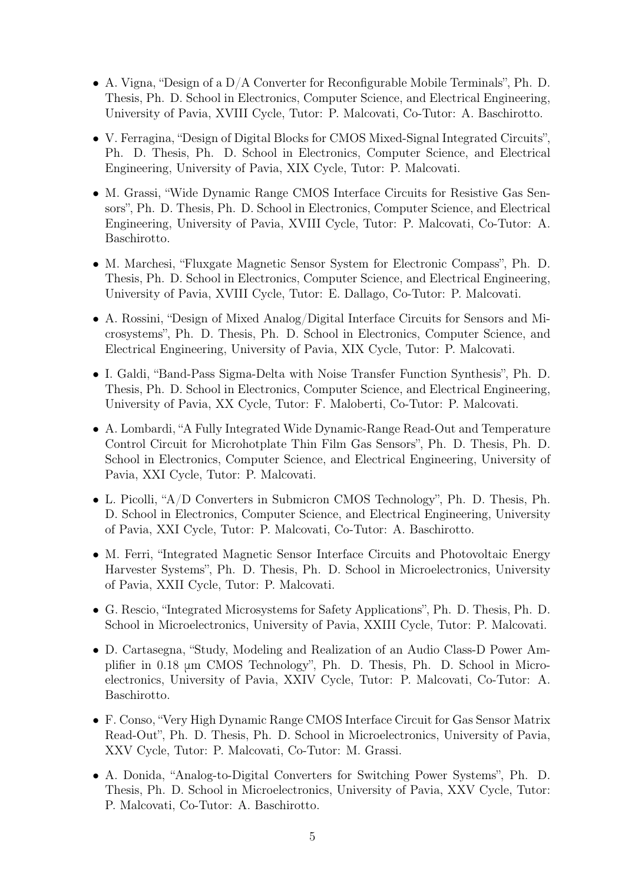- A. Vigna, "Design of a D/A Converter for Reconfigurable Mobile Terminals", Ph. D. Thesis, Ph. D. School in Electronics, Computer Science, and Electrical Engineering, University of Pavia, XVIII Cycle, Tutor: P. Malcovati, Co-Tutor: A. Baschirotto.
- V. Ferragina, "Design of Digital Blocks for CMOS Mixed-Signal Integrated Circuits", Ph. D. Thesis, Ph. D. School in Electronics, Computer Science, and Electrical Engineering, University of Pavia, XIX Cycle, Tutor: P. Malcovati.
- M. Grassi, "Wide Dynamic Range CMOS Interface Circuits for Resistive Gas Sensors", Ph. D. Thesis, Ph. D. School in Electronics, Computer Science, and Electrical Engineering, University of Pavia, XVIII Cycle, Tutor: P. Malcovati, Co-Tutor: A. Baschirotto.
- M. Marchesi, "Fluxgate Magnetic Sensor System for Electronic Compass", Ph. D. Thesis, Ph. D. School in Electronics, Computer Science, and Electrical Engineering, University of Pavia, XVIII Cycle, Tutor: E. Dallago, Co-Tutor: P. Malcovati.
- A. Rossini, "Design of Mixed Analog/Digital Interface Circuits for Sensors and Microsystems", Ph. D. Thesis, Ph. D. School in Electronics, Computer Science, and Electrical Engineering, University of Pavia, XIX Cycle, Tutor: P. Malcovati.
- I. Galdi, "Band-Pass Sigma-Delta with Noise Transfer Function Synthesis", Ph. D. Thesis, Ph. D. School in Electronics, Computer Science, and Electrical Engineering, University of Pavia, XX Cycle, Tutor: F. Maloberti, Co-Tutor: P. Malcovati.
- A. Lombardi, "A Fully Integrated Wide Dynamic-Range Read-Out and Temperature Control Circuit for Microhotplate Thin Film Gas Sensors", Ph. D. Thesis, Ph. D. School in Electronics, Computer Science, and Electrical Engineering, University of Pavia, XXI Cycle, Tutor: P. Malcovati.
- L. Picolli, "A/D Converters in Submicron CMOS Technology", Ph. D. Thesis, Ph. D. School in Electronics, Computer Science, and Electrical Engineering, University of Pavia, XXI Cycle, Tutor: P. Malcovati, Co-Tutor: A. Baschirotto.
- M. Ferri, "Integrated Magnetic Sensor Interface Circuits and Photovoltaic Energy Harvester Systems", Ph. D. Thesis, Ph. D. School in Microelectronics, University of Pavia, XXII Cycle, Tutor: P. Malcovati.
- G. Rescio, "Integrated Microsystems for Safety Applications", Ph. D. Thesis, Ph. D. School in Microelectronics, University of Pavia, XXIII Cycle, Tutor: P. Malcovati.
- D. Cartasegna, "Study, Modeling and Realization of an Audio Class-D Power Amplifier in 0.18 μm CMOS Technology", Ph. D. Thesis, Ph. D. School in Microelectronics, University of Pavia, XXIV Cycle, Tutor: P. Malcovati, Co-Tutor: A. Baschirotto.
- F. Conso, "Very High Dynamic Range CMOS Interface Circuit for Gas Sensor Matrix Read-Out", Ph. D. Thesis, Ph. D. School in Microelectronics, University of Pavia, XXV Cycle, Tutor: P. Malcovati, Co-Tutor: M. Grassi.
- A. Donida, "Analog-to-Digital Converters for Switching Power Systems", Ph. D. Thesis, Ph. D. School in Microelectronics, University of Pavia, XXV Cycle, Tutor: P. Malcovati, Co-Tutor: A. Baschirotto.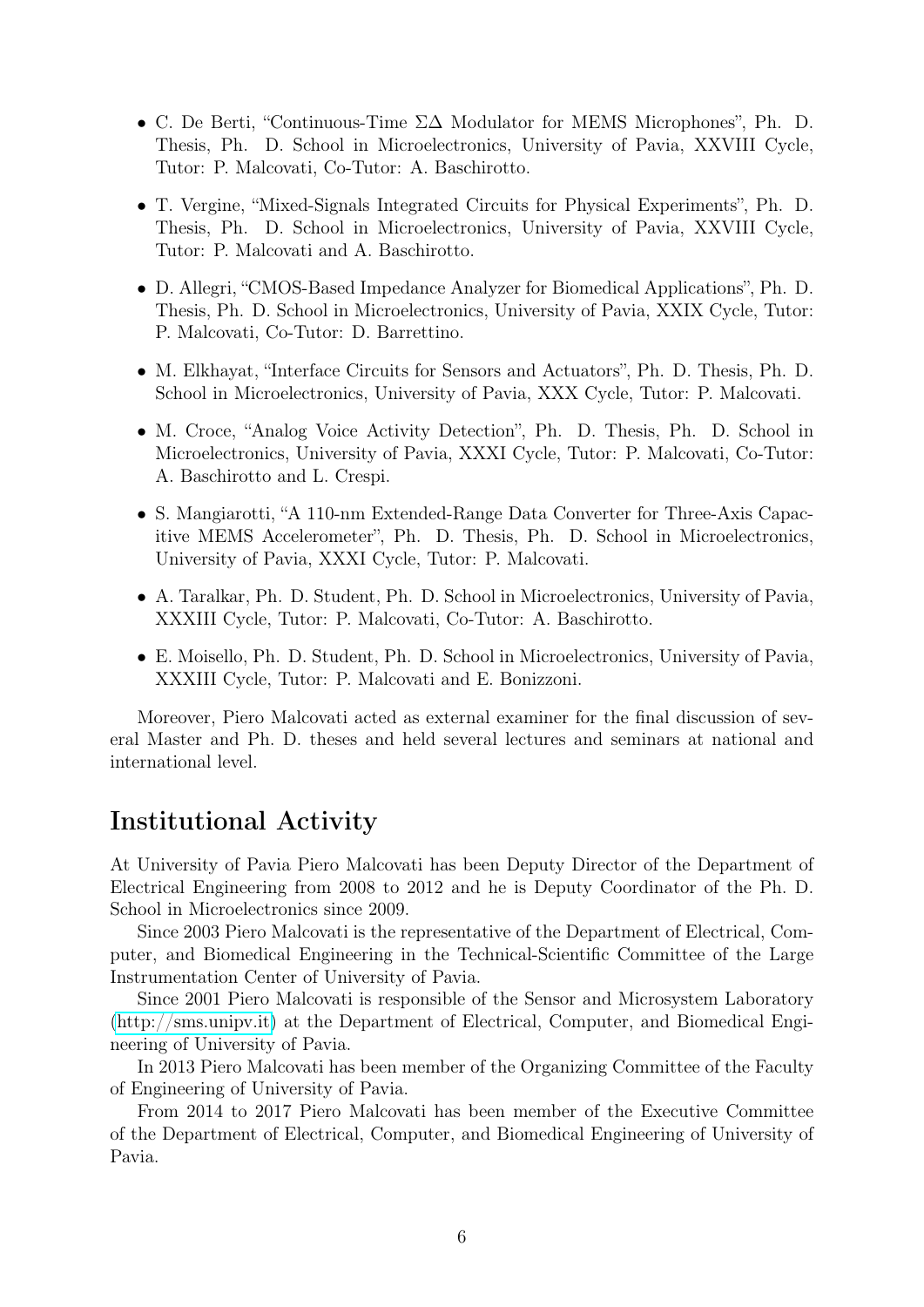- C. De Berti, "Continuous-Time $\Sigma\Delta$ Modulator for MEMS Microphones", Ph. D. Thesis, Ph. D. School in Microelectronics, University of Pavia, XXVIII Cycle, Tutor: P. Malcovati, Co-Tutor: A. Baschirotto.
- T. Vergine, "Mixed-Signals Integrated Circuits for Physical Experiments", Ph. D. Thesis, Ph. D. School in Microelectronics, University of Pavia, XXVIII Cycle, Tutor: P. Malcovati and A. Baschirotto.
- D. Allegri, "CMOS-Based Impedance Analyzer for Biomedical Applications", Ph. D. Thesis, Ph. D. School in Microelectronics, University of Pavia, XXIX Cycle, Tutor: P. Malcovati, Co-Tutor: D. Barrettino.
- M. Elkhayat, "Interface Circuits for Sensors and Actuators", Ph. D. Thesis, Ph. D. School in Microelectronics, University of Pavia, XXX Cycle, Tutor: P. Malcovati.
- M. Croce, "Analog Voice Activity Detection", Ph. D. Thesis, Ph. D. School in Microelectronics, University of Pavia, XXXI Cycle, Tutor: P. Malcovati, Co-Tutor: A. Baschirotto and L. Crespi.
- S. Mangiarotti, "A 110-nm Extended-Range Data Converter for Three-Axis Capacitive MEMS Accelerometer", Ph. D. Thesis, Ph. D. School in Microelectronics, University of Pavia, XXXI Cycle, Tutor: P. Malcovati.
- A. Taralkar, Ph. D. Student, Ph. D. School in Microelectronics, University of Pavia, XXXIII Cycle, Tutor: P. Malcovati, Co-Tutor: A. Baschirotto.
- E. Moisello, Ph. D. Student, Ph. D. School in Microelectronics, University of Pavia, XXXIII Cycle, Tutor: P. Malcovati and E. Bonizzoni.

Moreover, Piero Malcovati acted as external examiner for the final discussion of several Master and Ph. D. theses and held several lectures and seminars at national and international level.

## Institutional Activity

At University of Pavia Piero Malcovati has been Deputy Director of the Department of Electrical Engineering from 2008 to 2012 and he is Deputy Coordinator of the Ph. D. School in Microelectronics since 2009.

Since 2003 Piero Malcovati is the representative of the Department of Electrical, Computer, and Biomedical Engineering in the Technical-Scientific Committee of the Large Instrumentation Center of University of Pavia.

Since 2001 Piero Malcovati is responsible of the Sensor and Microsystem Laboratory (http://sms.unipv.it) at the Department of Electrical, Computer, and Biomedical Engineering of University of Pavia.

In 2013 Piero Malcovati has been member of the Organizing Committee of the Faculty of Engineering of University of Pavia.

From 2014 to 2017 Piero Malcovati has been member of the Executive Committee of the Department of Electrical, Computer, and Biomedical Engineering of University of Pavia.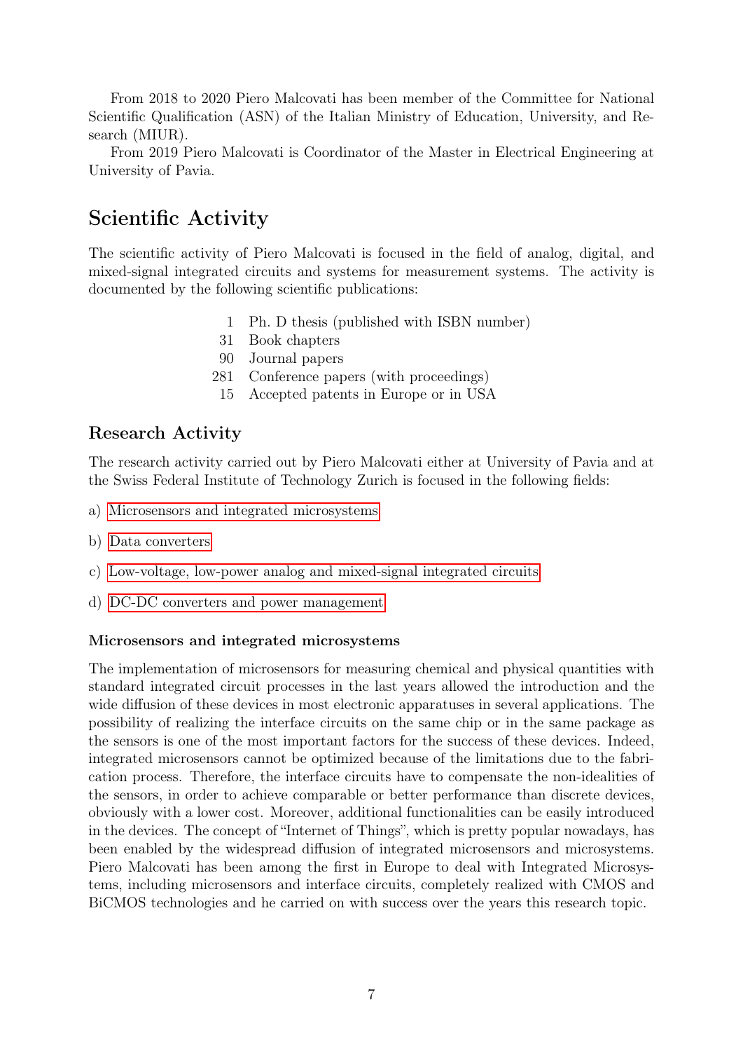From 2018 to 2020 Piero Malcovati has been member of the Committee for National Scientific Qualification (ASN) of the Italian Ministry of Education, University, and Research (MIUR).

From 2019 Piero Malcovati is Coordinator of the Master in Electrical Engineering at University of Pavia.

# Scientific Activity

The scientific activity of Piero Malcovati is focused in the field of analog, digital, and mixed-signal integrated circuits and systems for measurement systems. The activity is documented by the following scientific publications:

| | |
|---:|---|
| 1 | Ph. D thesis (published with ISBN number) |
| 31 | Book chapters |
| 90 | Journal papers |
| 281 | Conference papers (with proceedings) |
| 15 | Accepted patents in Europe or in USA |

## Research Activity

The research activity carried out by Piero Malcovati either at University of Pavia and at the Swiss Federal Institute of Technology Zurich is focused in the following fields:

a) Microsensors and integrated microsystems

b) Data converters

c) Low-voltage, low-power analog and mixed-signal integrated circuits

d) DC-DC converters and power management

### Microsensors and integrated microsystems

The implementation of microsensors for measuring chemical and physical quantities with standard integrated circuit processes in the last years allowed the introduction and the wide diffusion of these devices in most electronic apparatuses in several applications. The possibility of realizing the interface circuits on the same chip or in the same package as the sensors is one of the most important factors for the success of these devices. Indeed, integrated microsensors cannot be optimized because of the limitations due to the fabrication process. Therefore, the interface circuits have to compensate the non-idealities of the sensors, in order to achieve comparable or better performance than discrete devices, obviously with a lower cost. Moreover, additional functionalities can be easily introduced in the devices. The concept of "Internet of Things", which is pretty popular nowadays, has been enabled by the widespread diffusion of integrated microsensors and microsystems. Piero Malcovati has been among the first in Europe to deal with Integrated Microsystems, including microsensors and interface circuits, completely realized with CMOS and BiCMOS technologies and he carried on with success over the years this research topic.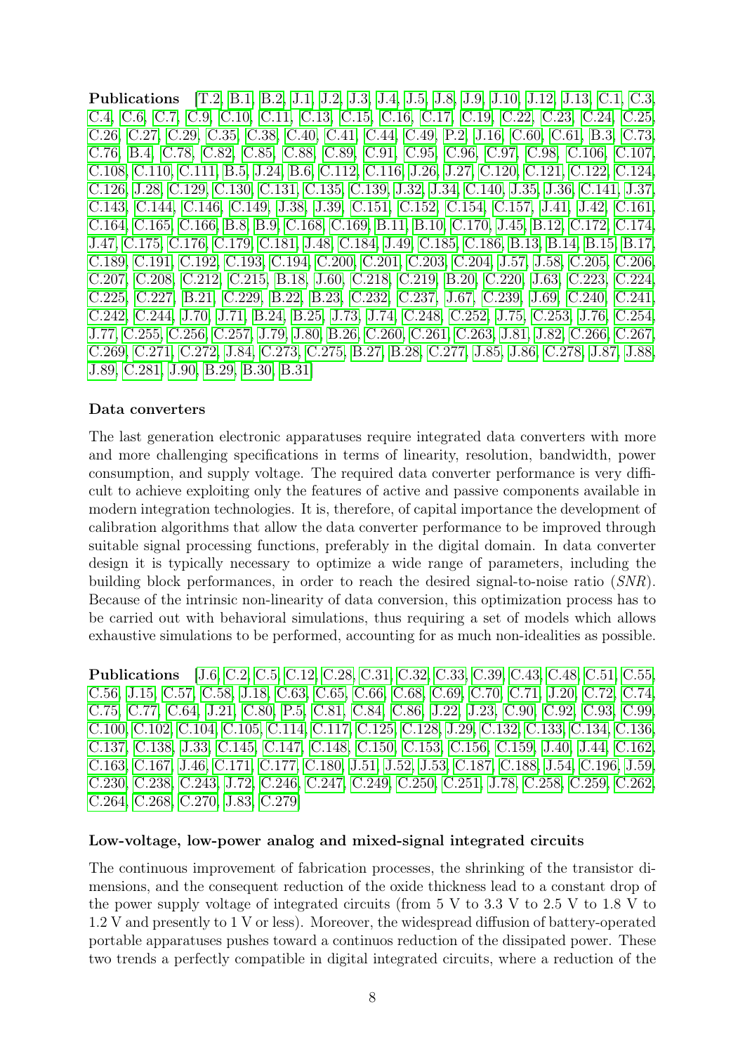**Publications** [T.2, B.1, B.2, J.1, J.2, J.3, J.4, J.5, J.8, J.9, J.10, J.12, J.13, C.1, C.3, C.4, C.6, C.7, C.9, C.10, C.11, C.13, C.15, C.16, C.17, C.19, C.22, C.23, C.24, C.25, C.26, C.27, C.29, C.35, C.38, C.40, C.41, C.44, C.49, P.2, J.16, C.60, C.61, B.3, C.73, C.76, B.4, C.78, C.82, C.85, C.88, C.89, C.91, C.95, C.96, C.97, C.98, C.106, C.107, C.108, C.110, C.111, B.5, J.24, B.6, C.112, C.116, J.26, J.27, C.120, C.121, C.122, C.124, C.126, J.28, C.129, C.130, C.131, C.135, C.139, J.32, J.34, C.140, J.35, J.36, C.141, J.37, C.143, C.144, C.146, C.149, J.38, J.39, C.151, C.152, C.154, C.157, J.41, J.42, C.161, C.164, C.165, C.166, B.8, B.9, C.168, C.169, B.11, B.10, C.170, J.45, B.12, C.172, C.174, J.47, C.175, C.176, C.179, C.181, J.48, C.184, J.49, C.185, C.186, B.13, B.14, B.15, B.17, C.189, C.191, C.192, C.193, C.194, C.200, C.201, C.203, C.204, J.57, J.58, C.205, C.206, C.207, C.208, C.212, C.215, B.18, J.60, C.218, C.219, B.20, C.220, J.63, C.223, C.224, C.225, C.227, B.21, C.229, B.22, B.23, C.232, C.237, J.67, C.239, J.69, C.240, C.241, C.242, C.244, J.70, J.71, B.24, B.25, J.73, J.74, C.248, C.252, J.75, C.253, J.76, C.254, J.77, C.255, C.256, C.257, J.79, J.80, B.26, C.260, C.261, C.263, J.81, J.82, C.266, C.267, C.269, C.271, C.272, J.84, C.273, C.275, B.27, B.28, C.277, J.85, J.86, C.278, J.87, J.88, J.89, C.281, J.90, B.29, B.30, B.31]

#### Data converters

The last generation electronic apparatuses require integrated data converters with more and more challenging specifications in terms of linearity, resolution, bandwidth, power consumption, and supply voltage. The required data converter performance is very difficult to achieve exploiting only the features of active and passive components available in modern integration technologies. It is, therefore, of capital importance the development of calibration algorithms that allow the data converter performance to be improved through suitable signal processing functions, preferably in the digital domain. In data converter design it is typically necessary to optimize a wide range of parameters, including the building block performances, in order to reach the desired signal-to-noise ratio (*SNR*). Because of the intrinsic non-linearity of data conversion, this optimization process has to be carried out with behavioral simulations, thus requiring a set of models which allows exhaustive simulations to be performed, accounting for as much non-idealities as possible.

**Publications** [J.6, C.2, C.5, C.12, C.28, C.31, C.32, C.33, C.39, C.43, C.48, C.51, C.55, C.56, J.15, C.57, C.58, J.18, C.63, C.65, C.66, C.68, C.69, C.70, C.71, J.20, C.72, C.74, C.75, C.77, C.64, J.21, C.80, P.5, C.81, C.84, C.86, J.22, J.23, C.90, C.92, C.93, C.99, C.100, C.102, C.104, C.105, C.114, C.117, C.125, C.128, J.29, C.132, C.133, C.134, C.136, C.137, C.138, J.33, C.145, C.147, C.148, C.150, C.153, C.156, C.159, J.40, J.44, C.162, C.163, C.167, J.46, C.171, C.177, C.180, J.51, J.52, J.53, C.187, C.188, J.54, C.196, J.59, C.230, C.238, C.243, J.72, C.246, C.247, C.249, C.250, C.251, J.78, C.258, C.259, C.262, C.264, C.268, C.270, J.83, C.279]

#### Low-voltage, low-power analog and mixed-signal integrated circuits

The continuous improvement of fabrication processes, the shrinking of the transistor dimensions, and the consequent reduction of the oxide thickness lead to a constant drop of the power supply voltage of integrated circuits (from 5 V to 3.3 V to 2.5 V to 1.8 V to 1.2 V and presently to 1 V or less). Moreover, the widespread diffusion of battery-operated portable apparatuses pushes toward a continuos reduction of the dissipated power. These two trends a perfectly compatible in digital integrated circuits, where a reduction of the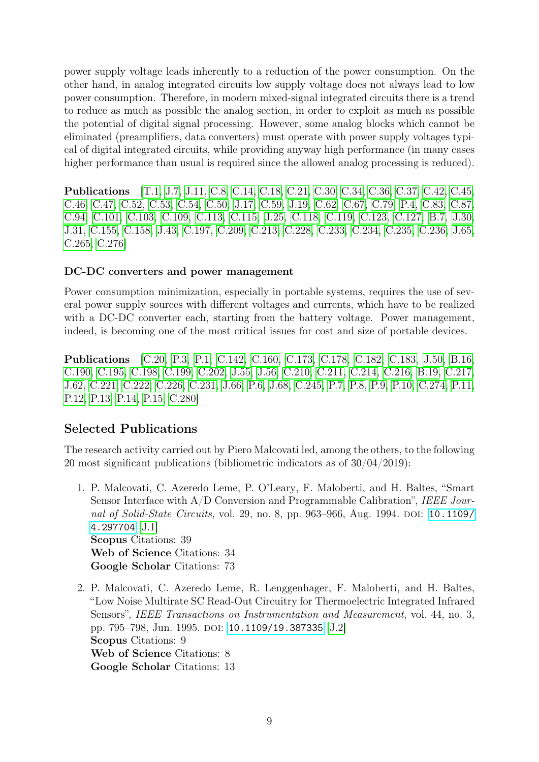power supply voltage leads inherently to a reduction of the power consumption. On the other hand, in analog integrated circuits low supply voltage does not always lead to low power consumption. Therefore, in modern mixed-signal integrated circuits there is a trend to reduce as much as possible the analog section, in order to exploit as much as possible the potential of digital signal processing. However, some analog blocks which cannot be eliminated (preamplifiers, data converters) must operate with power supply voltages typical of digital integrated circuits, while providing anyway high performance (in many cases higher performance than usual is required since the allowed analog processing is reduced).

**Publications** [T.1, J.7, J.11, C.8, C.14, C.18, C.21, C.30, C.34, C.36, C.37, C.42, C.45, C.46, C.47, C.52, C.53, C.54, C.50, J.17, C.59, J.19, C.62, C.67, C.79, P.4, C.83, C.87, C.94, C.101, C.103, C.109, C.113, C.115, J.25, C.118, C.119, C.123, C.127, B.7, J.30, J.31, C.155, C.158, J.43, C.197, C.209, C.213, C.228, C.233, C.234, C.235, C.236, J.65, C.265, C.276]

### DC-DC converters and power management

Power consumption minimization, especially in portable systems, requires the use of several power supply sources with different voltages and currents, which have to be realized with a DC-DC converter each, starting from the battery voltage. Power management, indeed, is becoming one of the most critical issues for cost and size of portable devices.

**Publications** [C.20, P.3, P.1, C.142, C.160, C.173, C.178, C.182, C.183, J.50, B.16, C.190, C.195, C.198, C.199, C.202, J.55, J.56, C.210, C.211, C.214, C.216, B.19, C.217, J.62, C.221, C.222, C.226, C.231, J.66, P.6, J.68, C.245, P.7, P.8, P.9, P.10, C.274, P.11, P.12, P.13, P.14, P.15, C.280]

## Selected Publications

The research activity carried out by Piero Malcovati led, among the others, to the following 20 most significant publications (bibliometric indicators as of 30/04/2019):

1. P. Malcovati, C. Azeredo Leme, P. O'Leary, F. Maloberti, and H. Baltes, "Smart Sensor Interface with A/D Conversion and Programmable Calibration", *IEEE Journal of Solid-State Circuits*, vol. 29, no. 8, pp. 963–966, Aug. 1994. DOI: 10.1109/4.297704 [J.1]
   **Scopus** Citations: 39
   **Web of Science** Citations: 34
   **Google Scholar** Citations: 73

2. P. Malcovati, C. Azeredo Leme, R. Lenggenhager, F. Maloberti, and H. Baltes, "Low Noise Multirate SC Read-Out Circuitry for Thermoelectric Integrated Infrared Sensors", *IEEE Transactions on Instrumentation and Measurement*, vol. 44, no. 3, pp. 795–798, Jun. 1995. DOI: 10.1109/19.387335 [J.2]
   **Scopus** Citations: 9
   **Web of Science** Citations: 8
   **Google Scholar** Citations: 13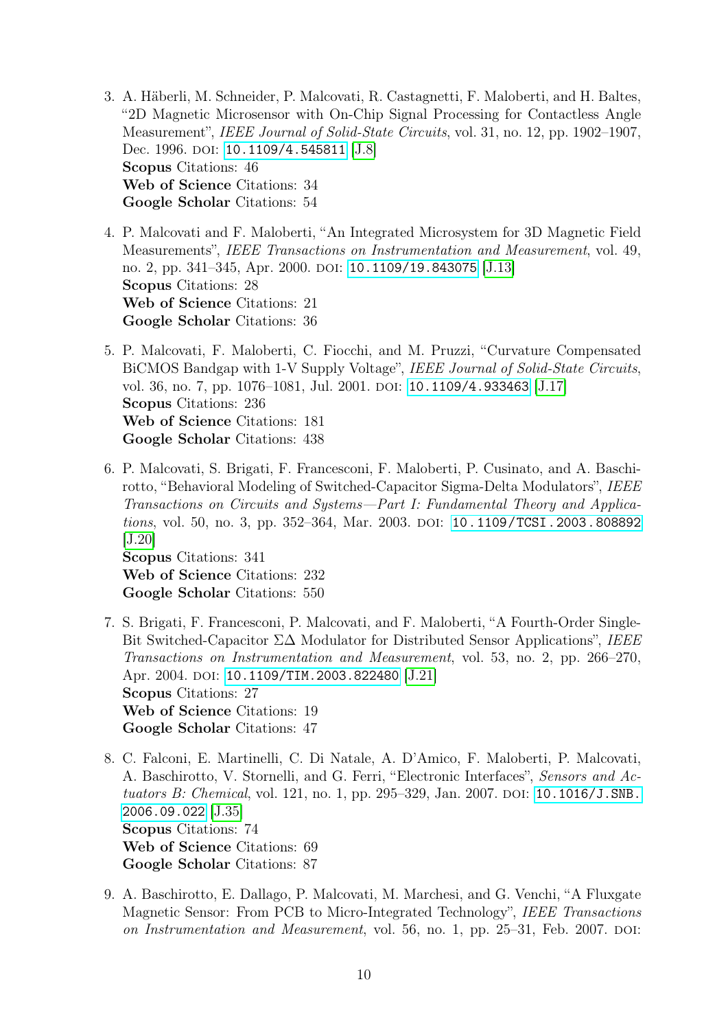3. A. Häberli, M. Schneider, P. Malcovati, R. Castagnetti, F. Maloberti, and H. Baltes, "2D Magnetic Microsensor with On-Chip Signal Processing for Contactless Angle Measurement", *IEEE Journal of Solid-State Circuits*, vol. 31, no. 12, pp. 1902–1907, Dec. 1996. DOI: 10.1109/4.545811 [J.8]
**Scopus** Citations: 46
**Web of Science** Citations: 34
**Google Scholar** Citations: 54

4. P. Malcovati and F. Maloberti, "An Integrated Microsystem for 3D Magnetic Field Measurements", *IEEE Transactions on Instrumentation and Measurement*, vol. 49, no. 2, pp. 341–345, Apr. 2000. DOI: 10.1109/19.843075 [J.13]
**Scopus** Citations: 28
**Web of Science** Citations: 21
**Google Scholar** Citations: 36

5. P. Malcovati, F. Maloberti, C. Fiocchi, and M. Pruzzi, "Curvature Compensated BiCMOS Bandgap with 1-V Supply Voltage", *IEEE Journal of Solid-State Circuits*, vol. 36, no. 7, pp. 1076–1081, Jul. 2001. DOI: 10.1109/4.933463 [J.17]
**Scopus** Citations: 236
**Web of Science** Citations: 181
**Google Scholar** Citations: 438

6. P. Malcovati, S. Brigati, F. Francesconi, F. Maloberti, P. Cusinato, and A. Baschirotto, "Behavioral Modeling of Switched-Capacitor Sigma-Delta Modulators", *IEEE Transactions on Circuits and Systems—Part I: Fundamental Theory and Applications*, vol. 50, no. 3, pp. 352–364, Mar. 2003. DOI: 10.1109/TCSI.2003.808892 [J.20]
**Scopus** Citations: 341
**Web of Science** Citations: 232
**Google Scholar** Citations: 550

7. S. Brigati, F. Francesconi, P. Malcovati, and F. Maloberti, "A Fourth-Order Single-Bit Switched-Capacitor $\Sigma\Delta$ Modulator for Distributed Sensor Applications", *IEEE Transactions on Instrumentation and Measurement*, vol. 53, no. 2, pp. 266–270, Apr. 2004. DOI: 10.1109/TIM.2003.822480 [J.21]
**Scopus** Citations: 27
**Web of Science** Citations: 19
**Google Scholar** Citations: 47

8. C. Falconi, E. Martinelli, C. Di Natale, A. D'Amico, F. Maloberti, P. Malcovati, A. Baschirotto, V. Stornelli, and G. Ferri, "Electronic Interfaces", *Sensors and Actuators B: Chemical*, vol. 121, no. 1, pp. 295–329, Jan. 2007. DOI: 10.1016/J.SNB.2006.09.022 [J.35]
**Scopus** Citations: 74
**Web of Science** Citations: 69
**Google Scholar** Citations: 87

9. A. Baschirotto, E. Dallago, P. Malcovati, M. Marchesi, and G. Venchi, "A Fluxgate Magnetic Sensor: From PCB to Micro-Integrated Technology", *IEEE Transactions on Instrumentation and Measurement*, vol. 56, no. 1, pp. 25–31, Feb. 2007. DOI: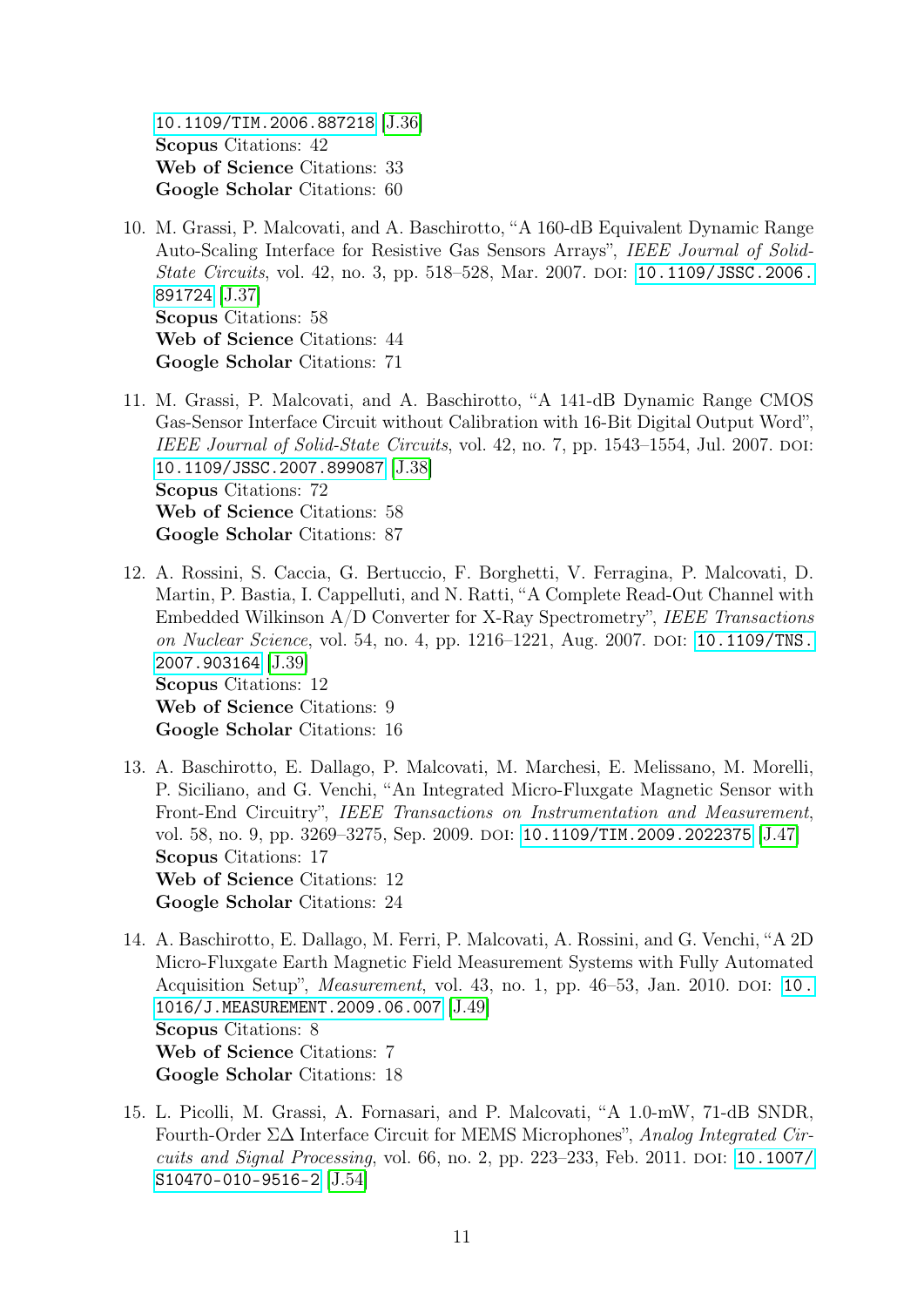10.1109/TIM.2006.887218 [J.36]
**Scopus** Citations: 42
**Web of Science** Citations: 33
**Google Scholar** Citations: 60

10. M. Grassi, P. Malcovati, and A. Baschirotto, "A 160-dB Equivalent Dynamic Range Auto-Scaling Interface for Resistive Gas Sensors Arrays", *IEEE Journal of Solid-State Circuits*, vol. 42, no. 3, pp. 518–528, Mar. 2007. DOI: 10.1109/JSSC.2006.891724 [J.37]
**Scopus** Citations: 58
**Web of Science** Citations: 44
**Google Scholar** Citations: 71

11. M. Grassi, P. Malcovati, and A. Baschirotto, "A 141-dB Dynamic Range CMOS Gas-Sensor Interface Circuit without Calibration with 16-Bit Digital Output Word", *IEEE Journal of Solid-State Circuits*, vol. 42, no. 7, pp. 1543–1554, Jul. 2007. DOI: 10.1109/JSSC.2007.899087 [J.38]
**Scopus** Citations: 72
**Web of Science** Citations: 58
**Google Scholar** Citations: 87

12. A. Rossini, S. Caccia, G. Bertuccio, F. Borghetti, V. Ferragina, P. Malcovati, D. Martin, P. Bastia, I. Cappelluti, and N. Ratti, "A Complete Read-Out Channel with Embedded Wilkinson A/D Converter for X-Ray Spectrometry", *IEEE Transactions on Nuclear Science*, vol. 54, no. 4, pp. 1216–1221, Aug. 2007. DOI: 10.1109/TNS.2007.903164 [J.39]
**Scopus** Citations: 12
**Web of Science** Citations: 9
**Google Scholar** Citations: 16

13. A. Baschirotto, E. Dallago, P. Malcovati, M. Marchesi, E. Melissano, M. Morelli, P. Siciliano, and G. Venchi, "An Integrated Micro-Fluxgate Magnetic Sensor with Front-End Circuitry", *IEEE Transactions on Instrumentation and Measurement*, vol. 58, no. 9, pp. 3269–3275, Sep. 2009. DOI: 10.1109/TIM.2009.2022375 [J.47]
**Scopus** Citations: 17
**Web of Science** Citations: 12
**Google Scholar** Citations: 24

14. A. Baschirotto, E. Dallago, M. Ferri, P. Malcovati, A. Rossini, and G. Venchi, "A 2D Micro-Fluxgate Earth Magnetic Field Measurement Systems with Fully Automated Acquisition Setup", *Measurement*, vol. 43, no. 1, pp. 46–53, Jan. 2010. DOI: 10.1016/J.MEASUREMENT.2009.06.007 [J.49]
**Scopus** Citations: 8
**Web of Science** Citations: 7
**Google Scholar** Citations: 18

15. L. Picolli, M. Grassi, A. Fornasari, and P. Malcovati, "A 1.0-mW, 71-dB SNDR, Fourth-Order $\Sigma\Delta$ Interface Circuit for MEMS Microphones", *Analog Integrated Circuits and Signal Processing*, vol. 66, no. 2, pp. 223–233, Feb. 2011. DOI: 10.1007/S10470-010-9516-2 [J.54]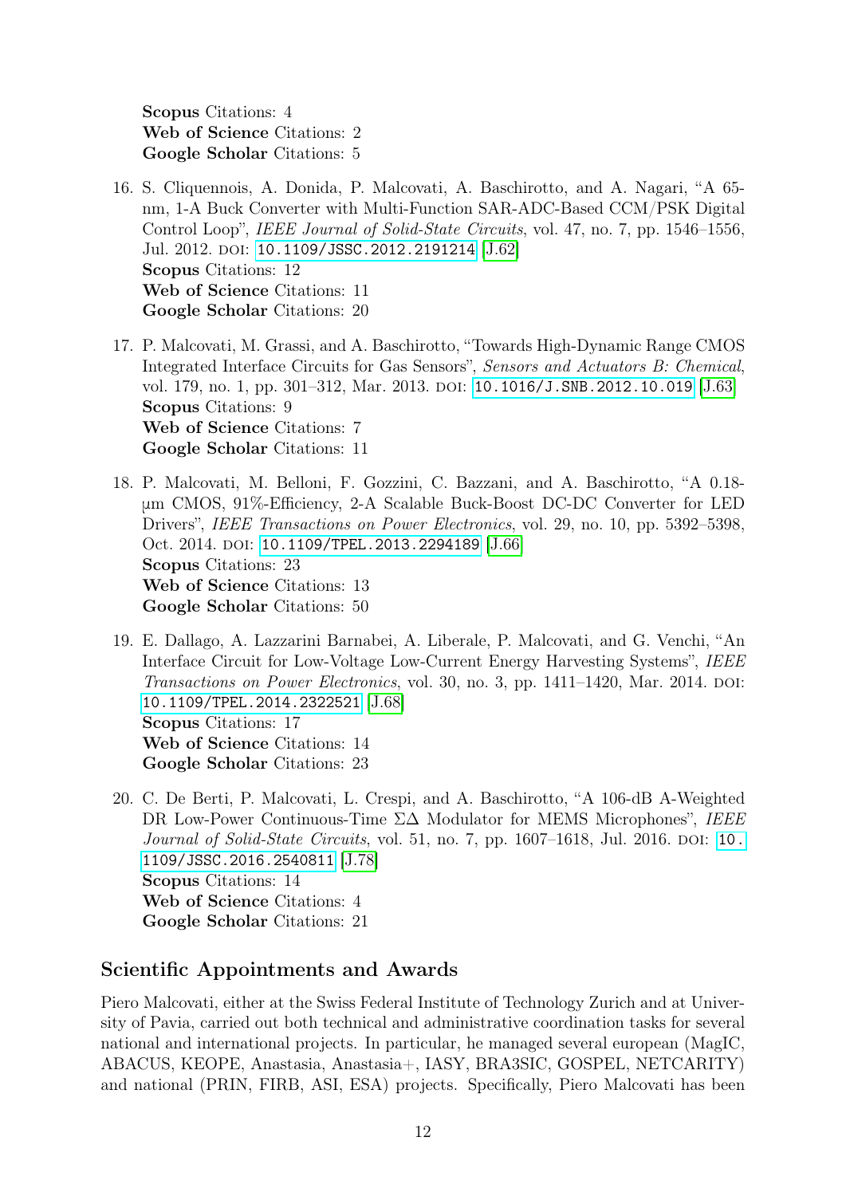**Scopus** Citations: 4
**Web of Science** Citations: 2
**Google Scholar** Citations: 5

16. S. Cliquennois, A. Donida, P. Malcovati, A. Baschirotto, and A. Nagari, "A 65-nm, 1-A Buck Converter with Multi-Function SAR-ADC-Based CCM/PSK Digital Control Loop", *IEEE Journal of Solid-State Circuits*, vol. 47, no. 7, pp. 1546–1556, Jul. 2012. DOI: `10.1109/JSSC.2012.2191214` [J.62]
**Scopus** Citations: 12
**Web of Science** Citations: 11
**Google Scholar** Citations: 20

17. P. Malcovati, M. Grassi, and A. Baschirotto, "Towards High-Dynamic Range CMOS Integrated Interface Circuits for Gas Sensors", *Sensors and Actuators B: Chemical*, vol. 179, no. 1, pp. 301–312, Mar. 2013. DOI: `10.1016/J.SNB.2012.10.019` [J.63]
**Scopus** Citations: 9
**Web of Science** Citations: 7
**Google Scholar** Citations: 11

18. P. Malcovati, M. Belloni, F. Gozzini, C. Bazzani, and A. Baschirotto, "A 0.18-µm CMOS, 91%-Efficiency, 2-A Scalable Buck-Boost DC-DC Converter for LED Drivers", *IEEE Transactions on Power Electronics*, vol. 29, no. 10, pp. 5392–5398, Oct. 2014. DOI: `10.1109/TPEL.2013.2294189` [J.66]
**Scopus** Citations: 23
**Web of Science** Citations: 13
**Google Scholar** Citations: 50

19. E. Dallago, A. Lazzarini Barnabei, A. Liberale, P. Malcovati, and G. Venchi, "An Interface Circuit for Low-Voltage Low-Current Energy Harvesting Systems", *IEEE Transactions on Power Electronics*, vol. 30, no. 3, pp. 1411–1420, Mar. 2014. DOI: `10.1109/TPEL.2014.2322521` [J.68]
**Scopus** Citations: 17
**Web of Science** Citations: 14
**Google Scholar** Citations: 23

20. C. De Berti, P. Malcovati, L. Crespi, and A. Baschirotto, "A 106-dB A-Weighted DR Low-Power Continuous-Time $\Sigma\Delta$ Modulator for MEMS Microphones", *IEEE Journal of Solid-State Circuits*, vol. 51, no. 7, pp. 1607–1618, Jul. 2016. DOI: `10.1109/JSSC.2016.2540811` [J.78]
**Scopus** Citations: 14
**Web of Science** Citations: 4
**Google Scholar** Citations: 21

## Scientific Appointments and Awards

Piero Malcovati, either at the Swiss Federal Institute of Technology Zurich and at University of Pavia, carried out both technical and administrative coordination tasks for several national and international projects. In particular, he managed several european (MagIC, ABACUS, KEOPE, Anastasia, Anastasia+, IASY, BRA3SIC, GOSPEL, NETCARITY) and national (PRIN, FIRB, ASI, ESA) projects. Specifically, Piero Malcovati has been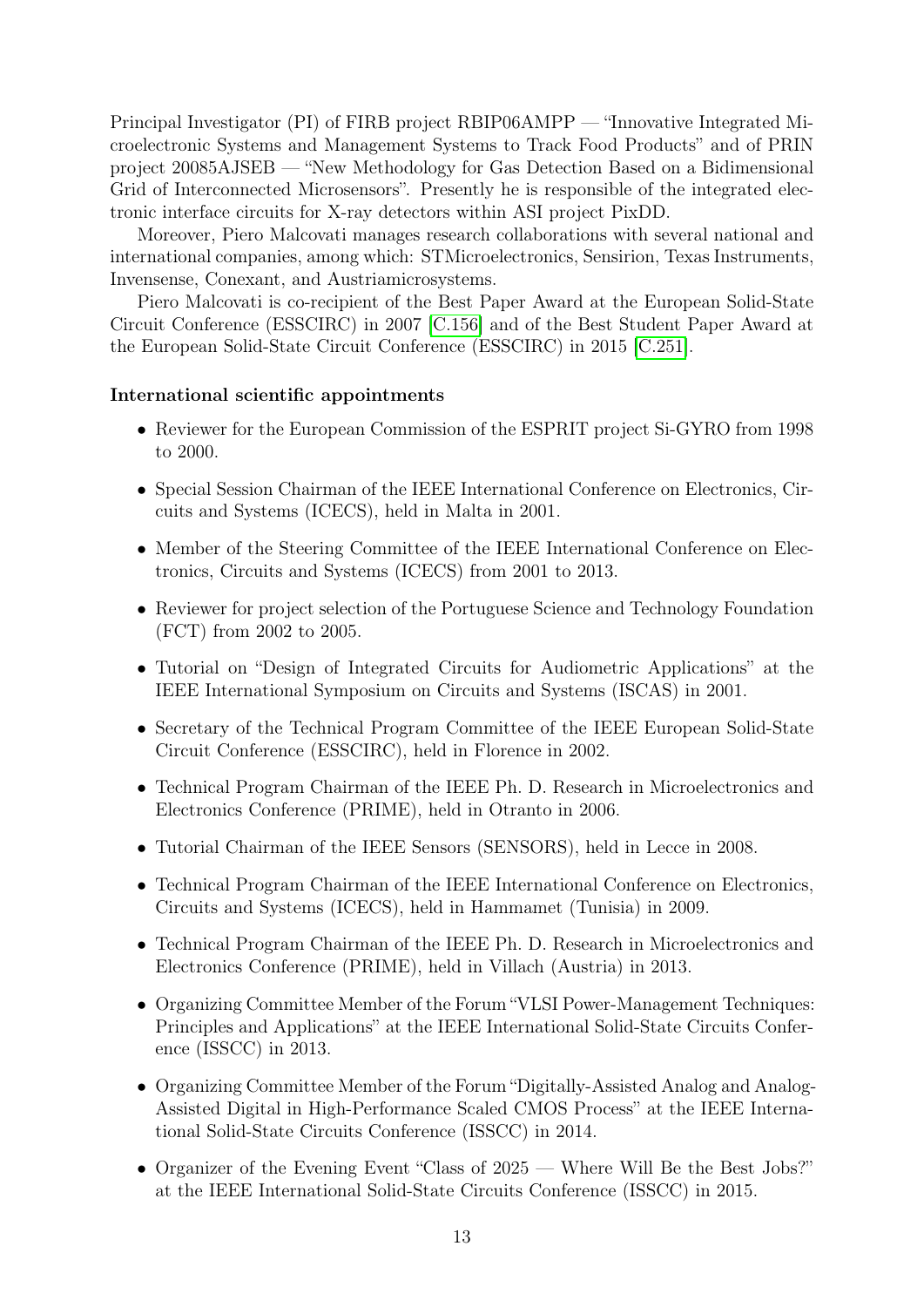Principal Investigator (PI) of FIRB project RBIP06AMPP — "Innovative Integrated Microelectronic Systems and Management Systems to Track Food Products" and of PRIN project 20085AJSEB — "New Methodology for Gas Detection Based on a Bidimensional Grid of Interconnected Microsensors". Presently he is responsible of the integrated electronic interface circuits for X-ray detectors within ASI project PixDD.

Moreover, Piero Malcovati manages research collaborations with several national and international companies, among which: STMicroelectronics, Sensirion, Texas Instruments, Invensense, Conexant, and Austriamicrosystems.

Piero Malcovati is co-recipient of the Best Paper Award at the European Solid-State Circuit Conference (ESSCIRC) in 2007 [C.156] and of the Best Student Paper Award at the European Solid-State Circuit Conference (ESSCIRC) in 2015 [C.251].

**International scientific appointments**

- Reviewer for the European Commission of the ESPRIT project Si-GYRO from 1998 to 2000.
- Special Session Chairman of the IEEE International Conference on Electronics, Circuits and Systems (ICECS), held in Malta in 2001.
- Member of the Steering Committee of the IEEE International Conference on Electronics, Circuits and Systems (ICECS) from 2001 to 2013.
- Reviewer for project selection of the Portuguese Science and Technology Foundation (FCT) from 2002 to 2005.
- Tutorial on "Design of Integrated Circuits for Audiometric Applications" at the IEEE International Symposium on Circuits and Systems (ISCAS) in 2001.
- Secretary of the Technical Program Committee of the IEEE European Solid-State Circuit Conference (ESSCIRC), held in Florence in 2002.
- Technical Program Chairman of the IEEE Ph. D. Research in Microelectronics and Electronics Conference (PRIME), held in Otranto in 2006.
- Tutorial Chairman of the IEEE Sensors (SENSORS), held in Lecce in 2008.
- Technical Program Chairman of the IEEE International Conference on Electronics, Circuits and Systems (ICECS), held in Hammamet (Tunisia) in 2009.
- Technical Program Chairman of the IEEE Ph. D. Research in Microelectronics and Electronics Conference (PRIME), held in Villach (Austria) in 2013.
- Organizing Committee Member of the Forum "VLSI Power-Management Techniques: Principles and Applications" at the IEEE International Solid-State Circuits Conference (ISSCC) in 2013.
- Organizing Committee Member of the Forum "Digitally-Assisted Analog and Analog-Assisted Digital in High-Performance Scaled CMOS Process" at the IEEE International Solid-State Circuits Conference (ISSCC) in 2014.
- Organizer of the Evening Event "Class of 2025 — Where Will Be the Best Jobs?" at the IEEE International Solid-State Circuits Conference (ISSCC) in 2015.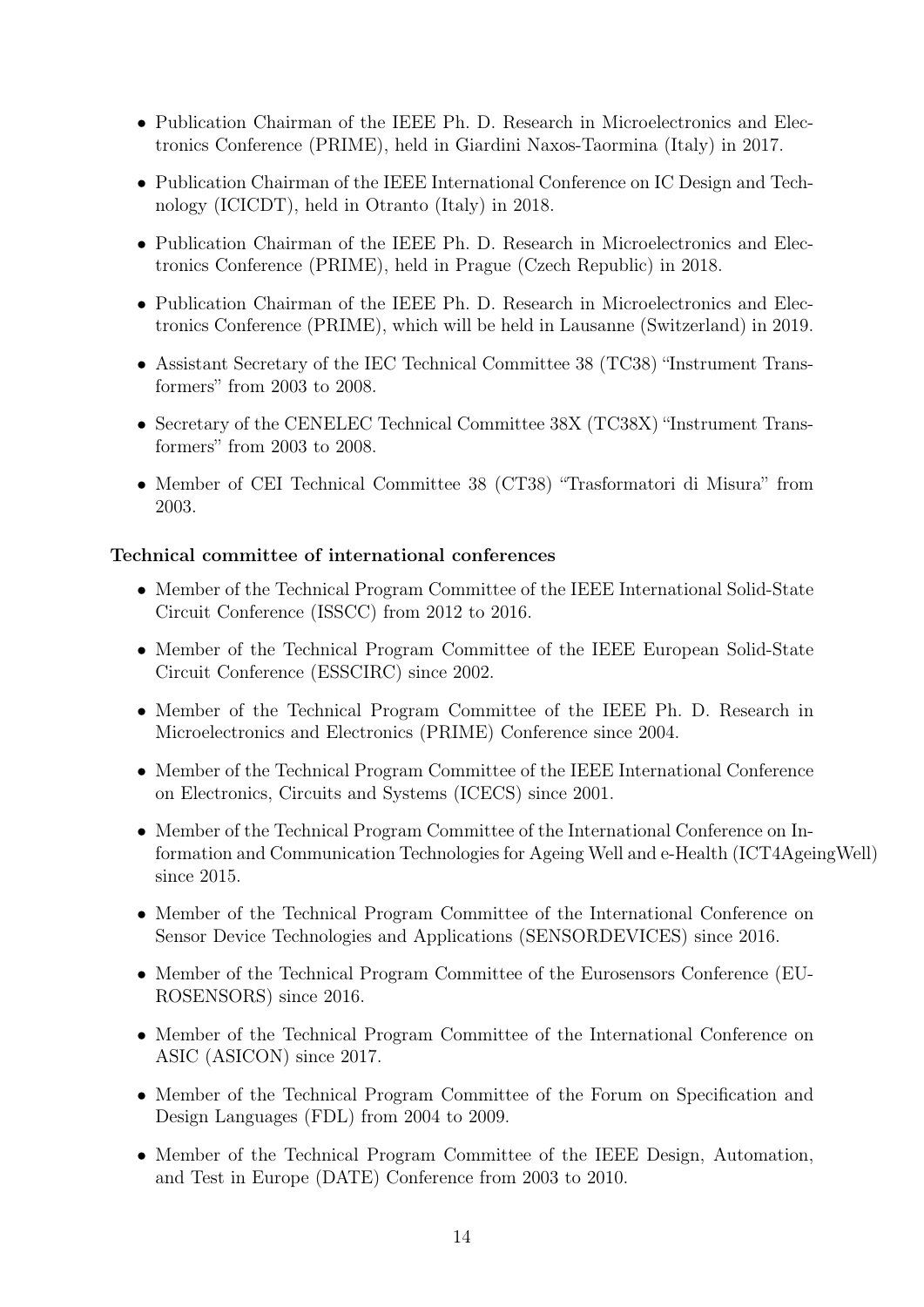- Publication Chairman of the IEEE Ph. D. Research in Microelectronics and Electronics Conference (PRIME), held in Giardini Naxos-Taormina (Italy) in 2017.
- Publication Chairman of the IEEE International Conference on IC Design and Technology (ICICDT), held in Otranto (Italy) in 2018.
- Publication Chairman of the IEEE Ph. D. Research in Microelectronics and Electronics Conference (PRIME), held in Prague (Czech Republic) in 2018.
- Publication Chairman of the IEEE Ph. D. Research in Microelectronics and Electronics Conference (PRIME), which will be held in Lausanne (Switzerland) in 2019.
- Assistant Secretary of the IEC Technical Committee 38 (TC38) "Instrument Transformers" from 2003 to 2008.
- Secretary of the CENELEC Technical Committee 38X (TC38X) "Instrument Transformers" from 2003 to 2008.
- Member of CEI Technical Committee 38 (CT38) "Trasformatori di Misura" from 2003.

**Technical committee of international conferences**

- Member of the Technical Program Committee of the IEEE International Solid-State Circuit Conference (ISSCC) from 2012 to 2016.
- Member of the Technical Program Committee of the IEEE European Solid-State Circuit Conference (ESSCIRC) since 2002.
- Member of the Technical Program Committee of the IEEE Ph. D. Research in Microelectronics and Electronics (PRIME) Conference since 2004.
- Member of the Technical Program Committee of the IEEE International Conference on Electronics, Circuits and Systems (ICECS) since 2001.
- Member of the Technical Program Committee of the International Conference on Information and Communication Technologies for Ageing Well and e-Health (ICT4AgeingWell) since 2015.
- Member of the Technical Program Committee of the International Conference on Sensor Device Technologies and Applications (SENSORDEVICES) since 2016.
- Member of the Technical Program Committee of the Eurosensors Conference (EUROSENSORS) since 2016.
- Member of the Technical Program Committee of the International Conference on ASIC (ASICON) since 2017.
- Member of the Technical Program Committee of the Forum on Specification and Design Languages (FDL) from 2004 to 2009.
- Member of the Technical Program Committee of the IEEE Design, Automation, and Test in Europe (DATE) Conference from 2003 to 2010.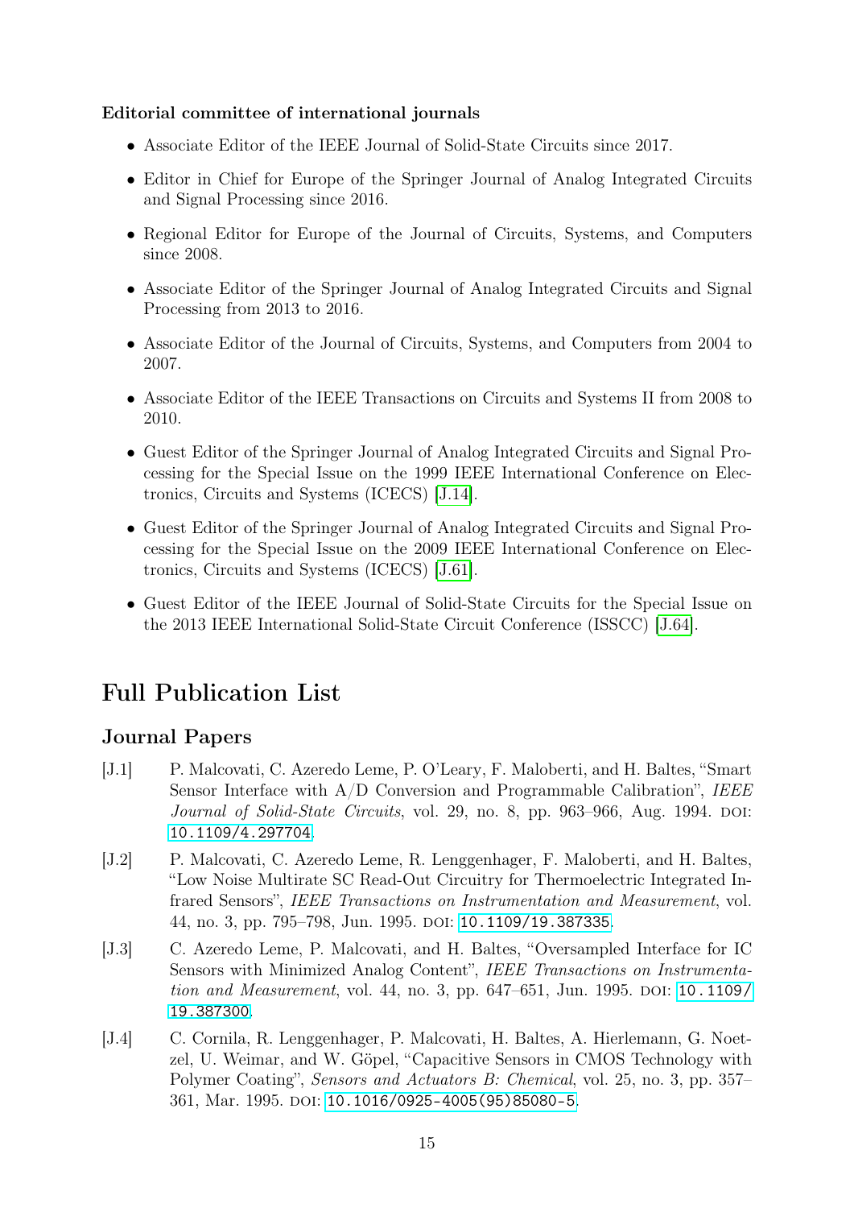**Editorial committee of international journals**

- Associate Editor of the IEEE Journal of Solid-State Circuits since 2017.
- Editor in Chief for Europe of the Springer Journal of Analog Integrated Circuits and Signal Processing since 2016.
- Regional Editor for Europe of the Journal of Circuits, Systems, and Computers since 2008.
- Associate Editor of the Springer Journal of Analog Integrated Circuits and Signal Processing from 2013 to 2016.
- Associate Editor of the Journal of Circuits, Systems, and Computers from 2004 to 2007.
- Associate Editor of the IEEE Transactions on Circuits and Systems II from 2008 to 2010.
- Guest Editor of the Springer Journal of Analog Integrated Circuits and Signal Processing for the Special Issue on the 1999 IEEE International Conference on Electronics, Circuits and Systems (ICECS) [J.14].
- Guest Editor of the Springer Journal of Analog Integrated Circuits and Signal Processing for the Special Issue on the 2009 IEEE International Conference on Electronics, Circuits and Systems (ICECS) [J.61].
- Guest Editor of the IEEE Journal of Solid-State Circuits for the Special Issue on the 2013 IEEE International Solid-State Circuit Conference (ISSCC) [J.64].

# Full Publication List

## Journal Papers

[J.1] P. Malcovati, C. Azeredo Leme, P. O'Leary, F. Maloberti, and H. Baltes, "Smart Sensor Interface with A/D Conversion and Programmable Calibration", *IEEE Journal of Solid-State Circuits*, vol. 29, no. 8, pp. 963–966, Aug. 1994. DOI: 10.1109/4.297704.

[J.2] P. Malcovati, C. Azeredo Leme, R. Lenggenhager, F. Maloberti, and H. Baltes, "Low Noise Multirate SC Read-Out Circuitry for Thermoelectric Integrated Infrared Sensors", *IEEE Transactions on Instrumentation and Measurement*, vol. 44, no. 3, pp. 795–798, Jun. 1995. DOI: 10.1109/19.387335.

[J.3] C. Azeredo Leme, P. Malcovati, and H. Baltes, "Oversampled Interface for IC Sensors with Minimized Analog Content", *IEEE Transactions on Instrumentation and Measurement*, vol. 44, no. 3, pp. 647–651, Jun. 1995. DOI: 10.1109/19.387300.

[J.4] C. Cornila, R. Lenggenhager, P. Malcovati, H. Baltes, A. Hierlemann, G. Noetzel, U. Weimar, and W. Göpel, "Capacitive Sensors in CMOS Technology with Polymer Coating", *Sensors and Actuators B: Chemical*, vol. 25, no. 3, pp. 357–361, Mar. 1995. DOI: 10.1016/0925-4005(95)85080-5.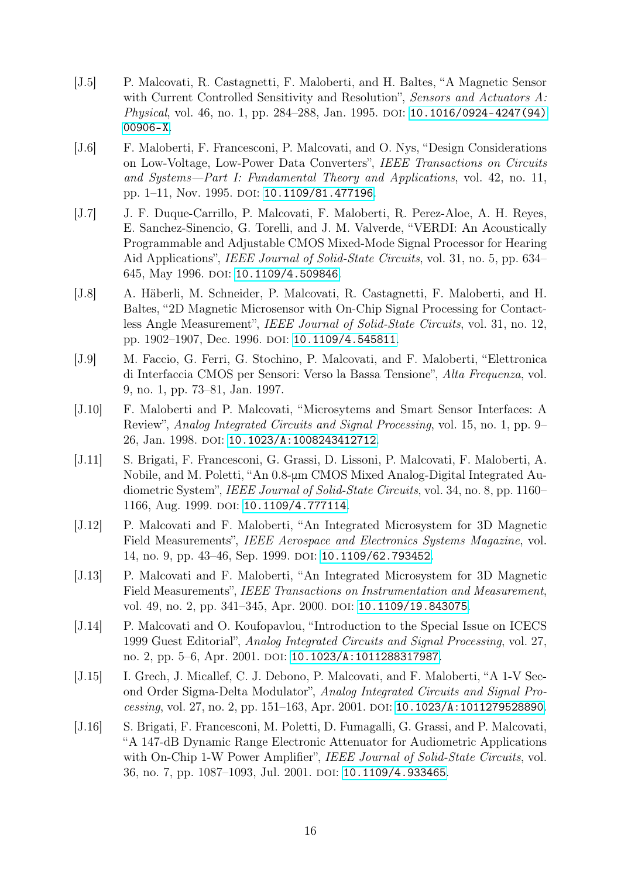- [J.5] P. Malcovati, R. Castagnetti, F. Maloberti, and H. Baltes, "A Magnetic Sensor with Current Controlled Sensitivity and Resolution", *Sensors and Actuators A: Physical*, vol. 46, no. 1, pp. 284–288, Jan. 1995. DOI: 10.1016/0924-4247(94)00906-X.
- [J.6] F. Maloberti, F. Francesconi, P. Malcovati, and O. Nys, "Design Considerations on Low-Voltage, Low-Power Data Converters", *IEEE Transactions on Circuits and Systems—Part I: Fundamental Theory and Applications*, vol. 42, no. 11, pp. 1–11, Nov. 1995. DOI: 10.1109/81.477196.
- [J.7] J. F. Duque-Carrillo, P. Malcovati, F. Maloberti, R. Perez-Aloe, A. H. Reyes, E. Sanchez-Sinencio, G. Torelli, and J. M. Valverde, "VERDI: An Acoustically Programmable and Adjustable CMOS Mixed-Mode Signal Processor for Hearing Aid Applications", *IEEE Journal of Solid-State Circuits*, vol. 31, no. 5, pp. 634–645, May 1996. DOI: 10.1109/4.509846.
- [J.8] A. Häberli, M. Schneider, P. Malcovati, R. Castagnetti, F. Maloberti, and H. Baltes, "2D Magnetic Microsensor with On-Chip Signal Processing for Contactless Angle Measurement", *IEEE Journal of Solid-State Circuits*, vol. 31, no. 12, pp. 1902–1907, Dec. 1996. DOI: 10.1109/4.545811.
- [J.9] M. Faccio, G. Ferri, G. Stochino, P. Malcovati, and F. Maloberti, "Elettronica di Interfaccia CMOS per Sensori: Verso la Bassa Tensione", *Alta Frequenza*, vol. 9, no. 1, pp. 73–81, Jan. 1997.
- [J.10] F. Maloberti and P. Malcovati, "Microsytems and Smart Sensor Interfaces: A Review", *Analog Integrated Circuits and Signal Processing*, vol. 15, no. 1, pp. 9–26, Jan. 1998. DOI: 10.1023/A:1008243412712.
- [J.11] S. Brigati, F. Francesconi, G. Grassi, D. Lissoni, P. Malcovati, F. Maloberti, A. Nobile, and M. Poletti, "An 0.8-μm CMOS Mixed Analog-Digital Integrated Audiometric System", *IEEE Journal of Solid-State Circuits*, vol. 34, no. 8, pp. 1160–1166, Aug. 1999. DOI: 10.1109/4.777114.
- [J.12] P. Malcovati and F. Maloberti, "An Integrated Microsystem for 3D Magnetic Field Measurements", *IEEE Aerospace and Electronics Systems Magazine*, vol. 14, no. 9, pp. 43–46, Sep. 1999. DOI: 10.1109/62.793452.
- [J.13] P. Malcovati and F. Maloberti, "An Integrated Microsystem for 3D Magnetic Field Measurements", *IEEE Transactions on Instrumentation and Measurement*, vol. 49, no. 2, pp. 341–345, Apr. 2000. DOI: 10.1109/19.843075.
- [J.14] P. Malcovati and O. Koufopavlou, "Introduction to the Special Issue on ICECS 1999 Guest Editorial", *Analog Integrated Circuits and Signal Processing*, vol. 27, no. 2, pp. 5–6, Apr. 2001. DOI: 10.1023/A:1011288317987.
- [J.15] I. Grech, J. Micallef, C. J. Debono, P. Malcovati, and F. Maloberti, "A 1-V Second Order Sigma-Delta Modulator", *Analog Integrated Circuits and Signal Processing*, vol. 27, no. 2, pp. 151–163, Apr. 2001. DOI: 10.1023/A:1011279528890.
- [J.16] S. Brigati, F. Francesconi, M. Poletti, D. Fumagalli, G. Grassi, and P. Malcovati, "A 147-dB Dynamic Range Electronic Attenuator for Audiometric Applications with On-Chip 1-W Power Amplifier", *IEEE Journal of Solid-State Circuits*, vol. 36, no. 7, pp. 1087–1093, Jul. 2001. DOI: 10.1109/4.933465.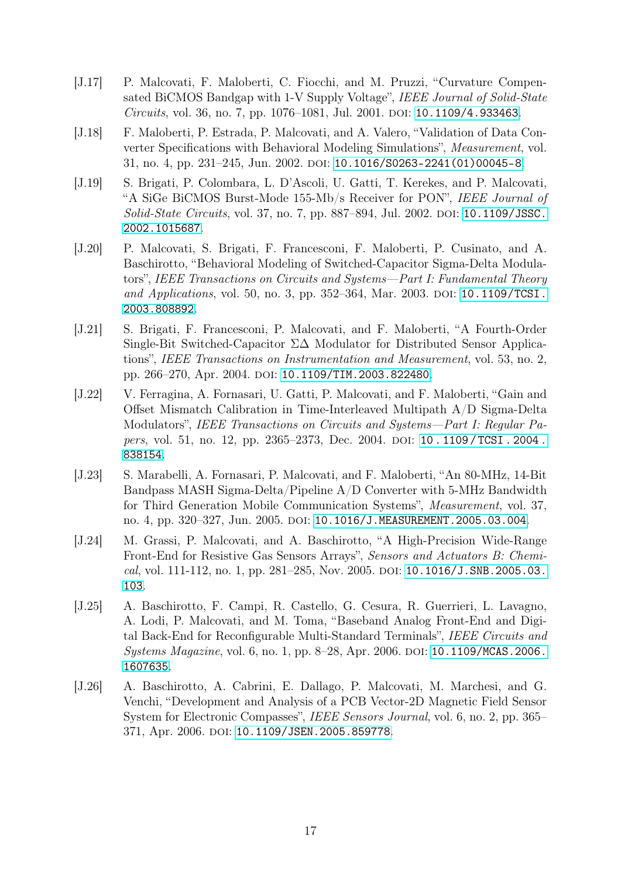- [J.17] P. Malcovati, F. Maloberti, C. Fiocchi, and M. Pruzzi, "Curvature Compensated BiCMOS Bandgap with 1-V Supply Voltage", *IEEE Journal of Solid-State Circuits*, vol. 36, no. 7, pp. 1076–1081, Jul. 2001. DOI: 10.1109/4.933463.
- [J.18] F. Maloberti, P. Estrada, P. Malcovati, and A. Valero, "Validation of Data Converter Specifications with Behavioral Modeling Simulations", *Measurement*, vol. 31, no. 4, pp. 231–245, Jun. 2002. DOI: 10.1016/S0263-2241(01)00045-8.
- [J.19] S. Brigati, P. Colombara, L. D'Ascoli, U. Gatti, T. Kerekes, and P. Malcovati, "A SiGe BiCMOS Burst-Mode 155-Mb/s Receiver for PON", *IEEE Journal of Solid-State Circuits*, vol. 37, no. 7, pp. 887–894, Jul. 2002. DOI: 10.1109/JSSC.2002.1015687.
- [J.20] P. Malcovati, S. Brigati, F. Francesconi, F. Maloberti, P. Cusinato, and A. Baschirotto, "Behavioral Modeling of Switched-Capacitor Sigma-Delta Modulators", *IEEE Transactions on Circuits and Systems—Part I: Fundamental Theory and Applications*, vol. 50, no. 3, pp. 352–364, Mar. 2003. DOI: 10.1109/TCSI.2003.808892.
- [J.21] S. Brigati, F. Francesconi, P. Malcovati, and F. Maloberti, "A Fourth-Order Single-Bit Switched-Capacitor ΣΔ Modulator for Distributed Sensor Applications", *IEEE Transactions on Instrumentation and Measurement*, vol. 53, no. 2, pp. 266–270, Apr. 2004. DOI: 10.1109/TIM.2003.822480.
- [J.22] V. Ferragina, A. Fornasari, U. Gatti, P. Malcovati, and F. Maloberti, "Gain and Offset Mismatch Calibration in Time-Interleaved Multipath A/D Sigma-Delta Modulators", *IEEE Transactions on Circuits and Systems—Part I: Regular Papers*, vol. 51, no. 12, pp. 2365–2373, Dec. 2004. DOI: 10.1109/TCSI.2004.838154.
- [J.23] S. Marabelli, A. Fornasari, P. Malcovati, and F. Maloberti, "An 80-MHz, 14-Bit Bandpass MASH Sigma-Delta/Pipeline A/D Converter with 5-MHz Bandwidth for Third Generation Mobile Communication Systems", *Measurement*, vol. 37, no. 4, pp. 320–327, Jun. 2005. DOI: 10.1016/J.MEASUREMENT.2005.03.004.
- [J.24] M. Grassi, P. Malcovati, and A. Baschirotto, "A High-Precision Wide-Range Front-End for Resistive Gas Sensors Arrays", *Sensors and Actuators B: Chemical*, vol. 111-112, no. 1, pp. 281–285, Nov. 2005. DOI: 10.1016/J.SNB.2005.03.103.
- [J.25] A. Baschirotto, F. Campi, R. Castello, G. Cesura, R. Guerrieri, L. Lavagno, A. Lodi, P. Malcovati, and M. Toma, "Baseband Analog Front-End and Digital Back-End for Reconfigurable Multi-Standard Terminals", *IEEE Circuits and Systems Magazine*, vol. 6, no. 1, pp. 8–28, Apr. 2006. DOI: 10.1109/MCAS.2006.1607635.
- [J.26] A. Baschirotto, A. Cabrini, E. Dallago, P. Malcovati, M. Marchesi, and G. Venchi, "Development and Analysis of a PCB Vector-2D Magnetic Field Sensor System for Electronic Compasses", *IEEE Sensors Journal*, vol. 6, no. 2, pp. 365–371, Apr. 2006. DOI: 10.1109/JSEN.2005.859778.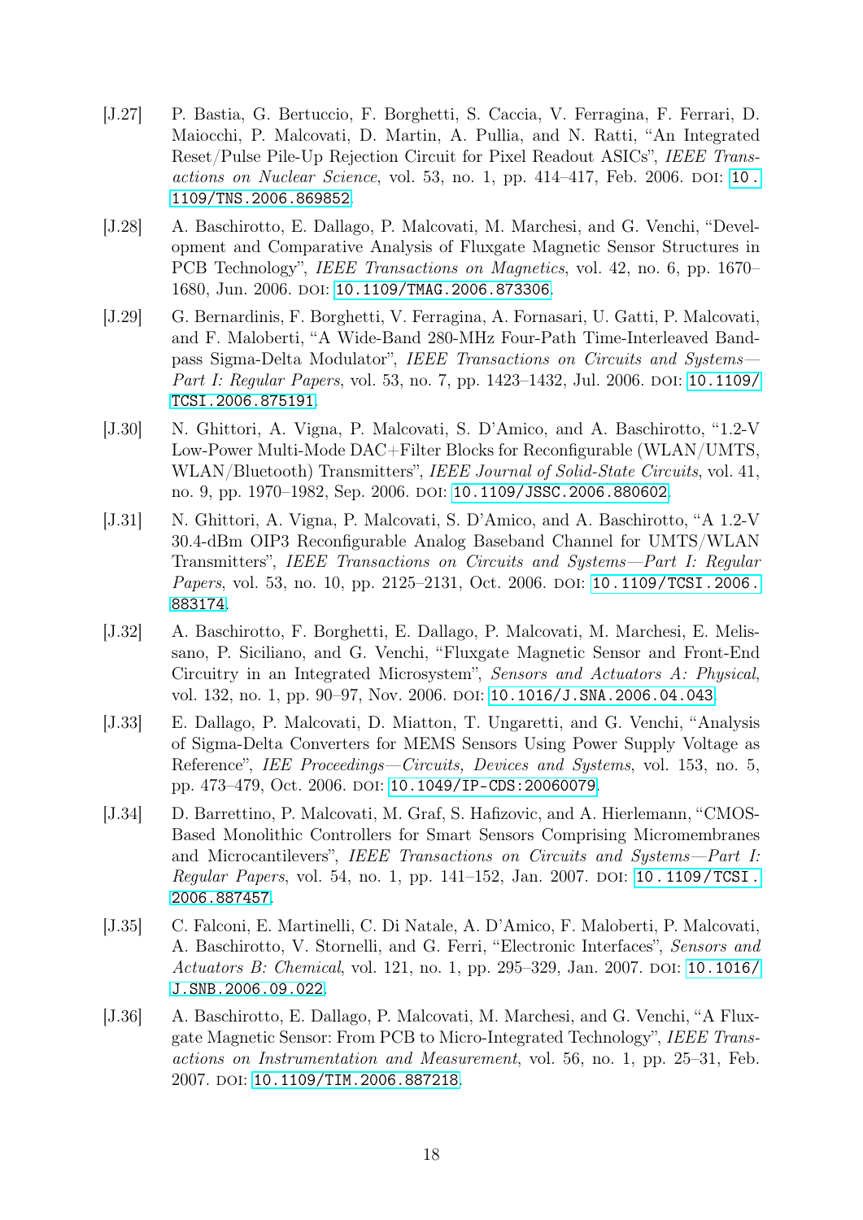[J.27] P. Bastia, G. Bertuccio, F. Borghetti, S. Caccia, V. Ferragina, F. Ferrari, D. Maiocchi, P. Malcovati, D. Martin, A. Pullia, and N. Ratti, "An Integrated Reset/Pulse Pile-Up Rejection Circuit for Pixel Readout ASICs", *IEEE Transactions on Nuclear Science*, vol. 53, no. 1, pp. 414–417, Feb. 2006. DOI: 10.1109/TNS.2006.869852.

[J.28] A. Baschirotto, E. Dallago, P. Malcovati, M. Marchesi, and G. Venchi, "Development and Comparative Analysis of Fluxgate Magnetic Sensor Structures in PCB Technology", *IEEE Transactions on Magnetics*, vol. 42, no. 6, pp. 1670–1680, Jun. 2006. DOI: 10.1109/TMAG.2006.873306.

[J.29] G. Bernardinis, F. Borghetti, V. Ferragina, A. Fornasari, U. Gatti, P. Malcovati, and F. Maloberti, "A Wide-Band 280-MHz Four-Path Time-Interleaved Bandpass Sigma-Delta Modulator", *IEEE Transactions on Circuits and Systems—Part I: Regular Papers*, vol. 53, no. 7, pp. 1423–1432, Jul. 2006. DOI: 10.1109/TCSI.2006.875191.

[J.30] N. Ghittori, A. Vigna, P. Malcovati, S. D'Amico, and A. Baschirotto, "1.2-V Low-Power Multi-Mode DAC+Filter Blocks for Reconfigurable (WLAN/UMTS, WLAN/Bluetooth) Transmitters", *IEEE Journal of Solid-State Circuits*, vol. 41, no. 9, pp. 1970–1982, Sep. 2006. DOI: 10.1109/JSSC.2006.880602.

[J.31] N. Ghittori, A. Vigna, P. Malcovati, S. D'Amico, and A. Baschirotto, "A 1.2-V 30.4-dBm OIP3 Reconfigurable Analog Baseband Channel for UMTS/WLAN Transmitters", *IEEE Transactions on Circuits and Systems—Part I: Regular Papers*, vol. 53, no. 10, pp. 2125–2131, Oct. 2006. DOI: 10.1109/TCSI.2006.883174.

[J.32] A. Baschirotto, F. Borghetti, E. Dallago, P. Malcovati, M. Marchesi, E. Melissano, P. Siciliano, and G. Venchi, "Fluxgate Magnetic Sensor and Front-End Circuitry in an Integrated Microsystem", *Sensors and Actuators A: Physical*, vol. 132, no. 1, pp. 90–97, Nov. 2006. DOI: 10.1016/J.SNA.2006.04.043.

[J.33] E. Dallago, P. Malcovati, D. Miatton, T. Ungaretti, and G. Venchi, "Analysis of Sigma-Delta Converters for MEMS Sensors Using Power Supply Voltage as Reference", *IEE Proceedings—Circuits, Devices and Systems*, vol. 153, no. 5, pp. 473–479, Oct. 2006. DOI: 10.1049/IP-CDS:20060079.

[J.34] D. Barrettino, P. Malcovati, M. Graf, S. Hafizovic, and A. Hierlemann, "CMOS-Based Monolithic Controllers for Smart Sensors Comprising Micromembranes and Microcantilevers", *IEEE Transactions on Circuits and Systems—Part I: Regular Papers*, vol. 54, no. 1, pp. 141–152, Jan. 2007. DOI: 10.1109/TCSI.2006.887457.

[J.35] C. Falconi, E. Martinelli, C. Di Natale, A. D'Amico, F. Maloberti, P. Malcovati, A. Baschirotto, V. Stornelli, and G. Ferri, "Electronic Interfaces", *Sensors and Actuators B: Chemical*, vol. 121, no. 1, pp. 295–329, Jan. 2007. DOI: 10.1016/J.SNB.2006.09.022.

[J.36] A. Baschirotto, E. Dallago, P. Malcovati, M. Marchesi, and G. Venchi, "A Fluxgate Magnetic Sensor: From PCB to Micro-Integrated Technology", *IEEE Transactions on Instrumentation and Measurement*, vol. 56, no. 1, pp. 25–31, Feb. 2007. DOI: 10.1109/TIM.2006.887218.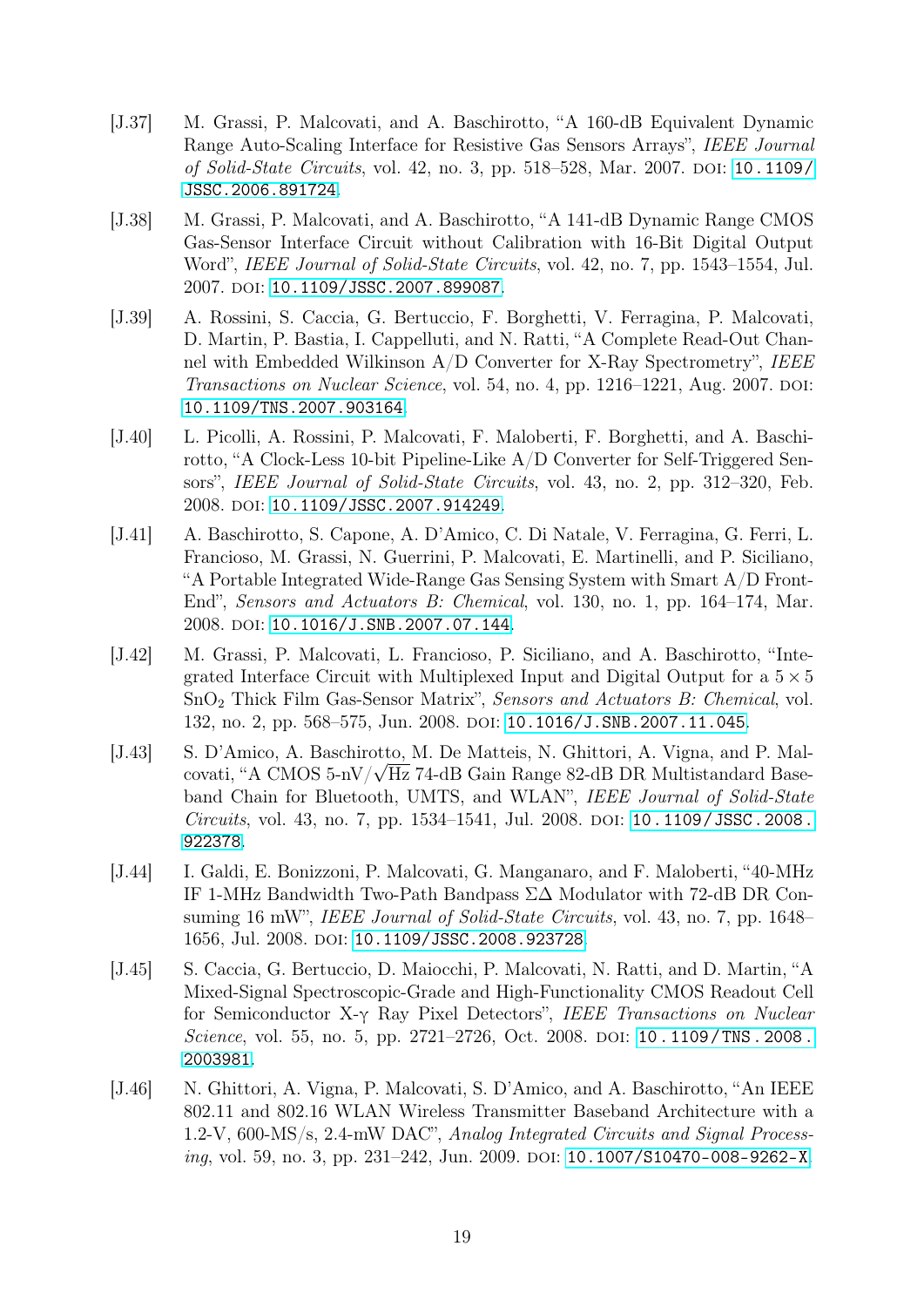[J.37] M. Grassi, P. Malcovati, and A. Baschirotto, "A 160-dB Equivalent Dynamic Range Auto-Scaling Interface for Resistive Gas Sensors Arrays", *IEEE Journal of Solid-State Circuits*, vol. 42, no. 3, pp. 518–528, Mar. 2007. DOI: 10.1109/JSSC.2006.891724.

[J.38] M. Grassi, P. Malcovati, and A. Baschirotto, "A 141-dB Dynamic Range CMOS Gas-Sensor Interface Circuit without Calibration with 16-Bit Digital Output Word", *IEEE Journal of Solid-State Circuits*, vol. 42, no. 7, pp. 1543–1554, Jul. 2007. DOI: 10.1109/JSSC.2007.899087.

[J.39] A. Rossini, S. Caccia, G. Bertuccio, F. Borghetti, V. Ferragina, P. Malcovati, D. Martin, P. Bastia, I. Cappelluti, and N. Ratti, "A Complete Read-Out Channel with Embedded Wilkinson A/D Converter for X-Ray Spectrometry", *IEEE Transactions on Nuclear Science*, vol. 54, no. 4, pp. 1216–1221, Aug. 2007. DOI: 10.1109/TNS.2007.903164.

[J.40] L. Picolli, A. Rossini, P. Malcovati, F. Maloberti, F. Borghetti, and A. Baschirotto, "A Clock-Less 10-bit Pipeline-Like A/D Converter for Self-Triggered Sensors", *IEEE Journal of Solid-State Circuits*, vol. 43, no. 2, pp. 312–320, Feb. 2008. DOI: 10.1109/JSSC.2007.914249.

[J.41] A. Baschirotto, S. Capone, A. D'Amico, C. Di Natale, V. Ferragina, G. Ferri, L. Francioso, M. Grassi, N. Guerrini, P. Malcovati, E. Martinelli, and P. Siciliano, "A Portable Integrated Wide-Range Gas Sensing System with Smart A/D Front-End", *Sensors and Actuators B: Chemical*, vol. 130, no. 1, pp. 164–174, Mar. 2008. DOI: 10.1016/J.SNB.2007.07.144.

[J.42] M. Grassi, P. Malcovati, L. Francioso, P. Siciliano, and A. Baschirotto, "Integrated Interface Circuit with Multiplexed Input and Digital Output for a $5 \times 5$ $SnO_2$ Thick Film Gas-Sensor Matrix", *Sensors and Actuators B: Chemical*, vol. 132, no. 2, pp. 568–575, Jun. 2008. DOI: 10.1016/J.SNB.2007.11.045.

[J.43] S. D'Amico, A. Baschirotto, M. De Matteis, N. Ghittori, A. Vigna, and P. Malcovati, "A CMOS 5-nV/$\sqrt{\text{Hz}}$ 74-dB Gain Range 82-dB DR Multistandard Baseband Chain for Bluetooth, UMTS, and WLAN", *IEEE Journal of Solid-State Circuits*, vol. 43, no. 7, pp. 1534–1541, Jul. 2008. DOI: 10.1109/JSSC.2008.922378.

[J.44] I. Galdi, E. Bonizzoni, P. Malcovati, G. Manganaro, and F. Maloberti, "40-MHz IF 1-MHz Bandwidth Two-Path Bandpass $\Sigma\Delta$ Modulator with 72-dB DR Consuming 16 mW", *IEEE Journal of Solid-State Circuits*, vol. 43, no. 7, pp. 1648–1656, Jul. 2008. DOI: 10.1109/JSSC.2008.923728.

[J.45] S. Caccia, G. Bertuccio, D. Maiocchi, P. Malcovati, N. Ratti, and D. Martin, "A Mixed-Signal Spectroscopic-Grade and High-Functionality CMOS Readout Cell for Semiconductor X-$\gamma$ Ray Pixel Detectors", *IEEE Transactions on Nuclear Science*, vol. 55, no. 5, pp. 2721–2726, Oct. 2008. DOI: 10.1109/TNS.2008.2003981.

[J.46] N. Ghittori, A. Vigna, P. Malcovati, S. D'Amico, and A. Baschirotto, "An IEEE 802.11 and 802.16 WLAN Wireless Transmitter Baseband Architecture with a 1.2-V, 600-MS/s, 2.4-mW DAC", *Analog Integrated Circuits and Signal Processing*, vol. 59, no. 3, pp. 231–242, Jun. 2009. DOI: 10.1007/S10470-008-9262-X.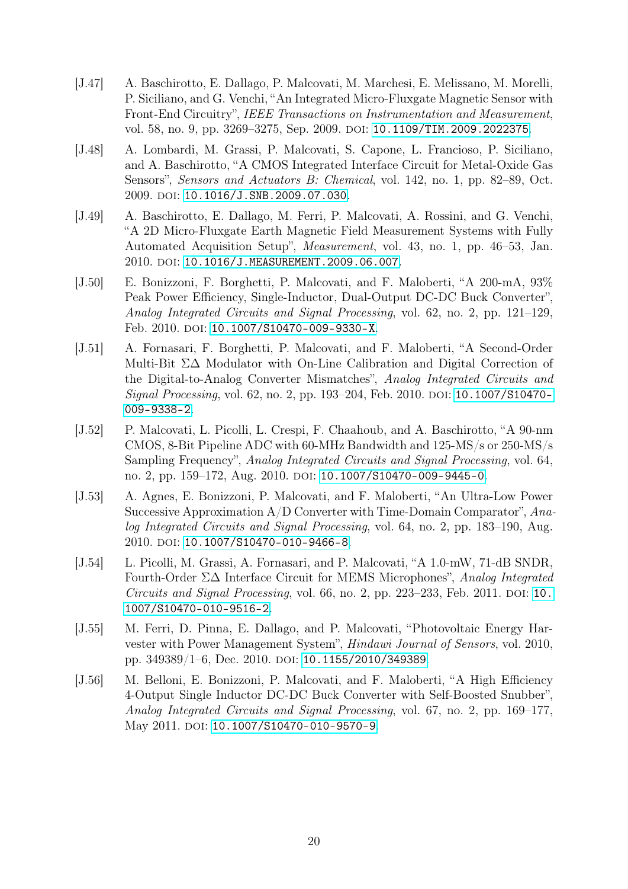[J.47] A. Baschirotto, E. Dallago, P. Malcovati, M. Marchesi, E. Melissano, M. Morelli, P. Siciliano, and G. Venchi, "An Integrated Micro-Fluxgate Magnetic Sensor with Front-End Circuitry", *IEEE Transactions on Instrumentation and Measurement*, vol. 58, no. 9, pp. 3269–3275, Sep. 2009. DOI: 10.1109/TIM.2009.2022375.

[J.48] A. Lombardi, M. Grassi, P. Malcovati, S. Capone, L. Francioso, P. Siciliano, and A. Baschirotto, "A CMOS Integrated Interface Circuit for Metal-Oxide Gas Sensors", *Sensors and Actuators B: Chemical*, vol. 142, no. 1, pp. 82–89, Oct. 2009. DOI: 10.1016/J.SNB.2009.07.030.

[J.49] A. Baschirotto, E. Dallago, M. Ferri, P. Malcovati, A. Rossini, and G. Venchi, "A 2D Micro-Fluxgate Earth Magnetic Field Measurement Systems with Fully Automated Acquisition Setup", *Measurement*, vol. 43, no. 1, pp. 46–53, Jan. 2010. DOI: 10.1016/J.MEASUREMENT.2009.06.007.

[J.50] E. Bonizzoni, F. Borghetti, P. Malcovati, and F. Maloberti, "A 200-mA, 93% Peak Power Efficiency, Single-Inductor, Dual-Output DC-DC Buck Converter", *Analog Integrated Circuits and Signal Processing*, vol. 62, no. 2, pp. 121–129, Feb. 2010. DOI: 10.1007/S10470-009-9330-X.

[J.51] A. Fornasari, F. Borghetti, P. Malcovati, and F. Maloberti, "A Second-Order Multi-Bit $\Sigma\Delta$ Modulator with On-Line Calibration and Digital Correction of the Digital-to-Analog Converter Mismatches", *Analog Integrated Circuits and Signal Processing*, vol. 62, no. 2, pp. 193–204, Feb. 2010. DOI: 10.1007/S10470-009-9338-2.

[J.52] P. Malcovati, L. Picolli, L. Crespi, F. Chaahoub, and A. Baschirotto, "A 90-nm CMOS, 8-Bit Pipeline ADC with 60-MHz Bandwidth and 125-MS/s or 250-MS/s Sampling Frequency", *Analog Integrated Circuits and Signal Processing*, vol. 64, no. 2, pp. 159–172, Aug. 2010. DOI: 10.1007/S10470-009-9445-0.

[J.53] A. Agnes, E. Bonizzoni, P. Malcovati, and F. Maloberti, "An Ultra-Low Power Successive Approximation A/D Converter with Time-Domain Comparator", *Analog Integrated Circuits and Signal Processing*, vol. 64, no. 2, pp. 183–190, Aug. 2010. DOI: 10.1007/S10470-010-9466-8.

[J.54] L. Picolli, M. Grassi, A. Fornasari, and P. Malcovati, "A 1.0-mW, 71-dB SNDR, Fourth-Order $\Sigma\Delta$ Interface Circuit for MEMS Microphones", *Analog Integrated Circuits and Signal Processing*, vol. 66, no. 2, pp. 223–233, Feb. 2011. DOI: 10.1007/S10470-010-9516-2.

[J.55] M. Ferri, D. Pinna, E. Dallago, and P. Malcovati, "Photovoltaic Energy Harvester with Power Management System", *Hindawi Journal of Sensors*, vol. 2010, pp. 349389/1–6, Dec. 2010. DOI: 10.1155/2010/349389.

[J.56] M. Belloni, E. Bonizzoni, P. Malcovati, and F. Maloberti, "A High Efficiency 4-Output Single Inductor DC-DC Buck Converter with Self-Boosted Snubber", *Analog Integrated Circuits and Signal Processing*, vol. 67, no. 2, pp. 169–177, May 2011. DOI: 10.1007/S10470-010-9570-9.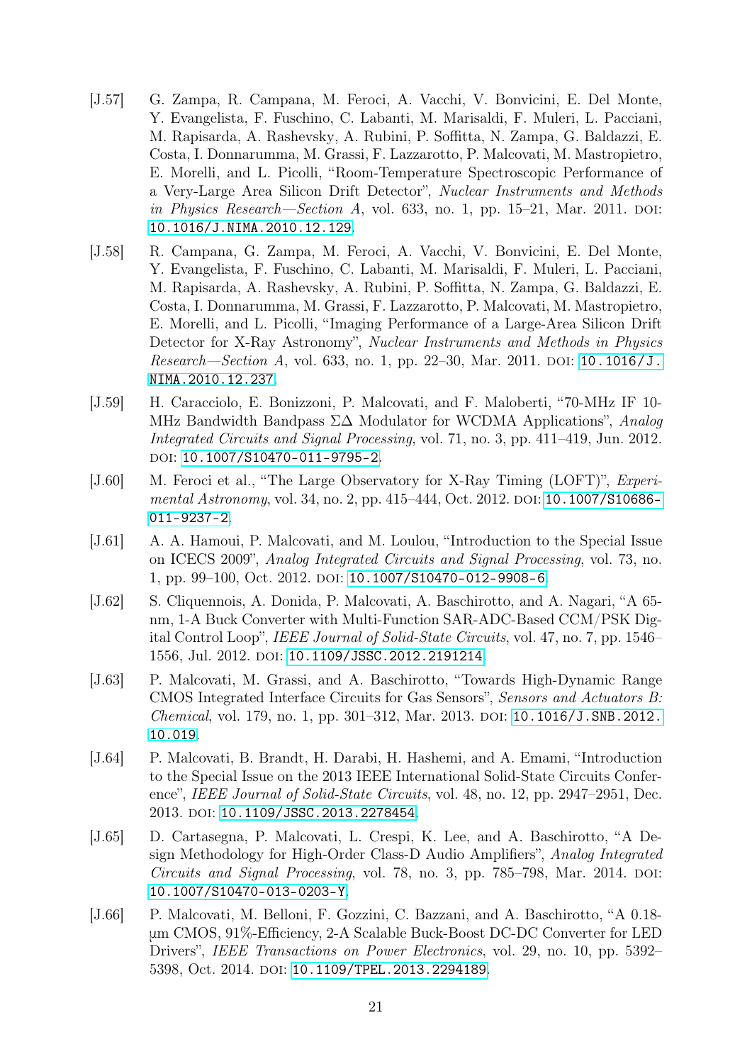[J.57] G. Zampa, R. Campana, M. Feroci, A. Vacchi, V. Bonvicini, E. Del Monte, Y. Evangelista, F. Fuschino, C. Labanti, M. Marisaldi, F. Muleri, L. Pacciani, M. Rapisarda, A. Rashevsky, A. Rubini, P. Soffitta, N. Zampa, G. Baldazzi, E. Costa, I. Donnarumma, M. Grassi, F. Lazzarotto, P. Malcovati, M. Mastropietro, E. Morelli, and L. Picolli, "Room-Temperature Spectroscopic Performance of a Very-Large Area Silicon Drift Detector", *Nuclear Instruments and Methods in Physics Research—Section A*, vol. 633, no. 1, pp. 15–21, Mar. 2011. DOI: 10.1016/J.NIMA.2010.12.129.

[J.58] R. Campana, G. Zampa, M. Feroci, A. Vacchi, V. Bonvicini, E. Del Monte, Y. Evangelista, F. Fuschino, C. Labanti, M. Marisaldi, F. Muleri, L. Pacciani, M. Rapisarda, A. Rashevsky, A. Rubini, P. Soffitta, N. Zampa, G. Baldazzi, E. Costa, I. Donnarumma, M. Grassi, F. Lazzarotto, P. Malcovati, M. Mastropietro, E. Morelli, and L. Picolli, "Imaging Performance of a Large-Area Silicon Drift Detector for X-Ray Astronomy", *Nuclear Instruments and Methods in Physics Research—Section A*, vol. 633, no. 1, pp. 22–30, Mar. 2011. DOI: 10.1016/J.NIMA.2010.12.237.

[J.59] H. Caracciolo, E. Bonizzoni, P. Malcovati, and F. Maloberti, "70-MHz IF 10-MHz Bandwidth Bandpass ΣΔ Modulator for WCDMA Applications", *Analog Integrated Circuits and Signal Processing*, vol. 71, no. 3, pp. 411–419, Jun. 2012. DOI: 10.1007/S10470-011-9795-2.

[J.60] M. Feroci et al., "The Large Observatory for X-Ray Timing (LOFT)", *Experimental Astronomy*, vol. 34, no. 2, pp. 415–444, Oct. 2012. DOI: 10.1007/S10686-011-9237-2.

[J.61] A. A. Hamoui, P. Malcovati, and M. Loulou, "Introduction to the Special Issue on ICECS 2009", *Analog Integrated Circuits and Signal Processing*, vol. 73, no. 1, pp. 99–100, Oct. 2012. DOI: 10.1007/S10470-012-9908-6.

[J.62] S. Cliquennois, A. Donida, P. Malcovati, A. Baschirotto, and A. Nagari, "A 65-nm, 1-A Buck Converter with Multi-Function SAR-ADC-Based CCM/PSK Digital Control Loop", *IEEE Journal of Solid-State Circuits*, vol. 47, no. 7, pp. 1546–1556, Jul. 2012. DOI: 10.1109/JSSC.2012.2191214.

[J.63] P. Malcovati, M. Grassi, and A. Baschirotto, "Towards High-Dynamic Range CMOS Integrated Interface Circuits for Gas Sensors", *Sensors and Actuators B: Chemical*, vol. 179, no. 1, pp. 301–312, Mar. 2013. DOI: 10.1016/J.SNB.2012.10.019.

[J.64] P. Malcovati, B. Brandt, H. Darabi, H. Hashemi, and A. Emami, "Introduction to the Special Issue on the 2013 IEEE International Solid-State Circuits Conference", *IEEE Journal of Solid-State Circuits*, vol. 48, no. 12, pp. 2947–2951, Dec. 2013. DOI: 10.1109/JSSC.2013.2278454.

[J.65] D. Cartasegna, P. Malcovati, L. Crespi, K. Lee, and A. Baschirotto, "A Design Methodology for High-Order Class-D Audio Amplifiers", *Analog Integrated Circuits and Signal Processing*, vol. 78, no. 3, pp. 785–798, Mar. 2014. DOI: 10.1007/S10470-013-0203-Y.

[J.66] P. Malcovati, M. Belloni, F. Gozzini, C. Bazzani, and A. Baschirotto, "A 0.18-μm CMOS, 91%-Efficiency, 2-A Scalable Buck-Boost DC-DC Converter for LED Drivers", *IEEE Transactions on Power Electronics*, vol. 29, no. 10, pp. 5392–5398, Oct. 2014. DOI: 10.1109/TPEL.2013.2294189.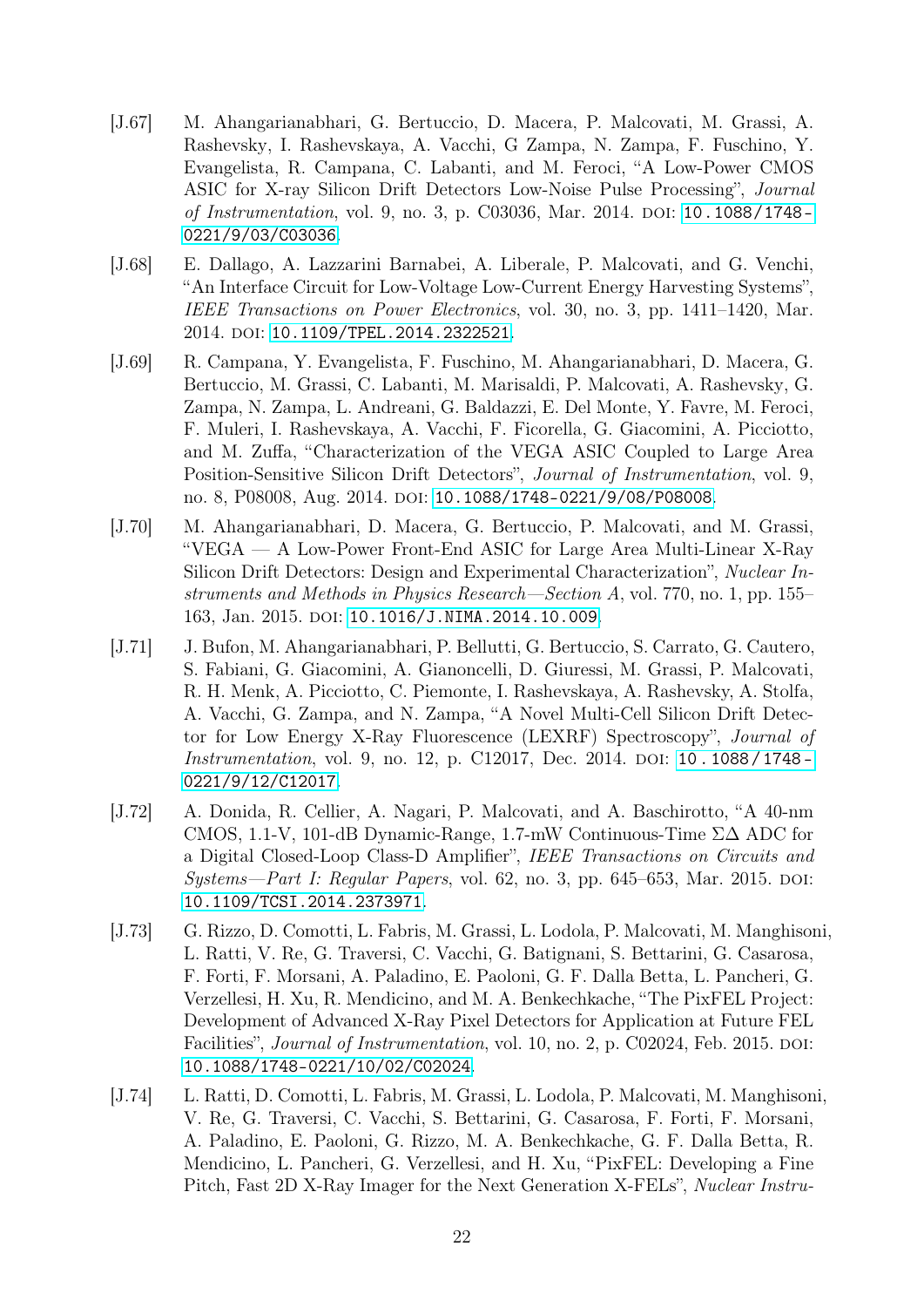[J.67] M. Ahangarianabhari, G. Bertuccio, D. Macera, P. Malcovati, M. Grassi, A. Rashevsky, I. Rashevskaya, A. Vacchi, G Zampa, N. Zampa, F. Fuschino, Y. Evangelista, R. Campana, C. Labanti, and M. Feroci, “A Low-Power CMOS ASIC for X-ray Silicon Drift Detectors Low-Noise Pulse Processing”, *Journal of Instrumentation*, vol. 9, no. 3, p. C03036, Mar. 2014. DOI: `10.1088/1748-0221/9/03/C03036`.

[J.68] E. Dallago, A. Lazzarini Barnabei, A. Liberale, P. Malcovati, and G. Venchi, “An Interface Circuit for Low-Voltage Low-Current Energy Harvesting Systems”, *IEEE Transactions on Power Electronics*, vol. 30, no. 3, pp. 1411–1420, Mar. 2014. DOI: `10.1109/TPEL.2014.2322521`.

[J.69] R. Campana, Y. Evangelista, F. Fuschino, M. Ahangarianabhari, D. Macera, G. Bertuccio, M. Grassi, C. Labanti, M. Marisaldi, P. Malcovati, A. Rashevsky, G. Zampa, N. Zampa, L. Andreani, G. Baldazzi, E. Del Monte, Y. Favre, M. Feroci, F. Muleri, I. Rashevskaya, A. Vacchi, F. Ficorella, G. Giacomini, A. Picciotto, and M. Zuffa, “Characterization of the VEGA ASIC Coupled to Large Area Position-Sensitive Silicon Drift Detectors”, *Journal of Instrumentation*, vol. 9, no. 8, P08008, Aug. 2014. DOI: `10.1088/1748-0221/9/08/P08008`.

[J.70] M. Ahangarianabhari, D. Macera, G. Bertuccio, P. Malcovati, and M. Grassi, “VEGA — A Low-Power Front-End ASIC for Large Area Multi-Linear X-Ray Silicon Drift Detectors: Design and Experimental Characterization”, *Nuclear Instruments and Methods in Physics Research—Section A*, vol. 770, no. 1, pp. 155–163, Jan. 2015. DOI: `10.1016/J.NIMA.2014.10.009`.

[J.71] J. Bufon, M. Ahangarianabhari, P. Bellutti, G. Bertuccio, S. Carrato, G. Cautero, S. Fabiani, G. Giacomini, A. Gianoncelli, D. Giuressi, M. Grassi, P. Malcovati, R. H. Menk, A. Picciotto, C. Piemonte, I. Rashevskaya, A. Rashevsky, A. Stolfa, A. Vacchi, G. Zampa, and N. Zampa, “A Novel Multi-Cell Silicon Drift Detector for Low Energy X-Ray Fluorescence (LEXRF) Spectroscopy”, *Journal of Instrumentation*, vol. 9, no. 12, p. C12017, Dec. 2014. DOI: `10.1088/1748-0221/9/12/C12017`.

[J.72] A. Donida, R. Cellier, A. Nagari, P. Malcovati, and A. Baschirotto, “A 40-nm CMOS, 1.1-V, 101-dB Dynamic-Range, 1.7-mW Continuous-Time ΣΔ ADC for a Digital Closed-Loop Class-D Amplifier”, *IEEE Transactions on Circuits and Systems—Part I: Regular Papers*, vol. 62, no. 3, pp. 645–653, Mar. 2015. DOI: `10.1109/TCSI.2014.2373971`.

[J.73] G. Rizzo, D. Comotti, L. Fabris, M. Grassi, L. Lodola, P. Malcovati, M. Manghisoni, L. Ratti, V. Re, G. Traversi, C. Vacchi, G. Batignani, S. Bettarini, G. Casarosa, F. Forti, F. Morsani, A. Paladino, E. Paoloni, G. F. Dalla Betta, L. Pancheri, G. Verzellesi, H. Xu, R. Mendicino, and M. A. Benkechkache, “The PixFEL Project: Development of Advanced X-Ray Pixel Detectors for Application at Future FEL Facilities”, *Journal of Instrumentation*, vol. 10, no. 2, p. C02024, Feb. 2015. DOI: `10.1088/1748-0221/10/02/C02024`.

[J.74] L. Ratti, D. Comotti, L. Fabris, M. Grassi, L. Lodola, P. Malcovati, M. Manghisoni, V. Re, G. Traversi, C. Vacchi, S. Bettarini, G. Casarosa, F. Forti, F. Morsani, A. Paladino, E. Paoloni, G. Rizzo, M. A. Benkechkache, G. F. Dalla Betta, R. Mendicino, L. Pancheri, G. Verzellesi, and H. Xu, “PixFEL: Developing a Fine Pitch, Fast 2D X-Ray Imager for the Next Generation X-FELs”, *Nuclear Instru-*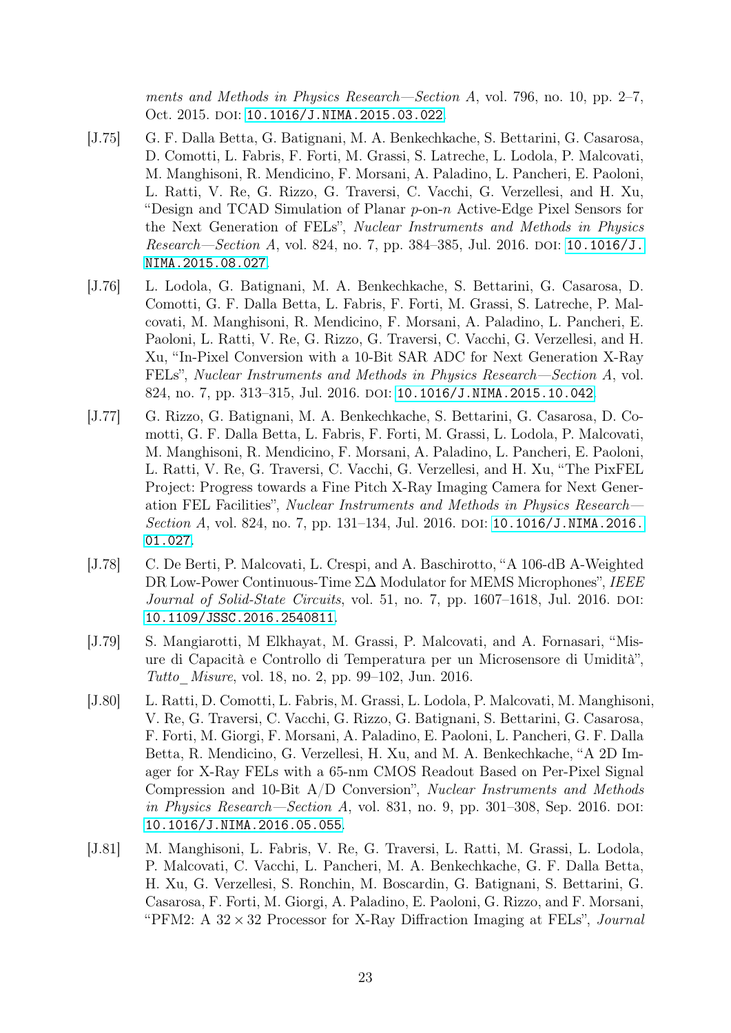*ments and Methods in Physics Research—Section A*, vol. 796, no. 10, pp. 2–7, Oct. 2015. DOI: 10.1016/J.NIMA.2015.03.022.

[J.75] G. F. Dalla Betta, G. Batignani, M. A. Benkechkache, S. Bettarini, G. Casarosa, D. Comotti, L. Fabris, F. Forti, M. Grassi, S. Latreche, L. Lodola, P. Malcovati, M. Manghisoni, R. Mendicino, F. Morsani, A. Paladino, L. Pancheri, E. Paoloni, L. Ratti, V. Re, G. Rizzo, G. Traversi, C. Vacchi, G. Verzellesi, and H. Xu, "Design and TCAD Simulation of Planar $p$-on-$n$ Active-Edge Pixel Sensors for the Next Generation of FELs", *Nuclear Instruments and Methods in Physics Research—Section A*, vol. 824, no. 7, pp. 384–385, Jul. 2016. DOI: 10.1016/J.NIMA.2015.08.027.

[J.76] L. Lodola, G. Batignani, M. A. Benkechkache, S. Bettarini, G. Casarosa, D. Comotti, G. F. Dalla Betta, L. Fabris, F. Forti, M. Grassi, S. Latreche, P. Malcovati, M. Manghisoni, R. Mendicino, F. Morsani, A. Paladino, L. Pancheri, E. Paoloni, L. Ratti, V. Re, G. Rizzo, G. Traversi, C. Vacchi, G. Verzellesi, and H. Xu, "In-Pixel Conversion with a 10-Bit SAR ADC for Next Generation X-Ray FELs", *Nuclear Instruments and Methods in Physics Research—Section A*, vol. 824, no. 7, pp. 313–315, Jul. 2016. DOI: 10.1016/J.NIMA.2015.10.042.

[J.77] G. Rizzo, G. Batignani, M. A. Benkechkache, S. Bettarini, G. Casarosa, D. Comotti, G. F. Dalla Betta, L. Fabris, F. Forti, M. Grassi, L. Lodola, P. Malcovati, M. Manghisoni, R. Mendicino, F. Morsani, A. Paladino, L. Pancheri, E. Paoloni, L. Ratti, V. Re, G. Traversi, C. Vacchi, G. Verzellesi, and H. Xu, "The PixFEL Project: Progress towards a Fine Pitch X-Ray Imaging Camera for Next Generation FEL Facilities", *Nuclear Instruments and Methods in Physics Research—Section A*, vol. 824, no. 7, pp. 131–134, Jul. 2016. DOI: 10.1016/J.NIMA.2016.01.027.

[J.78] C. De Berti, P. Malcovati, L. Crespi, and A. Baschirotto, "A 106-dB A-Weighted DR Low-Power Continuous-Time $\Sigma\Delta$ Modulator for MEMS Microphones", *IEEE Journal of Solid-State Circuits*, vol. 51, no. 7, pp. 1607–1618, Jul. 2016. DOI: 10.1109/JSSC.2016.2540811.

[J.79] S. Mangiarotti, M Elkhayat, M. Grassi, P. Malcovati, and A. Fornasari, "Misure di Capacità e Controllo di Temperatura per un Microsensore di Umidità", *Tutto_Misure*, vol. 18, no. 2, pp. 99–102, Jun. 2016.

[J.80] L. Ratti, D. Comotti, L. Fabris, M. Grassi, L. Lodola, P. Malcovati, M. Manghisoni, V. Re, G. Traversi, C. Vacchi, G. Rizzo, G. Batignani, S. Bettarini, G. Casarosa, F. Forti, M. Giorgi, F. Morsani, A. Paladino, E. Paoloni, L. Pancheri, G. F. Dalla Betta, R. Mendicino, G. Verzellesi, H. Xu, and M. A. Benkechkache, "A 2D Imager for X-Ray FELs with a 65-nm CMOS Readout Based on Per-Pixel Signal Compression and 10-Bit A/D Conversion", *Nuclear Instruments and Methods in Physics Research—Section A*, vol. 831, no. 9, pp. 301–308, Sep. 2016. DOI: 10.1016/J.NIMA.2016.05.055.

[J.81] M. Manghisoni, L. Fabris, V. Re, G. Traversi, L. Ratti, M. Grassi, L. Lodola, P. Malcovati, C. Vacchi, L. Pancheri, M. A. Benkechkache, G. F. Dalla Betta, H. Xu, G. Verzellesi, S. Ronchin, M. Boscardin, G. Batignani, S. Bettarini, G. Casarosa, F. Forti, M. Giorgi, A. Paladino, E. Paoloni, G. Rizzo, and F. Morsani, "PFM2: A $32 \times 32$ Processor for X-Ray Diffraction Imaging at FELs", *Journal*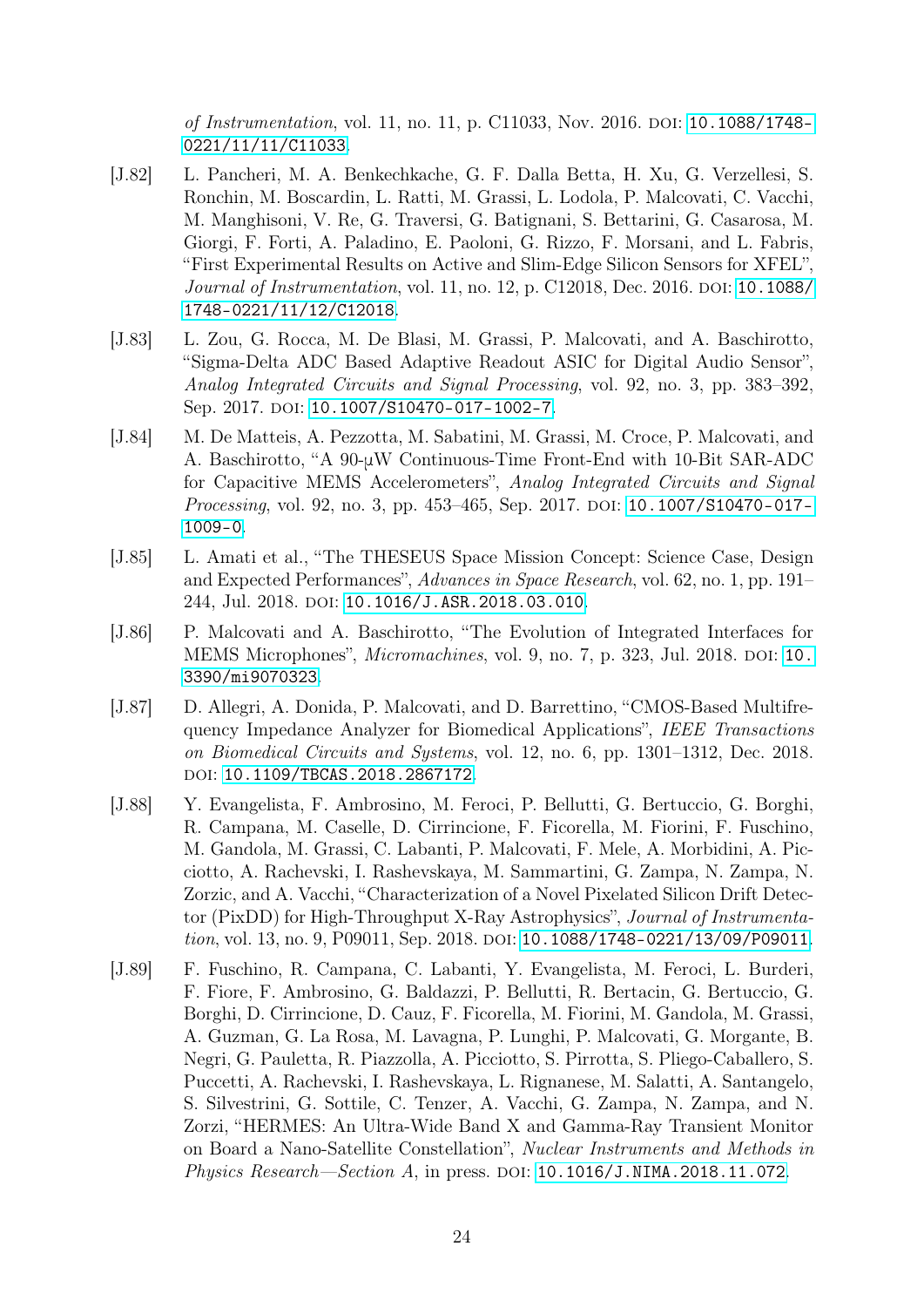*of Instrumentation*, vol. 11, no. 11, p. C11033, Nov. 2016. DOI: 10.1088/1748-0221/11/11/C11033.

[J.82] L. Pancheri, M. A. Benkechkache, G. F. Dalla Betta, H. Xu, G. Verzellesi, S. Ronchin, M. Boscardin, L. Ratti, M. Grassi, L. Lodola, P. Malcovati, C. Vacchi, M. Manghisoni, V. Re, G. Traversi, G. Batignani, S. Bettarini, G. Casarosa, M. Giorgi, F. Forti, A. Paladino, E. Paoloni, G. Rizzo, F. Morsani, and L. Fabris, "First Experimental Results on Active and Slim-Edge Silicon Sensors for XFEL", *Journal of Instrumentation*, vol. 11, no. 12, p. C12018, Dec. 2016. DOI: 10.1088/1748-0221/11/12/C12018.

[J.83] L. Zou, G. Rocca, M. De Blasi, M. Grassi, P. Malcovati, and A. Baschirotto, "Sigma-Delta ADC Based Adaptive Readout ASIC for Digital Audio Sensor", *Analog Integrated Circuits and Signal Processing*, vol. 92, no. 3, pp. 383–392, Sep. 2017. DOI: 10.1007/S10470-017-1002-7.

[J.84] M. De Matteis, A. Pezzotta, M. Sabatini, M. Grassi, M. Croce, P. Malcovati, and A. Baschirotto, "A 90-μW Continuous-Time Front-End with 10-Bit SAR-ADC for Capacitive MEMS Accelerometers", *Analog Integrated Circuits and Signal Processing*, vol. 92, no. 3, pp. 453–465, Sep. 2017. DOI: 10.1007/S10470-017-1009-0.

[J.85] L. Amati et al., "The THESEUS Space Mission Concept: Science Case, Design and Expected Performances", *Advances in Space Research*, vol. 62, no. 1, pp. 191–244, Jul. 2018. DOI: 10.1016/J.ASR.2018.03.010.

[J.86] P. Malcovati and A. Baschirotto, "The Evolution of Integrated Interfaces for MEMS Microphones", *Micromachines*, vol. 9, no. 7, p. 323, Jul. 2018. DOI: 10.3390/mi9070323.

[J.87] D. Allegri, A. Donida, P. Malcovati, and D. Barrettino, "CMOS-Based Multifrequency Impedance Analyzer for Biomedical Applications", *IEEE Transactions on Biomedical Circuits and Systems*, vol. 12, no. 6, pp. 1301–1312, Dec. 2018. DOI: 10.1109/TBCAS.2018.2867172.

[J.88] Y. Evangelista, F. Ambrosino, M. Feroci, P. Bellutti, G. Bertuccio, G. Borghi, R. Campana, M. Caselle, D. Cirrincione, F. Ficorella, M. Fiorini, F. Fuschino, M. Gandola, M. Grassi, C. Labanti, P. Malcovati, F. Mele, A. Morbidini, A. Picciotto, A. Rachevski, I. Rashevskaya, M. Sammartini, G. Zampa, N. Zampa, N. Zorzic, and A. Vacchi, "Characterization of a Novel Pixelated Silicon Drift Detector (PixDD) for High-Throughput X-Ray Astrophysics", *Journal of Instrumentation*, vol. 13, no. 9, P09011, Sep. 2018. DOI: 10.1088/1748-0221/13/09/P09011.

[J.89] F. Fuschino, R. Campana, C. Labanti, Y. Evangelista, M. Feroci, L. Burderi, F. Fiore, F. Ambrosino, G. Baldazzi, P. Bellutti, R. Bertacin, G. Bertuccio, G. Borghi, D. Cirrincione, D. Cauz, F. Ficorella, M. Fiorini, M. Gandola, M. Grassi, A. Guzman, G. La Rosa, M. Lavagna, P. Lunghi, P. Malcovati, G. Morgante, B. Negri, G. Pauletta, R. Piazzolla, A. Picciotto, S. Pirrotta, S. Pliego-Caballero, S. Puccetti, A. Rachevski, I. Rashevskaya, L. Rignanese, M. Salatti, A. Santangelo, S. Silvestrini, G. Sottile, C. Tenzer, A. Vacchi, G. Zampa, N. Zampa, and N. Zorzi, "HERMES: An Ultra-Wide Band X and Gamma-Ray Transient Monitor on Board a Nano-Satellite Constellation", *Nuclear Instruments and Methods in Physics Research—Section A*, in press. DOI: 10.1016/J.NIMA.2018.11.072.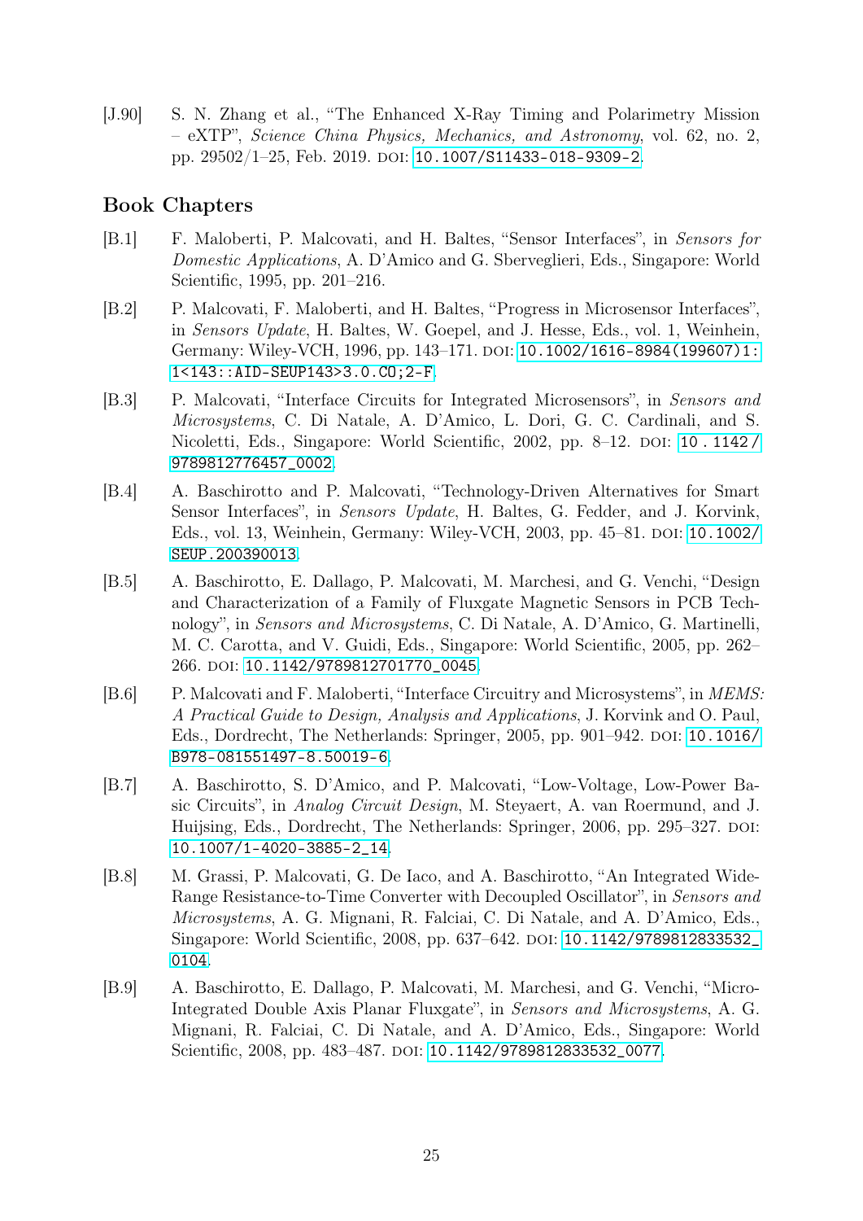[J.90] S. N. Zhang et al., "The Enhanced X-Ray Timing and Polarimetry Mission – eXTP", *Science China Physics, Mechanics, and Astronomy*, vol. 62, no. 2, pp. 29502/1–25, Feb. 2019. DOI: 10.1007/S11433-018-9309-2.

## Book Chapters

[B.1] F. Maloberti, P. Malcovati, and H. Baltes, "Sensor Interfaces", in *Sensors for Domestic Applications*, A. D'Amico and G. Sberveglieri, Eds., Singapore: World Scientific, 1995, pp. 201–216.

[B.2] P. Malcovati, F. Maloberti, and H. Baltes, "Progress in Microsensor Interfaces", in *Sensors Update*, H. Baltes, W. Goepel, and J. Hesse, Eds., vol. 1, Weinhein, Germany: Wiley-VCH, 1996, pp. 143–171. DOI: 10.1002/1616-8984(199607)1:1<143::AID-SEUP143>3.0.CO;2-F.

[B.3] P. Malcovati, "Interface Circuits for Integrated Microsensors", in *Sensors and Microsystems*, C. Di Natale, A. D'Amico, L. Dori, G. C. Cardinali, and S. Nicoletti, Eds., Singapore: World Scientific, 2002, pp. 8–12. DOI: 10.1142/9789812776457_0002.

[B.4] A. Baschirotto and P. Malcovati, "Technology-Driven Alternatives for Smart Sensor Interfaces", in *Sensors Update*, H. Baltes, G. Fedder, and J. Korvink, Eds., vol. 13, Weinhein, Germany: Wiley-VCH, 2003, pp. 45–81. DOI: 10.1002/SEUP.200390013.

[B.5] A. Baschirotto, E. Dallago, P. Malcovati, M. Marchesi, and G. Venchi, "Design and Characterization of a Family of Fluxgate Magnetic Sensors in PCB Technology", in *Sensors and Microsystems*, C. Di Natale, A. D'Amico, G. Martinelli, M. C. Carotta, and V. Guidi, Eds., Singapore: World Scientific, 2005, pp. 262–266. DOI: 10.1142/9789812701770_0045.

[B.6] P. Malcovati and F. Maloberti, "Interface Circuitry and Microsystems", in *MEMS: A Practical Guide to Design, Analysis and Applications*, J. Korvink and O. Paul, Eds., Dordrecht, The Netherlands: Springer, 2005, pp. 901–942. DOI: 10.1016/B978-081551497-8.50019-6.

[B.7] A. Baschirotto, S. D'Amico, and P. Malcovati, "Low-Voltage, Low-Power Basic Circuits", in *Analog Circuit Design*, M. Steyaert, A. van Roermund, and J. Huijsing, Eds., Dordrecht, The Netherlands: Springer, 2006, pp. 295–327. DOI: 10.1007/1-4020-3885-2_14.

[B.8] M. Grassi, P. Malcovati, G. De Iaco, and A. Baschirotto, "An Integrated Wide-Range Resistance-to-Time Converter with Decoupled Oscillator", in *Sensors and Microsystems*, A. G. Mignani, R. Falciai, C. Di Natale, and A. D'Amico, Eds., Singapore: World Scientific, 2008, pp. 637–642. DOI: 10.1142/9789812833532_0104.

[B.9] A. Baschirotto, E. Dallago, P. Malcovati, M. Marchesi, and G. Venchi, "Micro-Integrated Double Axis Planar Fluxgate", in *Sensors and Microsystems*, A. G. Mignani, R. Falciai, C. Di Natale, and A. D'Amico, Eds., Singapore: World Scientific, 2008, pp. 483–487. DOI: 10.1142/9789812833532_0077.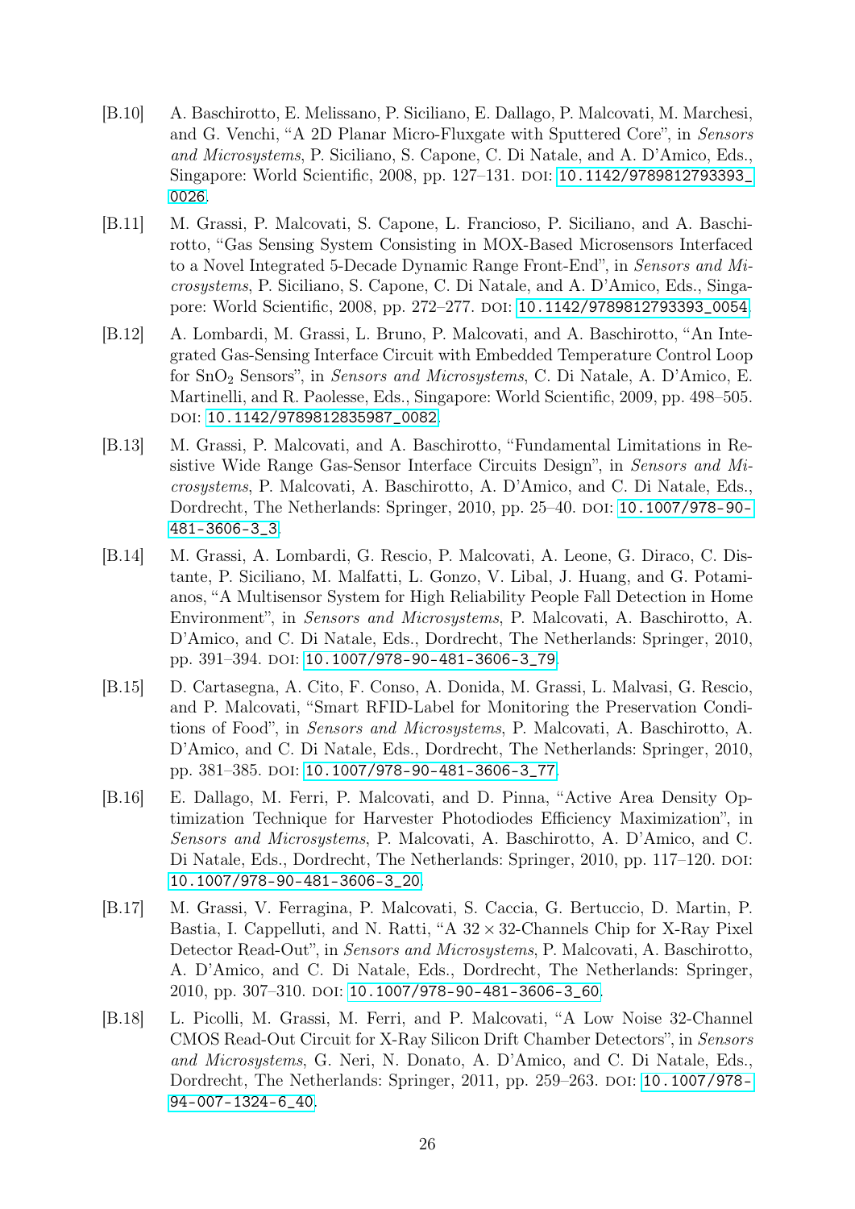[B.10] A. Baschirotto, E. Melissano, P. Siciliano, E. Dallago, P. Malcovati, M. Marchesi, and G. Venchi, "A 2D Planar Micro-Fluxgate with Sputtered Core", in *Sensors and Microsystems*, P. Siciliano, S. Capone, C. Di Natale, and A. D'Amico, Eds., Singapore: World Scientific, 2008, pp. 127–131. DOI: 10.1142/9789812793393_0026.

[B.11] M. Grassi, P. Malcovati, S. Capone, L. Francioso, P. Siciliano, and A. Baschirotto, "Gas Sensing System Consisting in MOX-Based Microsensors Interfaced to a Novel Integrated 5-Decade Dynamic Range Front-End", in *Sensors and Microsystems*, P. Siciliano, S. Capone, C. Di Natale, and A. D'Amico, Eds., Singapore: World Scientific, 2008, pp. 272–277. DOI: 10.1142/9789812793393_0054.

[B.12] A. Lombardi, M. Grassi, L. Bruno, P. Malcovati, and A. Baschirotto, "An Integrated Gas-Sensing Interface Circuit with Embedded Temperature Control Loop for $SnO_2$ Sensors", in *Sensors and Microsystems*, C. Di Natale, A. D'Amico, E. Martinelli, and R. Paolesse, Eds., Singapore: World Scientific, 2009, pp. 498–505. DOI: 10.1142/9789812835987_0082.

[B.13] M. Grassi, P. Malcovati, and A. Baschirotto, "Fundamental Limitations in Resistive Wide Range Gas-Sensor Interface Circuits Design", in *Sensors and Microsystems*, P. Malcovati, A. Baschirotto, A. D'Amico, and C. Di Natale, Eds., Dordrecht, The Netherlands: Springer, 2010, pp. 25–40. DOI: 10.1007/978-90-481-3606-3_3.

[B.14] M. Grassi, A. Lombardi, G. Rescio, P. Malcovati, A. Leone, G. Diraco, C. Distante, P. Siciliano, M. Malfatti, L. Gonzo, V. Libal, J. Huang, and G. Potamianos, "A Multisensor System for High Reliability People Fall Detection in Home Environment", in *Sensors and Microsystems*, P. Malcovati, A. Baschirotto, A. D'Amico, and C. Di Natale, Eds., Dordrecht, The Netherlands: Springer, 2010, pp. 391–394. DOI: 10.1007/978-90-481-3606-3_79.

[B.15] D. Cartasegna, A. Cito, F. Conso, A. Donida, M. Grassi, L. Malvasi, G. Rescio, and P. Malcovati, "Smart RFID-Label for Monitoring the Preservation Conditions of Food", in *Sensors and Microsystems*, P. Malcovati, A. Baschirotto, A. D'Amico, and C. Di Natale, Eds., Dordrecht, The Netherlands: Springer, 2010, pp. 381–385. DOI: 10.1007/978-90-481-3606-3_77.

[B.16] E. Dallago, M. Ferri, P. Malcovati, and D. Pinna, "Active Area Density Optimization Technique for Harvester Photodiodes Efficiency Maximization", in *Sensors and Microsystems*, P. Malcovati, A. Baschirotto, A. D'Amico, and C. Di Natale, Eds., Dordrecht, The Netherlands: Springer, 2010, pp. 117–120. DOI: 10.1007/978-90-481-3606-3_20.

[B.17] M. Grassi, V. Ferragina, P. Malcovati, S. Caccia, G. Bertuccio, D. Martin, P. Bastia, I. Cappelluti, and N. Ratti, "A $32 \times 32$-Channels Chip for X-Ray Pixel Detector Read-Out", in *Sensors and Microsystems*, P. Malcovati, A. Baschirotto, A. D'Amico, and C. Di Natale, Eds., Dordrecht, The Netherlands: Springer, 2010, pp. 307–310. DOI: 10.1007/978-90-481-3606-3_60.

[B.18] L. Picolli, M. Grassi, M. Ferri, and P. Malcovati, "A Low Noise 32-Channel CMOS Read-Out Circuit for X-Ray Silicon Drift Chamber Detectors", in *Sensors and Microsystems*, G. Neri, N. Donato, A. D'Amico, and C. Di Natale, Eds., Dordrecht, The Netherlands: Springer, 2011, pp. 259–263. DOI: 10.1007/978-94-007-1324-6_40.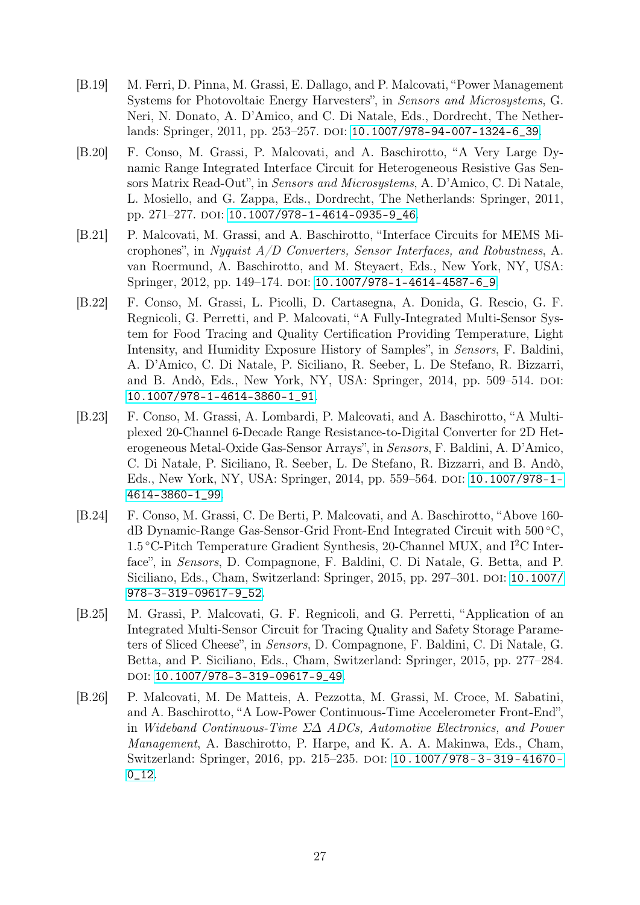[B.19] M. Ferri, D. Pinna, M. Grassi, E. Dallago, and P. Malcovati, "Power Management Systems for Photovoltaic Energy Harvesters", in *Sensors and Microsystems*, G. Neri, N. Donato, A. D'Amico, and C. Di Natale, Eds., Dordrecht, The Netherlands: Springer, 2011, pp. 253–257. DOI: 10.1007/978-94-007-1324-6_39.

[B.20] F. Conso, M. Grassi, P. Malcovati, and A. Baschirotto, "A Very Large Dynamic Range Integrated Interface Circuit for Heterogeneous Resistive Gas Sensors Matrix Read-Out", in *Sensors and Microsystems*, A. D'Amico, C. Di Natale, L. Mosiello, and G. Zappa, Eds., Dordrecht, The Netherlands: Springer, 2011, pp. 271–277. DOI: 10.1007/978-1-4614-0935-9_46.

[B.21] P. Malcovati, M. Grassi, and A. Baschirotto, "Interface Circuits for MEMS Microphones", in *Nyquist A/D Converters, Sensor Interfaces, and Robustness*, A. van Roermund, A. Baschirotto, and M. Steyaert, Eds., New York, NY, USA: Springer, 2012, pp. 149–174. DOI: 10.1007/978-1-4614-4587-6_9.

[B.22] F. Conso, M. Grassi, L. Picolli, D. Cartasegna, A. Donida, G. Rescio, G. F. Regnicoli, G. Perretti, and P. Malcovati, "A Fully-Integrated Multi-Sensor System for Food Tracing and Quality Certification Providing Temperature, Light Intensity, and Humidity Exposure History of Samples", in *Sensors*, F. Baldini, A. D'Amico, C. Di Natale, P. Siciliano, R. Seeber, L. De Stefano, R. Bizzarri, and B. Andò, Eds., New York, NY, USA: Springer, 2014, pp. 509–514. DOI: 10.1007/978-1-4614-3860-1_91.

[B.23] F. Conso, M. Grassi, A. Lombardi, P. Malcovati, and A. Baschirotto, "A Multiplexed 20-Channel 6-Decade Range Resistance-to-Digital Converter for 2D Heterogeneous Metal-Oxide Gas-Sensor Arrays", in *Sensors*, F. Baldini, A. D'Amico, C. Di Natale, P. Siciliano, R. Seeber, L. De Stefano, R. Bizzarri, and B. Andò, Eds., New York, NY, USA: Springer, 2014, pp. 559–564. DOI: 10.1007/978-1-4614-3860-1_99.

[B.24] F. Conso, M. Grassi, C. De Berti, P. Malcovati, and A. Baschirotto, "Above 160-dB Dynamic-Range Gas-Sensor-Grid Front-End Integrated Circuit with 500 °C, 1.5 °C-Pitch Temperature Gradient Synthesis, 20-Channel MUX, and $I^2C$ Interface", in *Sensors*, D. Compagnone, F. Baldini, C. Di Natale, G. Betta, and P. Siciliano, Eds., Cham, Switzerland: Springer, 2015, pp. 297–301. DOI: 10.1007/978-3-319-09617-9_52.

[B.25] M. Grassi, P. Malcovati, G. F. Regnicoli, and G. Perretti, "Application of an Integrated Multi-Sensor Circuit for Tracing Quality and Safety Storage Parameters of Sliced Cheese", in *Sensors*, D. Compagnone, F. Baldini, C. Di Natale, G. Betta, and P. Siciliano, Eds., Cham, Switzerland: Springer, 2015, pp. 277–284. DOI: 10.1007/978-3-319-09617-9_49.

[B.26] P. Malcovati, M. De Matteis, A. Pezzotta, M. Grassi, M. Croce, M. Sabatini, and A. Baschirotto, "A Low-Power Continuous-Time Accelerometer Front-End", in *Wideband Continuous-Time ΣΔ ADCs, Automotive Electronics, and Power Management*, A. Baschirotto, P. Harpe, and K. A. A. Makinwa, Eds., Cham, Switzerland: Springer, 2016, pp. 215–235. DOI: 10.1007/978-3-319-41670-0_12.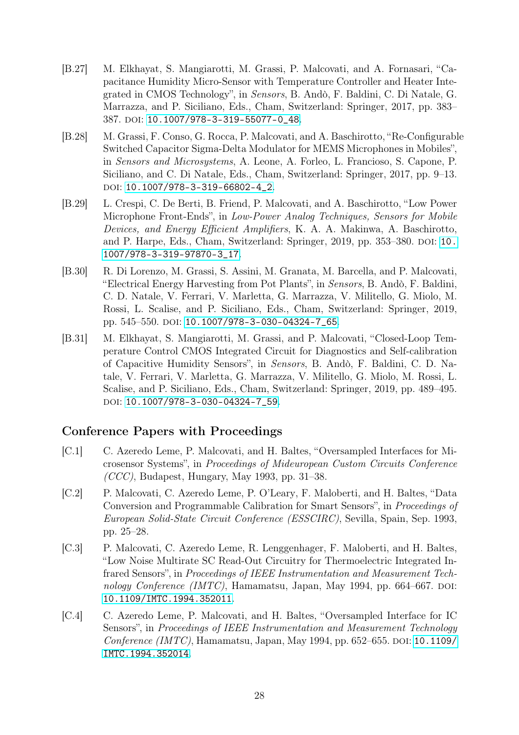[B.27] M. Elkhayat, S. Mangiarotti, M. Grassi, P. Malcovati, and A. Fornasari, "Capacitance Humidity Micro-Sensor with Temperature Controller and Heater Integrated in CMOS Technology", in *Sensors*, B. Andò, F. Baldini, C. Di Natale, G. Marrazza, and P. Siciliano, Eds., Cham, Switzerland: Springer, 2017, pp. 383–387. DOI: 10.1007/978-3-319-55077-0_48.

[B.28] M. Grassi, F. Conso, G. Rocca, P. Malcovati, and A. Baschirotto, "Re-Configurable Switched Capacitor Sigma-Delta Modulator for MEMS Microphones in Mobiles", in *Sensors and Microsystems*, A. Leone, A. Forleo, L. Francioso, S. Capone, P. Siciliano, and C. Di Natale, Eds., Cham, Switzerland: Springer, 2017, pp. 9–13. DOI: 10.1007/978-3-319-66802-4_2.

[B.29] L. Crespi, C. De Berti, B. Friend, P. Malcovati, and A. Baschirotto, "Low Power Microphone Front-Ends", in *Low-Power Analog Techniques, Sensors for Mobile Devices, and Energy Efficient Amplifiers*, K. A. A. Makinwa, A. Baschirotto, and P. Harpe, Eds., Cham, Switzerland: Springer, 2019, pp. 353–380. DOI: 10.1007/978-3-319-97870-3_17.

[B.30] R. Di Lorenzo, M. Grassi, S. Assini, M. Granata, M. Barcella, and P. Malcovati, "Electrical Energy Harvesting from Pot Plants", in *Sensors*, B. Andò, F. Baldini, C. D. Natale, V. Ferrari, V. Marletta, G. Marrazza, V. Militello, G. Miolo, M. Rossi, L. Scalise, and P. Siciliano, Eds., Cham, Switzerland: Springer, 2019, pp. 545–550. DOI: 10.1007/978-3-030-04324-7_65.

[B.31] M. Elkhayat, S. Mangiarotti, M. Grassi, and P. Malcovati, "Closed-Loop Temperature Control CMOS Integrated Circuit for Diagnostics and Self-calibration of Capacitive Humidity Sensors", in *Sensors*, B. Andò, F. Baldini, C. D. Natale, V. Ferrari, V. Marletta, G. Marrazza, V. Militello, G. Miolo, M. Rossi, L. Scalise, and P. Siciliano, Eds., Cham, Switzerland: Springer, 2019, pp. 489–495. DOI: 10.1007/978-3-030-04324-7_59.

## Conference Papers with Proceedings

[C.1] C. Azeredo Leme, P. Malcovati, and H. Baltes, "Oversampled Interfaces for Microsensor Systems", in *Proceedings of Mideuropean Custom Circuits Conference (CCC)*, Budapest, Hungary, May 1993, pp. 31–38.

[C.2] P. Malcovati, C. Azeredo Leme, P. O'Leary, F. Maloberti, and H. Baltes, "Data Conversion and Programmable Calibration for Smart Sensors", in *Proceedings of European Solid-State Circuit Conference (ESSCIRC)*, Sevilla, Spain, Sep. 1993, pp. 25–28.

[C.3] P. Malcovati, C. Azeredo Leme, R. Lenggenhager, F. Maloberti, and H. Baltes, "Low Noise Multirate SC Read-Out Circuitry for Thermoelectric Integrated Infrared Sensors", in *Proceedings of IEEE Instrumentation and Measurement Technology Conference (IMTC)*, Hamamatsu, Japan, May 1994, pp. 664–667. DOI: 10.1109/IMTC.1994.352011.

[C.4] C. Azeredo Leme, P. Malcovati, and H. Baltes, "Oversampled Interface for IC Sensors", in *Proceedings of IEEE Instrumentation and Measurement Technology Conference (IMTC)*, Hamamatsu, Japan, May 1994, pp. 652–655. DOI: 10.1109/IMTC.1994.352014.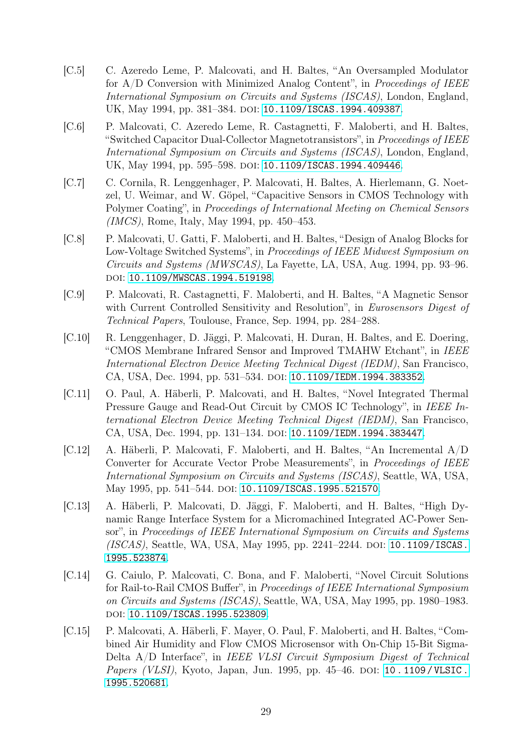[C.5] C. Azeredo Leme, P. Malcovati, and H. Baltes, "An Oversampled Modulator for A/D Conversion with Minimized Analog Content", in *Proceedings of IEEE International Symposium on Circuits and Systems (ISCAS)*, London, England, UK, May 1994, pp. 381–384. DOI: 10.1109/ISCAS.1994.409387.

[C.6] P. Malcovati, C. Azeredo Leme, R. Castagnetti, F. Maloberti, and H. Baltes, "Switched Capacitor Dual-Collector Magnetotransistors", in *Proceedings of IEEE International Symposium on Circuits and Systems (ISCAS)*, London, England, UK, May 1994, pp. 595–598. DOI: 10.1109/ISCAS.1994.409446.

[C.7] C. Cornila, R. Lenggenhager, P. Malcovati, H. Baltes, A. Hierlemann, G. Noetzel, U. Weimar, and W. Göpel, "Capacitive Sensors in CMOS Technology with Polymer Coating", in *Proceedings of International Meeting on Chemical Sensors (IMCS)*, Rome, Italy, May 1994, pp. 450–453.

[C.8] P. Malcovati, U. Gatti, F. Maloberti, and H. Baltes, "Design of Analog Blocks for Low-Voltage Switched Systems", in *Proceedings of IEEE Midwest Symposium on Circuits and Systems (MWSCAS)*, La Fayette, LA, USA, Aug. 1994, pp. 93–96. DOI: 10.1109/MWSCAS.1994.519198.

[C.9] P. Malcovati, R. Castagnetti, F. Maloberti, and H. Baltes, "A Magnetic Sensor with Current Controlled Sensitivity and Resolution", in *Eurosensors Digest of Technical Papers*, Toulouse, France, Sep. 1994, pp. 284–288.

[C.10] R. Lenggenhager, D. Jäggi, P. Malcovati, H. Duran, H. Baltes, and E. Doering, "CMOS Membrane Infrared Sensor and Improved TMAHW Etchant", in *IEEE International Electron Device Meeting Technical Digest (IEDM)*, San Francisco, CA, USA, Dec. 1994, pp. 531–534. DOI: 10.1109/IEDM.1994.383352.

[C.11] O. Paul, A. Häberli, P. Malcovati, and H. Baltes, "Novel Integrated Thermal Pressure Gauge and Read-Out Circuit by CMOS IC Technology", in *IEEE International Electron Device Meeting Technical Digest (IEDM)*, San Francisco, CA, USA, Dec. 1994, pp. 131–134. DOI: 10.1109/IEDM.1994.383447.

[C.12] A. Häberli, P. Malcovati, F. Maloberti, and H. Baltes, "An Incremental A/D Converter for Accurate Vector Probe Measurements", in *Proceedings of IEEE International Symposium on Circuits and Systems (ISCAS)*, Seattle, WA, USA, May 1995, pp. 541–544. DOI: 10.1109/ISCAS.1995.521570.

[C.13] A. Häberli, P. Malcovati, D. Jäggi, F. Maloberti, and H. Baltes, "High Dynamic Range Interface System for a Micromachined Integrated AC-Power Sensor", in *Proceedings of IEEE International Symposium on Circuits and Systems (ISCAS)*, Seattle, WA, USA, May 1995, pp. 2241–2244. DOI: 10.1109/ISCAS.1995.523874.

[C.14] G. Caiulo, P. Malcovati, C. Bona, and F. Maloberti, "Novel Circuit Solutions for Rail-to-Rail CMOS Buffer", in *Proceedings of IEEE International Symposium on Circuits and Systems (ISCAS)*, Seattle, WA, USA, May 1995, pp. 1980–1983. DOI: 10.1109/ISCAS.1995.523809.

[C.15] P. Malcovati, A. Häberli, F. Mayer, O. Paul, F. Maloberti, and H. Baltes, "Combined Air Humidity and Flow CMOS Microsensor with On-Chip 15-Bit Sigma-Delta A/D Interface", in *IEEE VLSI Circuit Symposium Digest of Technical Papers (VLSI)*, Kyoto, Japan, Jun. 1995, pp. 45–46. DOI: 10.1109/VLSIC.1995.520681.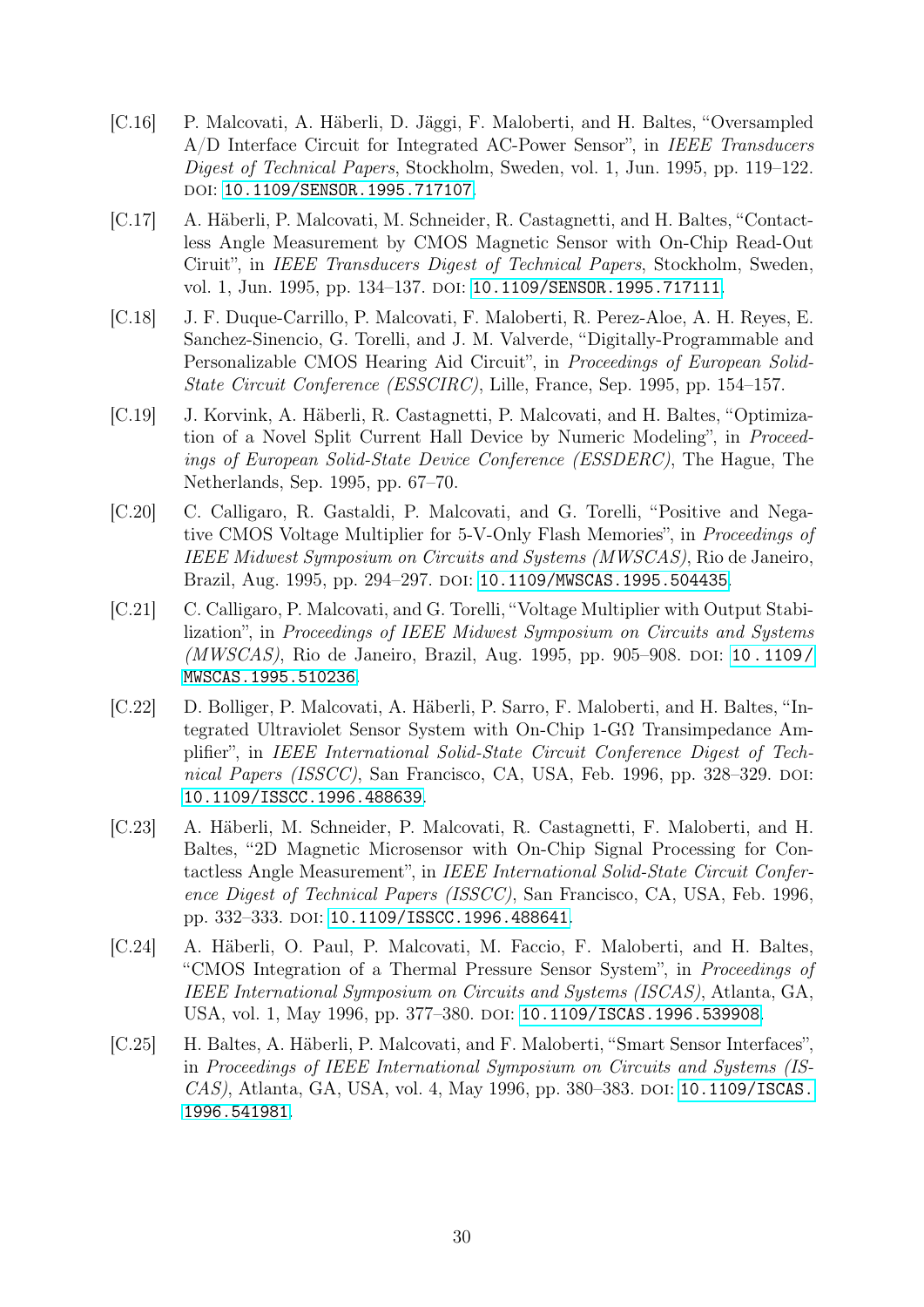[C.16] P. Malcovati, A. Häberli, D. Jäggi, F. Maloberti, and H. Baltes, "Oversampled A/D Interface Circuit for Integrated AC-Power Sensor", in *IEEE Transducers Digest of Technical Papers*, Stockholm, Sweden, vol. 1, Jun. 1995, pp. 119–122. DOI: 10.1109/SENSOR.1995.717107.

[C.17] A. Häberli, P. Malcovati, M. Schneider, R. Castagnetti, and H. Baltes, "Contactless Angle Measurement by CMOS Magnetic Sensor with On-Chip Read-Out Ciruit", in *IEEE Transducers Digest of Technical Papers*, Stockholm, Sweden, vol. 1, Jun. 1995, pp. 134–137. DOI: 10.1109/SENSOR.1995.717111.

[C.18] J. F. Duque-Carrillo, P. Malcovati, F. Maloberti, R. Perez-Aloe, A. H. Reyes, E. Sanchez-Sinencio, G. Torelli, and J. M. Valverde, "Digitally-Programmable and Personalizable CMOS Hearing Aid Circuit", in *Proceedings of European Solid-State Circuit Conference (ESSCIRC)*, Lille, France, Sep. 1995, pp. 154–157.

[C.19] J. Korvink, A. Häberli, R. Castagnetti, P. Malcovati, and H. Baltes, "Optimization of a Novel Split Current Hall Device by Numeric Modeling", in *Proceedings of European Solid-State Device Conference (ESSDERC)*, The Hague, The Netherlands, Sep. 1995, pp. 67–70.

[C.20] C. Calligaro, R. Gastaldi, P. Malcovati, and G. Torelli, "Positive and Negative CMOS Voltage Multiplier for 5-V-Only Flash Memories", in *Proceedings of IEEE Midwest Symposium on Circuits and Systems (MWSCAS)*, Rio de Janeiro, Brazil, Aug. 1995, pp. 294–297. DOI: 10.1109/MWSCAS.1995.504435.

[C.21] C. Calligaro, P. Malcovati, and G. Torelli, "Voltage Multiplier with Output Stabilization", in *Proceedings of IEEE Midwest Symposium on Circuits and Systems (MWSCAS)*, Rio de Janeiro, Brazil, Aug. 1995, pp. 905–908. DOI: 10.1109/MWSCAS.1995.510236.

[C.22] D. Bolliger, P. Malcovati, A. Häberli, P. Sarro, F. Maloberti, and H. Baltes, "Integrated Ultraviolet Sensor System with On-Chip 1-GΩ Transimpedance Amplifier", in *IEEE International Solid-State Circuit Conference Digest of Technical Papers (ISSCC)*, San Francisco, CA, USA, Feb. 1996, pp. 328–329. DOI: 10.1109/ISSCC.1996.488639.

[C.23] A. Häberli, M. Schneider, P. Malcovati, R. Castagnetti, F. Maloberti, and H. Baltes, "2D Magnetic Microsensor with On-Chip Signal Processing for Contactless Angle Measurement", in *IEEE International Solid-State Circuit Conference Digest of Technical Papers (ISSCC)*, San Francisco, CA, USA, Feb. 1996, pp. 332–333. DOI: 10.1109/ISSCC.1996.488641.

[C.24] A. Häberli, O. Paul, P. Malcovati, M. Faccio, F. Maloberti, and H. Baltes, "CMOS Integration of a Thermal Pressure Sensor System", in *Proceedings of IEEE International Symposium on Circuits and Systems (ISCAS)*, Atlanta, GA, USA, vol. 1, May 1996, pp. 377–380. DOI: 10.1109/ISCAS.1996.539908.

[C.25] H. Baltes, A. Häberli, P. Malcovati, and F. Maloberti, "Smart Sensor Interfaces", in *Proceedings of IEEE International Symposium on Circuits and Systems (ISCAS)*, Atlanta, GA, USA, vol. 4, May 1996, pp. 380–383. DOI: 10.1109/ISCAS.1996.541981.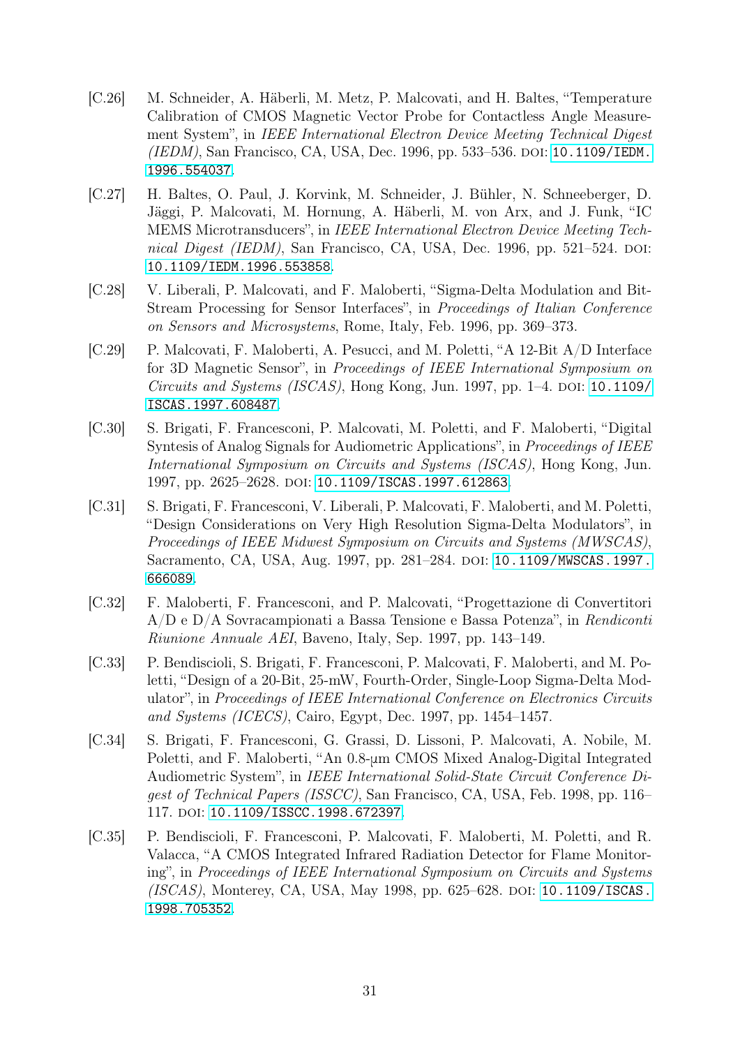[C.26] M. Schneider, A. Häberli, M. Metz, P. Malcovati, and H. Baltes, "Temperature Calibration of CMOS Magnetic Vector Probe for Contactless Angle Measurement System", in *IEEE International Electron Device Meeting Technical Digest (IEDM)*, San Francisco, CA, USA, Dec. 1996, pp. 533–536. DOI: 10.1109/IEDM.1996.554037.

[C.27] H. Baltes, O. Paul, J. Korvink, M. Schneider, J. Bühler, N. Schneeberger, D. Jäggi, P. Malcovati, M. Hornung, A. Häberli, M. von Arx, and J. Funk, "IC MEMS Microtransducers", in *IEEE International Electron Device Meeting Technical Digest (IEDM)*, San Francisco, CA, USA, Dec. 1996, pp. 521–524. DOI: 10.1109/IEDM.1996.553858.

[C.28] V. Liberali, P. Malcovati, and F. Maloberti, "Sigma-Delta Modulation and Bit-Stream Processing for Sensor Interfaces", in *Proceedings of Italian Conference on Sensors and Microsystems*, Rome, Italy, Feb. 1996, pp. 369–373.

[C.29] P. Malcovati, F. Maloberti, A. Pesucci, and M. Poletti, "A 12-Bit A/D Interface for 3D Magnetic Sensor", in *Proceedings of IEEE International Symposium on Circuits and Systems (ISCAS)*, Hong Kong, Jun. 1997, pp. 1–4. DOI: 10.1109/ISCAS.1997.608487.

[C.30] S. Brigati, F. Francesconi, P. Malcovati, M. Poletti, and F. Maloberti, "Digital Syntesis of Analog Signals for Audiometric Applications", in *Proceedings of IEEE International Symposium on Circuits and Systems (ISCAS)*, Hong Kong, Jun. 1997, pp. 2625–2628. DOI: 10.1109/ISCAS.1997.612863.

[C.31] S. Brigati, F. Francesconi, V. Liberali, P. Malcovati, F. Maloberti, and M. Poletti, "Design Considerations on Very High Resolution Sigma-Delta Modulators", in *Proceedings of IEEE Midwest Symposium on Circuits and Systems (MWSCAS)*, Sacramento, CA, USA, Aug. 1997, pp. 281–284. DOI: 10.1109/MWSCAS.1997.666089.

[C.32] F. Maloberti, F. Francesconi, and P. Malcovati, "Progettazione di Convertitori A/D e D/A Sovracampionati a Bassa Tensione e Bassa Potenza", in *Rendiconti Riunione Annuale AEI*, Baveno, Italy, Sep. 1997, pp. 143–149.

[C.33] P. Bendiscioli, S. Brigati, F. Francesconi, P. Malcovati, F. Maloberti, and M. Poletti, "Design of a 20-Bit, 25-mW, Fourth-Order, Single-Loop Sigma-Delta Modulator", in *Proceedings of IEEE International Conference on Electronics Circuits and Systems (ICECS)*, Cairo, Egypt, Dec. 1997, pp. 1454–1457.

[C.34] S. Brigati, F. Francesconi, G. Grassi, D. Lissoni, P. Malcovati, A. Nobile, M. Poletti, and F. Maloberti, "An 0.8-µm CMOS Mixed Analog-Digital Integrated Audiometric System", in *IEEE International Solid-State Circuit Conference Digest of Technical Papers (ISSCC)*, San Francisco, CA, USA, Feb. 1998, pp. 116–117. DOI: 10.1109/ISSCC.1998.672397.

[C.35] P. Bendiscioli, F. Francesconi, P. Malcovati, F. Maloberti, M. Poletti, and R. Valacca, "A CMOS Integrated Infrared Radiation Detector for Flame Monitoring", in *Proceedings of IEEE International Symposium on Circuits and Systems (ISCAS)*, Monterey, CA, USA, May 1998, pp. 625–628. DOI: 10.1109/ISCAS.1998.705352.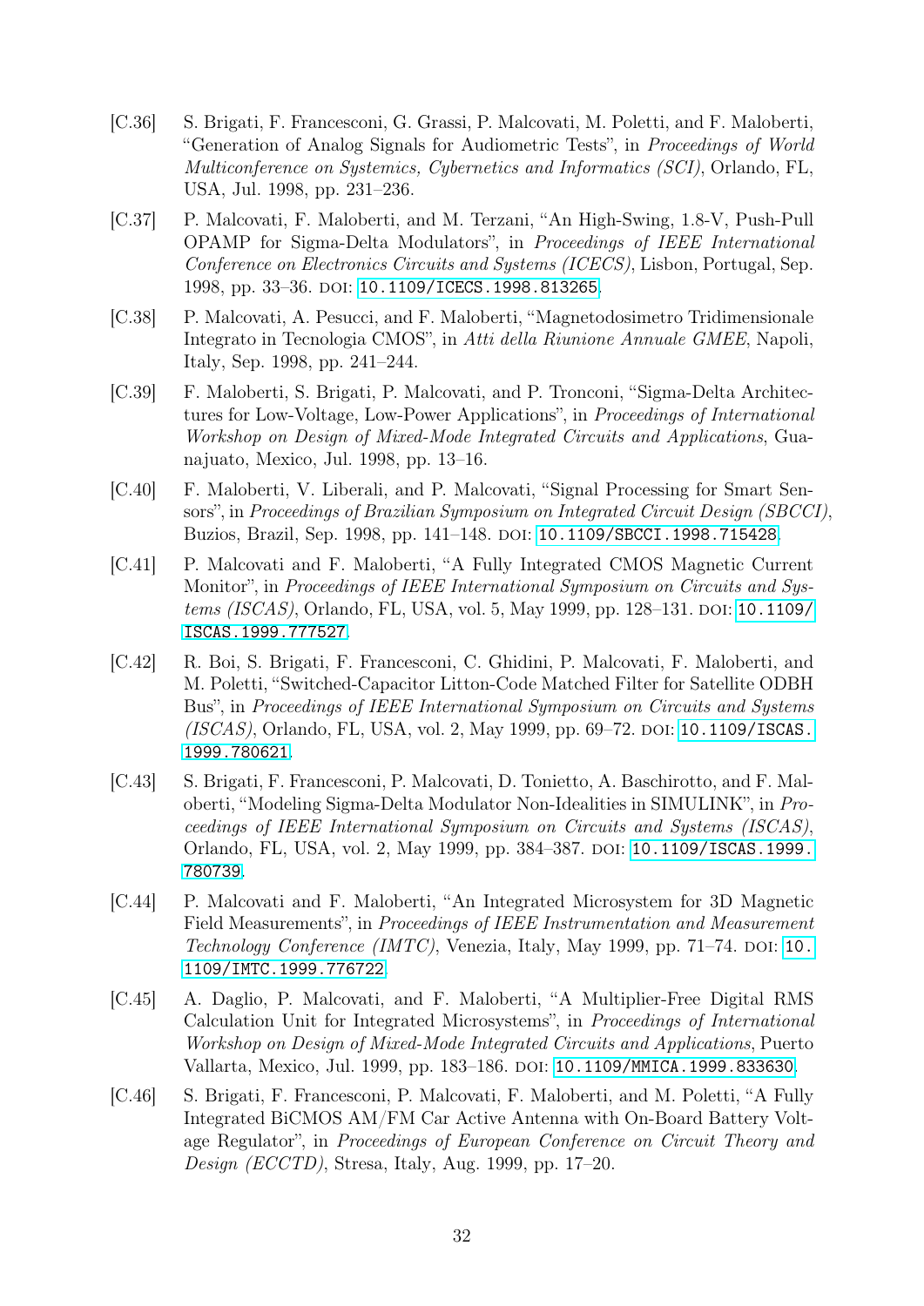[C.36] S. Brigati, F. Francesconi, G. Grassi, P. Malcovati, M. Poletti, and F. Maloberti, "Generation of Analog Signals for Audiometric Tests", in *Proceedings of World Multiconference on Systemics, Cybernetics and Informatics (SCI)*, Orlando, FL, USA, Jul. 1998, pp. 231–236.

[C.37] P. Malcovati, F. Maloberti, and M. Terzani, "An High-Swing, 1.8-V, Push-Pull OPAMP for Sigma-Delta Modulators", in *Proceedings of IEEE International Conference on Electronics Circuits and Systems (ICECS)*, Lisbon, Portugal, Sep. 1998, pp. 33–36. DOI: 10.1109/ICECS.1998.813265.

[C.38] P. Malcovati, A. Pesucci, and F. Maloberti, "Magnetodosimetro Tridimensionale Integrato in Tecnologia CMOS", in *Atti della Riunione Annuale GMEE*, Napoli, Italy, Sep. 1998, pp. 241–244.

[C.39] F. Maloberti, S. Brigati, P. Malcovati, and P. Tronconi, "Sigma-Delta Architectures for Low-Voltage, Low-Power Applications", in *Proceedings of International Workshop on Design of Mixed-Mode Integrated Circuits and Applications*, Guanajuato, Mexico, Jul. 1998, pp. 13–16.

[C.40] F. Maloberti, V. Liberali, and P. Malcovati, "Signal Processing for Smart Sensors", in *Proceedings of Brazilian Symposium on Integrated Circuit Design (SBCCI)*, Buzios, Brazil, Sep. 1998, pp. 141–148. DOI: 10.1109/SBCCI.1998.715428.

[C.41] P. Malcovati and F. Maloberti, "A Fully Integrated CMOS Magnetic Current Monitor", in *Proceedings of IEEE International Symposium on Circuits and Systems (ISCAS)*, Orlando, FL, USA, vol. 5, May 1999, pp. 128–131. DOI: 10.1109/ISCAS.1999.777527.

[C.42] R. Boi, S. Brigati, F. Francesconi, C. Ghidini, P. Malcovati, F. Maloberti, and M. Poletti, "Switched-Capacitor Litton-Code Matched Filter for Satellite ODBH Bus", in *Proceedings of IEEE International Symposium on Circuits and Systems (ISCAS)*, Orlando, FL, USA, vol. 2, May 1999, pp. 69–72. DOI: 10.1109/ISCAS.1999.780621.

[C.43] S. Brigati, F. Francesconi, P. Malcovati, D. Tonietto, A. Baschirotto, and F. Maloberti, "Modeling Sigma-Delta Modulator Non-Idealities in SIMULINK", in *Proceedings of IEEE International Symposium on Circuits and Systems (ISCAS)*, Orlando, FL, USA, vol. 2, May 1999, pp. 384–387. DOI: 10.1109/ISCAS.1999.780739.

[C.44] P. Malcovati and F. Maloberti, "An Integrated Microsystem for 3D Magnetic Field Measurements", in *Proceedings of IEEE Instrumentation and Measurement Technology Conference (IMTC)*, Venezia, Italy, May 1999, pp. 71–74. DOI: 10.1109/IMTC.1999.776722.

[C.45] A. Daglio, P. Malcovati, and F. Maloberti, "A Multiplier-Free Digital RMS Calculation Unit for Integrated Microsystems", in *Proceedings of International Workshop on Design of Mixed-Mode Integrated Circuits and Applications*, Puerto Vallarta, Mexico, Jul. 1999, pp. 183–186. DOI: 10.1109/MMICA.1999.833630.

[C.46] S. Brigati, F. Francesconi, P. Malcovati, F. Maloberti, and M. Poletti, "A Fully Integrated BiCMOS AM/FM Car Active Antenna with On-Board Battery Voltage Regulator", in *Proceedings of European Conference on Circuit Theory and Design (ECCTD)*, Stresa, Italy, Aug. 1999, pp. 17–20.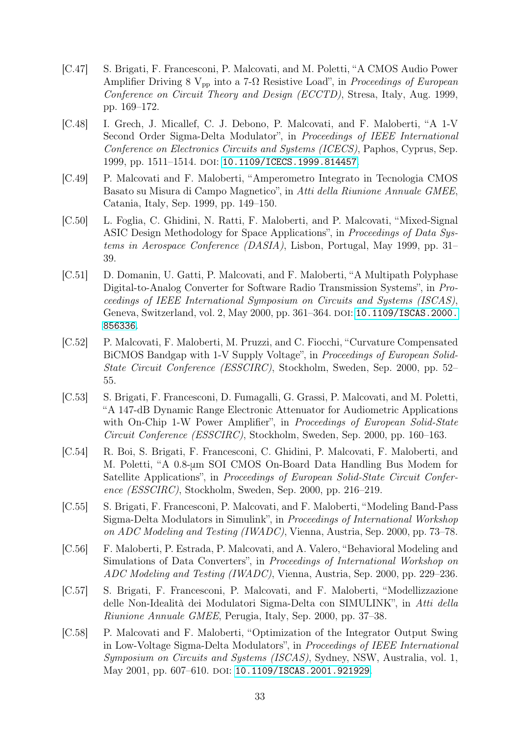[C.47] S. Brigati, F. Francesconi, P. Malcovati, and M. Poletti, "A CMOS Audio Power Amplifier Driving 8 $V_{pp}$ into a 7-Ω Resistive Load", in *Proceedings of European Conference on Circuit Theory and Design (ECCTD)*, Stresa, Italy, Aug. 1999, pp. 169–172.

[C.48] I. Grech, J. Micallef, C. J. Debono, P. Malcovati, and F. Maloberti, "A 1-V Second Order Sigma-Delta Modulator", in *Proceedings of IEEE International Conference on Electronics Circuits and Systems (ICECS)*, Paphos, Cyprus, Sep. 1999, pp. 1511–1514. DOI: 10.1109/ICECS.1999.814457.

[C.49] P. Malcovati and F. Maloberti, "Amperometro Integrato in Tecnologia CMOS Basato su Misura di Campo Magnetico", in *Atti della Riunione Annuale GMEE*, Catania, Italy, Sep. 1999, pp. 149–150.

[C.50] L. Foglia, C. Ghidini, N. Ratti, F. Maloberti, and P. Malcovati, "Mixed-Signal ASIC Design Methodology for Space Applications", in *Proceedings of Data Systems in Aerospace Conference (DASIA)*, Lisbon, Portugal, May 1999, pp. 31–39.

[C.51] D. Domanin, U. Gatti, P. Malcovati, and F. Maloberti, "A Multipath Polyphase Digital-to-Analog Converter for Software Radio Transmission Systems", in *Proceedings of IEEE International Symposium on Circuits and Systems (ISCAS)*, Geneva, Switzerland, vol. 2, May 2000, pp. 361–364. DOI: 10.1109/ISCAS.2000.856336.

[C.52] P. Malcovati, F. Maloberti, M. Pruzzi, and C. Fiocchi, "Curvature Compensated BiCMOS Bandgap with 1-V Supply Voltage", in *Proceedings of European Solid-State Circuit Conference (ESSCIRC)*, Stockholm, Sweden, Sep. 2000, pp. 52–55.

[C.53] S. Brigati, F. Francesconi, D. Fumagalli, G. Grassi, P. Malcovati, and M. Poletti, "A 147-dB Dynamic Range Electronic Attenuator for Audiometric Applications with On-Chip 1-W Power Amplifier", in *Proceedings of European Solid-State Circuit Conference (ESSCIRC)*, Stockholm, Sweden, Sep. 2000, pp. 160–163.

[C.54] R. Boi, S. Brigati, F. Francesconi, C. Ghidini, P. Malcovati, F. Maloberti, and M. Poletti, "A 0.8-µm SOI CMOS On-Board Data Handling Bus Modem for Satellite Applications", in *Proceedings of European Solid-State Circuit Conference (ESSCIRC)*, Stockholm, Sweden, Sep. 2000, pp. 216–219.

[C.55] S. Brigati, F. Francesconi, P. Malcovati, and F. Maloberti, "Modeling Band-Pass Sigma-Delta Modulators in Simulink", in *Proceedings of International Workshop on ADC Modeling and Testing (IWADC)*, Vienna, Austria, Sep. 2000, pp. 73–78.

[C.56] F. Maloberti, P. Estrada, P. Malcovati, and A. Valero, "Behavioral Modeling and Simulations of Data Converters", in *Proceedings of International Workshop on ADC Modeling and Testing (IWADC)*, Vienna, Austria, Sep. 2000, pp. 229–236.

[C.57] S. Brigati, F. Francesconi, P. Malcovati, and F. Maloberti, "Modellizzazione delle Non-Idealità dei Modulatori Sigma-Delta con SIMULINK", in *Atti della Riunione Annuale GMEE*, Perugia, Italy, Sep. 2000, pp. 37–38.

[C.58] P. Malcovati and F. Maloberti, "Optimization of the Integrator Output Swing in Low-Voltage Sigma-Delta Modulators", in *Proceedings of IEEE International Symposium on Circuits and Systems (ISCAS)*, Sydney, NSW, Australia, vol. 1, May 2001, pp. 607–610. DOI: 10.1109/ISCAS.2001.921929.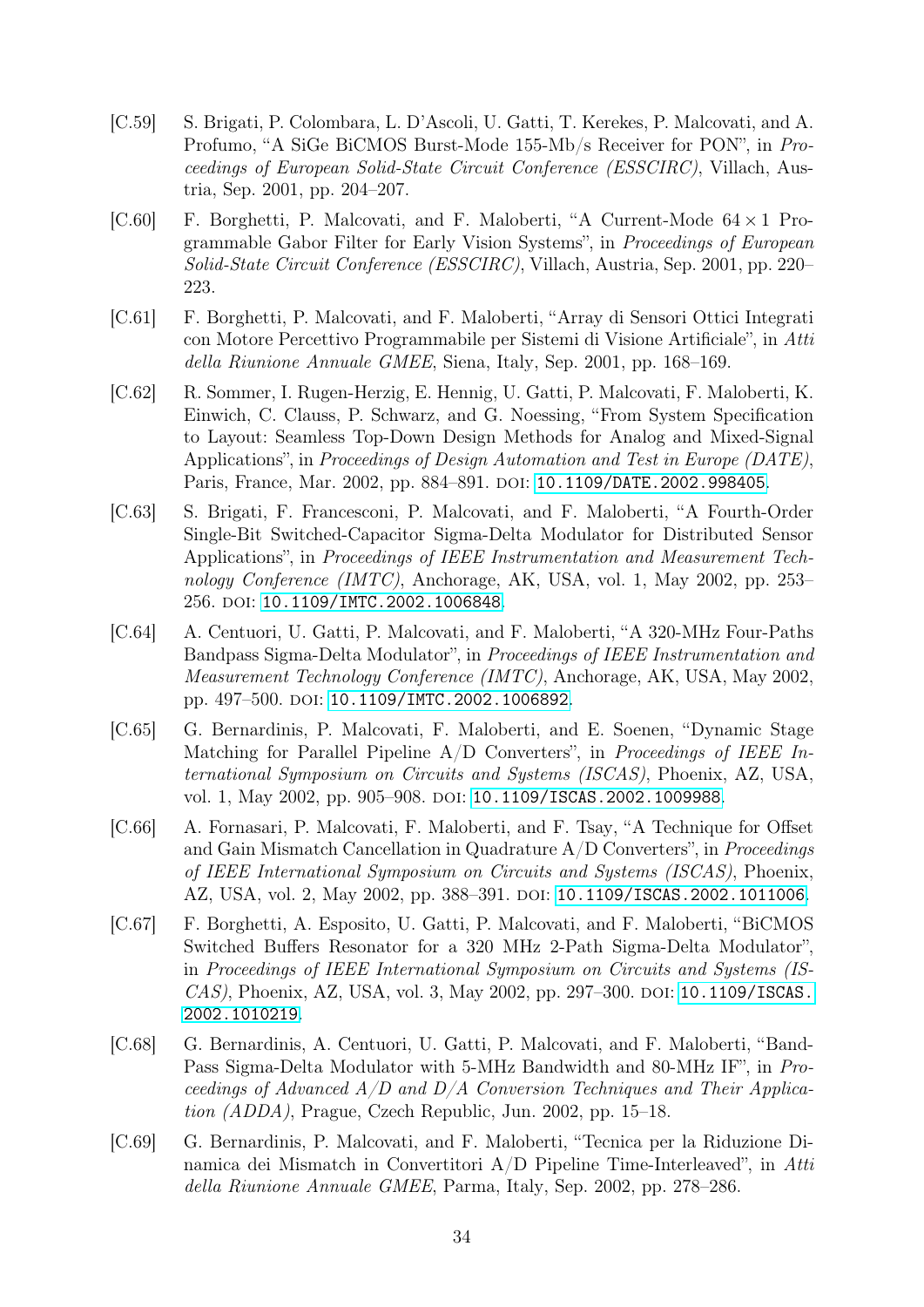[C.59] S. Brigati, P. Colombara, L. D'Ascoli, U. Gatti, T. Kerekes, P. Malcovati, and A. Profumo, "A SiGe BiCMOS Burst-Mode 155-Mb/s Receiver for PON", in *Proceedings of European Solid-State Circuit Conference (ESSCIRC)*, Villach, Austria, Sep. 2001, pp. 204–207.

[C.60] F. Borghetti, P. Malcovati, and F. Maloberti, "A Current-Mode $64 \times 1$ Programmable Gabor Filter for Early Vision Systems", in *Proceedings of European Solid-State Circuit Conference (ESSCIRC)*, Villach, Austria, Sep. 2001, pp. 220–223.

[C.61] F. Borghetti, P. Malcovati, and F. Maloberti, "Array di Sensori Ottici Integrati con Motore Percettivo Programmabile per Sistemi di Visione Artificiale", in *Atti della Riunione Annuale GMEE*, Siena, Italy, Sep. 2001, pp. 168–169.

[C.62] R. Sommer, I. Rugen-Herzig, E. Hennig, U. Gatti, P. Malcovati, F. Maloberti, K. Einwich, C. Clauss, P. Schwarz, and G. Noessing, "From System Specification to Layout: Seamless Top-Down Design Methods for Analog and Mixed-Signal Applications", in *Proceedings of Design Automation and Test in Europe (DATE)*, Paris, France, Mar. 2002, pp. 884–891. DOI: 10.1109/DATE.2002.998405.

[C.63] S. Brigati, F. Francesconi, P. Malcovati, and F. Maloberti, "A Fourth-Order Single-Bit Switched-Capacitor Sigma-Delta Modulator for Distributed Sensor Applications", in *Proceedings of IEEE Instrumentation and Measurement Technology Conference (IMTC)*, Anchorage, AK, USA, vol. 1, May 2002, pp. 253–256. DOI: 10.1109/IMTC.2002.1006848.

[C.64] A. Centuori, U. Gatti, P. Malcovati, and F. Maloberti, "A 320-MHz Four-Paths Bandpass Sigma-Delta Modulator", in *Proceedings of IEEE Instrumentation and Measurement Technology Conference (IMTC)*, Anchorage, AK, USA, May 2002, pp. 497–500. DOI: 10.1109/IMTC.2002.1006892.

[C.65] G. Bernardinis, P. Malcovati, F. Maloberti, and E. Soenen, "Dynamic Stage Matching for Parallel Pipeline A/D Converters", in *Proceedings of IEEE International Symposium on Circuits and Systems (ISCAS)*, Phoenix, AZ, USA, vol. 1, May 2002, pp. 905–908. DOI: 10.1109/ISCAS.2002.1009988.

[C.66] A. Fornasari, P. Malcovati, F. Maloberti, and F. Tsay, "A Technique for Offset and Gain Mismatch Cancellation in Quadrature A/D Converters", in *Proceedings of IEEE International Symposium on Circuits and Systems (ISCAS)*, Phoenix, AZ, USA, vol. 2, May 2002, pp. 388–391. DOI: 10.1109/ISCAS.2002.1011006.

[C.67] F. Borghetti, A. Esposito, U. Gatti, P. Malcovati, and F. Maloberti, "BiCMOS Switched Buffers Resonator for a 320 MHz 2-Path Sigma-Delta Modulator", in *Proceedings of IEEE International Symposium on Circuits and Systems (ISCAS)*, Phoenix, AZ, USA, vol. 3, May 2002, pp. 297–300. DOI: 10.1109/ISCAS.2002.1010219.

[C.68] G. Bernardinis, A. Centuori, U. Gatti, P. Malcovati, and F. Maloberti, "Band-Pass Sigma-Delta Modulator with 5-MHz Bandwidth and 80-MHz IF", in *Proceedings of Advanced A/D and D/A Conversion Techniques and Their Application (ADDA)*, Prague, Czech Republic, Jun. 2002, pp. 15–18.

[C.69] G. Bernardinis, P. Malcovati, and F. Maloberti, "Tecnica per la Riduzione Dinamica dei Mismatch in Convertitori A/D Pipeline Time-Interleaved", in *Atti della Riunione Annuale GMEE*, Parma, Italy, Sep. 2002, pp. 278–286.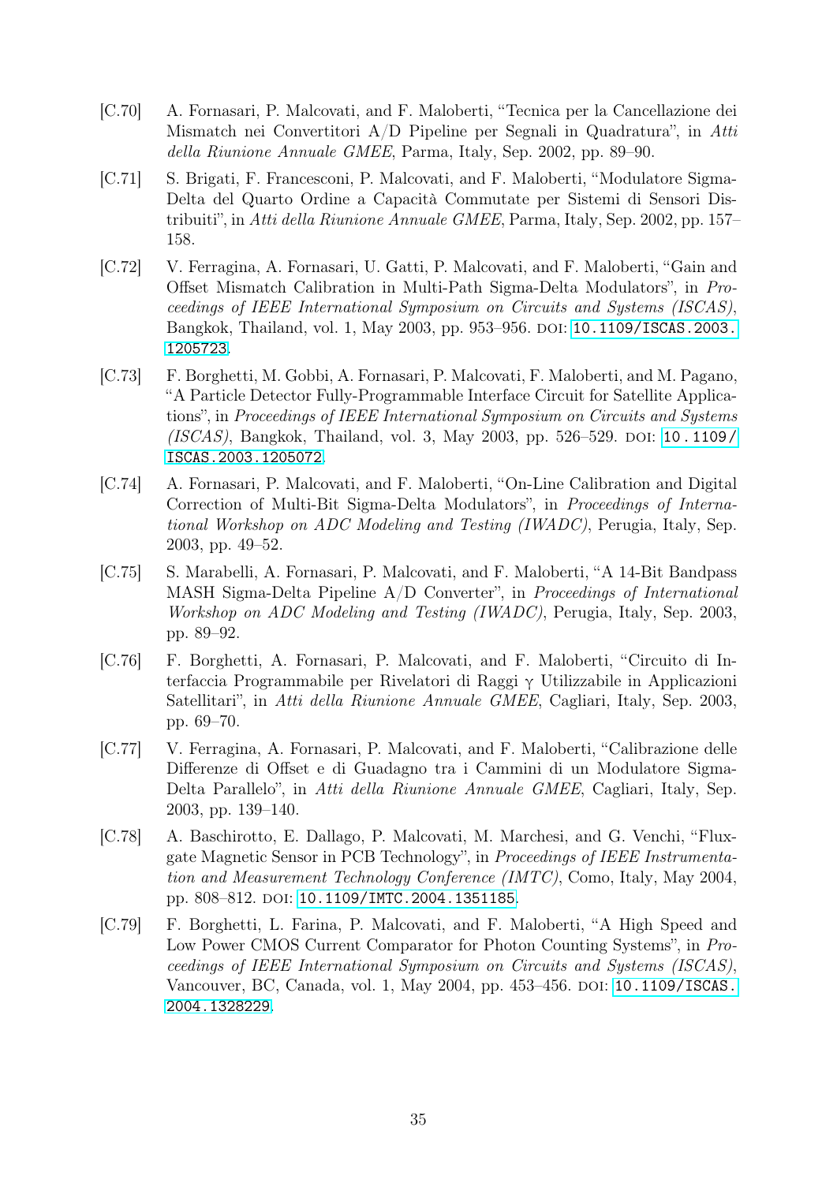[C.70] A. Fornasari, P. Malcovati, and F. Maloberti, "Tecnica per la Cancellazione dei Mismatch nei Convertitori A/D Pipeline per Segnali in Quadratura", in *Atti della Riunione Annuale GMEE*, Parma, Italy, Sep. 2002, pp. 89–90.

[C.71] S. Brigati, F. Francesconi, P. Malcovati, and F. Maloberti, "Modulatore Sigma-Delta del Quarto Ordine a Capacità Commutate per Sistemi di Sensori Distribuiti", in *Atti della Riunione Annuale GMEE*, Parma, Italy, Sep. 2002, pp. 157–158.

[C.72] V. Ferragina, A. Fornasari, U. Gatti, P. Malcovati, and F. Maloberti, "Gain and Offset Mismatch Calibration in Multi-Path Sigma-Delta Modulators", in *Proceedings of IEEE International Symposium on Circuits and Systems (ISCAS)*, Bangkok, Thailand, vol. 1, May 2003, pp. 953–956. DOI: 10.1109/ISCAS.2003.1205723.

[C.73] F. Borghetti, M. Gobbi, A. Fornasari, P. Malcovati, F. Maloberti, and M. Pagano, "A Particle Detector Fully-Programmable Interface Circuit for Satellite Applications", in *Proceedings of IEEE International Symposium on Circuits and Systems (ISCAS)*, Bangkok, Thailand, vol. 3, May 2003, pp. 526–529. DOI: 10.1109/ISCAS.2003.1205072.

[C.74] A. Fornasari, P. Malcovati, and F. Maloberti, "On-Line Calibration and Digital Correction of Multi-Bit Sigma-Delta Modulators", in *Proceedings of International Workshop on ADC Modeling and Testing (IWADC)*, Perugia, Italy, Sep. 2003, pp. 49–52.

[C.75] S. Marabelli, A. Fornasari, P. Malcovati, and F. Maloberti, "A 14-Bit Bandpass MASH Sigma-Delta Pipeline A/D Converter", in *Proceedings of International Workshop on ADC Modeling and Testing (IWADC)*, Perugia, Italy, Sep. 2003, pp. 89–92.

[C.76] F. Borghetti, A. Fornasari, P. Malcovati, and F. Maloberti, "Circuito di Interfaccia Programmabile per Rivelatori di Raggi $\gamma$ Utilizzabile in Applicazioni Satellitari", in *Atti della Riunione Annuale GMEE*, Cagliari, Italy, Sep. 2003, pp. 69–70.

[C.77] V. Ferragina, A. Fornasari, P. Malcovati, and F. Maloberti, "Calibrazione delle Differenze di Offset e di Guadagno tra i Cammini di un Modulatore Sigma-Delta Parallelo", in *Atti della Riunione Annuale GMEE*, Cagliari, Italy, Sep. 2003, pp. 139–140.

[C.78] A. Baschirotto, E. Dallago, P. Malcovati, M. Marchesi, and G. Venchi, "Fluxgate Magnetic Sensor in PCB Technology", in *Proceedings of IEEE Instrumentation and Measurement Technology Conference (IMTC)*, Como, Italy, May 2004, pp. 808–812. DOI: 10.1109/IMTC.2004.1351185.

[C.79] F. Borghetti, L. Farina, P. Malcovati, and F. Maloberti, "A High Speed and Low Power CMOS Current Comparator for Photon Counting Systems", in *Proceedings of IEEE International Symposium on Circuits and Systems (ISCAS)*, Vancouver, BC, Canada, vol. 1, May 2004, pp. 453–456. DOI: 10.1109/ISCAS.2004.1328229.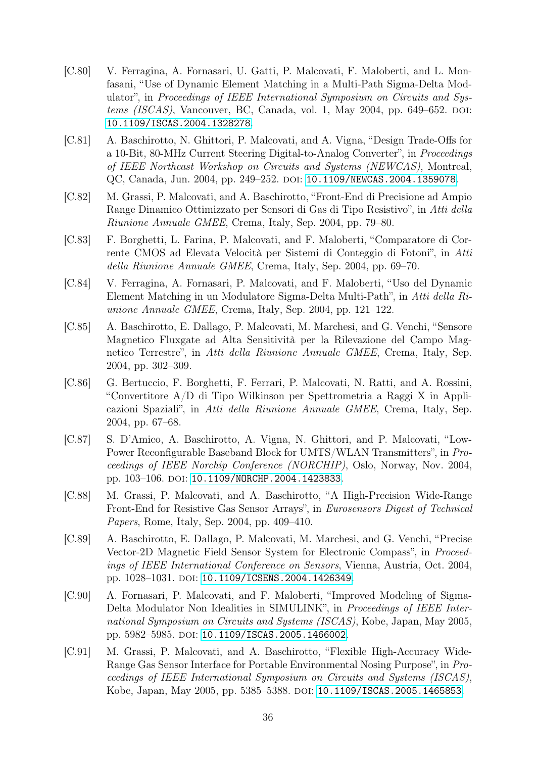[C.80] V. Ferragina, A. Fornasari, U. Gatti, P. Malcovati, F. Maloberti, and L. Monfasani, "Use of Dynamic Element Matching in a Multi-Path Sigma-Delta Modulator", in *Proceedings of IEEE International Symposium on Circuits and Systems (ISCAS)*, Vancouver, BC, Canada, vol. 1, May 2004, pp. 649–652. DOI: 10.1109/ISCAS.2004.1328278.

[C.81] A. Baschirotto, N. Ghittori, P. Malcovati, and A. Vigna, "Design Trade-Offs for a 10-Bit, 80-MHz Current Steering Digital-to-Analog Converter", in *Proceedings of IEEE Northeast Workshop on Circuits and Systems (NEWCAS)*, Montreal, QC, Canada, Jun. 2004, pp. 249–252. DOI: 10.1109/NEWCAS.2004.1359078.

[C.82] M. Grassi, P. Malcovati, and A. Baschirotto, "Front-End di Precisione ad Ampio Range Dinamico Ottimizzato per Sensori di Gas di Tipo Resistivo", in *Atti della Riunione Annuale GMEE*, Crema, Italy, Sep. 2004, pp. 79–80.

[C.83] F. Borghetti, L. Farina, P. Malcovati, and F. Maloberti, "Comparatore di Corrente CMOS ad Elevata Velocità per Sistemi di Conteggio di Fotoni", in *Atti della Riunione Annuale GMEE*, Crema, Italy, Sep. 2004, pp. 69–70.

[C.84] V. Ferragina, A. Fornasari, P. Malcovati, and F. Maloberti, "Uso del Dynamic Element Matching in un Modulatore Sigma-Delta Multi-Path", in *Atti della Riunione Annuale GMEE*, Crema, Italy, Sep. 2004, pp. 121–122.

[C.85] A. Baschirotto, E. Dallago, P. Malcovati, M. Marchesi, and G. Venchi, "Sensore Magnetico Fluxgate ad Alta Sensitività per la Rilevazione del Campo Magnetico Terrestre", in *Atti della Riunione Annuale GMEE*, Crema, Italy, Sep. 2004, pp. 302–309.

[C.86] G. Bertuccio, F. Borghetti, F. Ferrari, P. Malcovati, N. Ratti, and A. Rossini, "Convertitore A/D di Tipo Wilkinson per Spettrometria a Raggi X in Applicazioni Spaziali", in *Atti della Riunione Annuale GMEE*, Crema, Italy, Sep. 2004, pp. 67–68.

[C.87] S. D'Amico, A. Baschirotto, A. Vigna, N. Ghittori, and P. Malcovati, "Low-Power Reconfigurable Baseband Block for UMTS/WLAN Transmitters", in *Proceedings of IEEE Norchip Conference (NORCHIP)*, Oslo, Norway, Nov. 2004, pp. 103–106. DOI: 10.1109/NORCHP.2004.1423833.

[C.88] M. Grassi, P. Malcovati, and A. Baschirotto, "A High-Precision Wide-Range Front-End for Resistive Gas Sensor Arrays", in *Eurosensors Digest of Technical Papers*, Rome, Italy, Sep. 2004, pp. 409–410.

[C.89] A. Baschirotto, E. Dallago, P. Malcovati, M. Marchesi, and G. Venchi, "Precise Vector-2D Magnetic Field Sensor System for Electronic Compass", in *Proceedings of IEEE International Conference on Sensors*, Vienna, Austria, Oct. 2004, pp. 1028–1031. DOI: 10.1109/ICSENS.2004.1426349.

[C.90] A. Fornasari, P. Malcovati, and F. Maloberti, "Improved Modeling of Sigma-Delta Modulator Non Idealities in SIMULINK", in *Proceedings of IEEE International Symposium on Circuits and Systems (ISCAS)*, Kobe, Japan, May 2005, pp. 5982–5985. DOI: 10.1109/ISCAS.2005.1466002.

[C.91] M. Grassi, P. Malcovati, and A. Baschirotto, "Flexible High-Accuracy Wide-Range Gas Sensor Interface for Portable Environmental Nosing Purpose", in *Proceedings of IEEE International Symposium on Circuits and Systems (ISCAS)*, Kobe, Japan, May 2005, pp. 5385–5388. DOI: 10.1109/ISCAS.2005.1465853.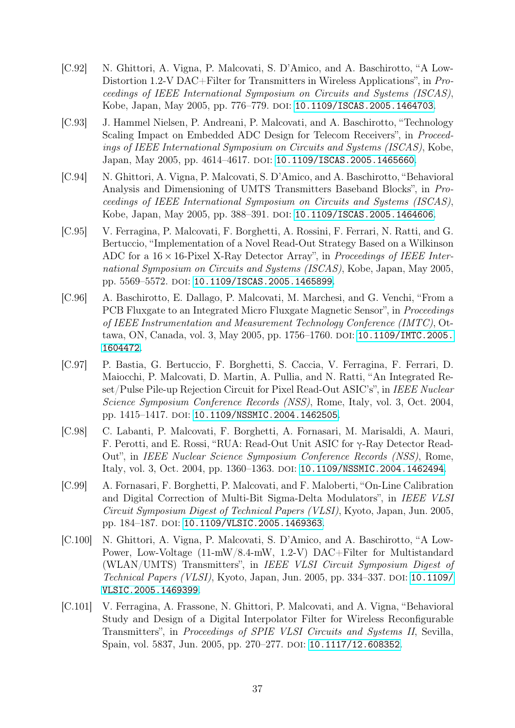[C.92] N. Ghittori, A. Vigna, P. Malcovati, S. D'Amico, and A. Baschirotto, "A Low-Distortion 1.2-V DAC+Filter for Transmitters in Wireless Applications", in *Proceedings of IEEE International Symposium on Circuits and Systems (ISCAS)*, Kobe, Japan, May 2005, pp. 776–779. DOI: 10.1109/ISCAS.2005.1464703.

[C.93] J. Hammel Nielsen, P. Andreani, P. Malcovati, and A. Baschirotto, "Technology Scaling Impact on Embedded ADC Design for Telecom Receivers", in *Proceedings of IEEE International Symposium on Circuits and Systems (ISCAS)*, Kobe, Japan, May 2005, pp. 4614–4617. DOI: 10.1109/ISCAS.2005.1465660.

[C.94] N. Ghittori, A. Vigna, P. Malcovati, S. D'Amico, and A. Baschirotto, "Behavioral Analysis and Dimensioning of UMTS Transmitters Baseband Blocks", in *Proceedings of IEEE International Symposium on Circuits and Systems (ISCAS)*, Kobe, Japan, May 2005, pp. 388–391. DOI: 10.1109/ISCAS.2005.1464606.

[C.95] V. Ferragina, P. Malcovati, F. Borghetti, A. Rossini, F. Ferrari, N. Ratti, and G. Bertuccio, "Implementation of a Novel Read-Out Strategy Based on a Wilkinson ADC for a $16 \times 16$-Pixel X-Ray Detector Array", in *Proceedings of IEEE International Symposium on Circuits and Systems (ISCAS)*, Kobe, Japan, May 2005, pp. 5569–5572. DOI: 10.1109/ISCAS.2005.1465899.

[C.96] A. Baschirotto, E. Dallago, P. Malcovati, M. Marchesi, and G. Venchi, "From a PCB Fluxgate to an Integrated Micro Fluxgate Magnetic Sensor", in *Proceedings of IEEE Instrumentation and Measurement Technology Conference (IMTC)*, Ottawa, ON, Canada, vol. 3, May 2005, pp. 1756–1760. DOI: 10.1109/IMTC.2005.1604472.

[C.97] P. Bastia, G. Bertuccio, F. Borghetti, S. Caccia, V. Ferragina, F. Ferrari, D. Maiocchi, P. Malcovati, D. Martin, A. Pullia, and N. Ratti, "An Integrated Reset/Pulse Pile-up Rejection Circuit for Pixel Read-Out ASIC's", in *IEEE Nuclear Science Symposium Conference Records (NSS)*, Rome, Italy, vol. 3, Oct. 2004, pp. 1415–1417. DOI: 10.1109/NSSMIC.2004.1462505.

[C.98] C. Labanti, P. Malcovati, F. Borghetti, A. Fornasari, M. Marisaldi, A. Mauri, F. Perotti, and E. Rossi, "RUA: Read-Out Unit ASIC for γ-Ray Detector Read-Out", in *IEEE Nuclear Science Symposium Conference Records (NSS)*, Rome, Italy, vol. 3, Oct. 2004, pp. 1360–1363. DOI: 10.1109/NSSMIC.2004.1462494.

[C.99] A. Fornasari, F. Borghetti, P. Malcovati, and F. Maloberti, "On-Line Calibration and Digital Correction of Multi-Bit Sigma-Delta Modulators", in *IEEE VLSI Circuit Symposium Digest of Technical Papers (VLSI)*, Kyoto, Japan, Jun. 2005, pp. 184–187. DOI: 10.1109/VLSIC.2005.1469363.

[C.100] N. Ghittori, A. Vigna, P. Malcovati, S. D'Amico, and A. Baschirotto, "A Low-Power, Low-Voltage (11-mW/8.4-mW, 1.2-V) DAC+Filter for Multistandard (WLAN/UMTS) Transmitters", in *IEEE VLSI Circuit Symposium Digest of Technical Papers (VLSI)*, Kyoto, Japan, Jun. 2005, pp. 334–337. DOI: 10.1109/VLSIC.2005.1469399.

[C.101] V. Ferragina, A. Frassone, N. Ghittori, P. Malcovati, and A. Vigna, "Behavioral Study and Design of a Digital Interpolator Filter for Wireless Reconfigurable Transmitters", in *Proceedings of SPIE VLSI Circuits and Systems II*, Sevilla, Spain, vol. 5837, Jun. 2005, pp. 270–277. DOI: 10.1117/12.608352.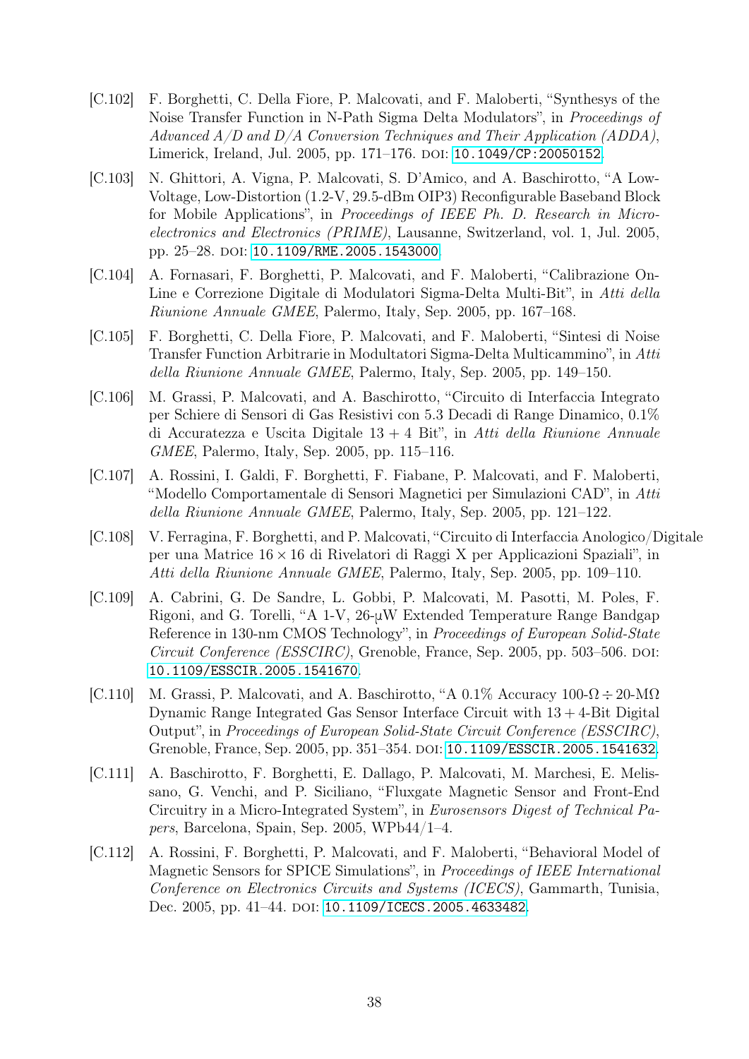[C.102] F. Borghetti, C. Della Fiore, P. Malcovati, and F. Maloberti, "Synthesys of the Noise Transfer Function in N-Path Sigma Delta Modulators", in *Proceedings of Advanced A/D and D/A Conversion Techniques and Their Application (ADDA)*, Limerick, Ireland, Jul. 2005, pp. 171–176. DOI: 10.1049/CP:20050152.

[C.103] N. Ghittori, A. Vigna, P. Malcovati, S. D'Amico, and A. Baschirotto, "A Low-Voltage, Low-Distortion (1.2-V, 29.5-dBm OIP3) Reconfigurable Baseband Block for Mobile Applications", in *Proceedings of IEEE Ph. D. Research in Microelectronics and Electronics (PRIME)*, Lausanne, Switzerland, vol. 1, Jul. 2005, pp. 25–28. DOI: 10.1109/RME.2005.1543000.

[C.104] A. Fornasari, F. Borghetti, P. Malcovati, and F. Maloberti, "Calibrazione On-Line e Correzione Digitale di Modulatori Sigma-Delta Multi-Bit", in *Atti della Riunione Annuale GMEE*, Palermo, Italy, Sep. 2005, pp. 167–168.

[C.105] F. Borghetti, C. Della Fiore, P. Malcovati, and F. Maloberti, "Sintesi di Noise Transfer Function Arbitrarie in Modultatori Sigma-Delta Multicammino", in *Atti della Riunione Annuale GMEE*, Palermo, Italy, Sep. 2005, pp. 149–150.

[C.106] M. Grassi, P. Malcovati, and A. Baschirotto, "Circuito di Interfaccia Integrato per Schiere di Sensori di Gas Resistivi con 5.3 Decadi di Range Dinamico, 0.1% di Accuratezza e Uscita Digitale 13 + 4 Bit", in *Atti della Riunione Annuale GMEE*, Palermo, Italy, Sep. 2005, pp. 115–116.

[C.107] A. Rossini, I. Galdi, F. Borghetti, F. Fiabane, P. Malcovati, and F. Maloberti, "Modello Comportamentale di Sensori Magnetici per Simulazioni CAD", in *Atti della Riunione Annuale GMEE*, Palermo, Italy, Sep. 2005, pp. 121–122.

[C.108] V. Ferragina, F. Borghetti, and P. Malcovati, "Circuito di Interfaccia Anologico/Digitale per una Matrice $16 \times 16$ di Rivelatori di Raggi X per Applicazioni Spaziali", in *Atti della Riunione Annuale GMEE*, Palermo, Italy, Sep. 2005, pp. 109–110.

[C.109] A. Cabrini, G. De Sandre, L. Gobbi, P. Malcovati, M. Pasotti, M. Poles, F. Rigoni, and G. Torelli, "A 1-V, 26-μW Extended Temperature Range Bandgap Reference in 130-nm CMOS Technology", in *Proceedings of European Solid-State Circuit Conference (ESSCIRC)*, Grenoble, France, Sep. 2005, pp. 503–506. DOI: 10.1109/ESSCIR.2005.1541670.

[C.110] M. Grassi, P. Malcovati, and A. Baschirotto, "A 0.1% Accuracy 100-Ω ÷ 20-MΩ Dynamic Range Integrated Gas Sensor Interface Circuit with 13 + 4-Bit Digital Output", in *Proceedings of European Solid-State Circuit Conference (ESSCIRC)*, Grenoble, France, Sep. 2005, pp. 351–354. DOI: 10.1109/ESSCIR.2005.1541632.

[C.111] A. Baschirotto, F. Borghetti, E. Dallago, P. Malcovati, M. Marchesi, E. Melissano, G. Venchi, and P. Siciliano, "Fluxgate Magnetic Sensor and Front-End Circuitry in a Micro-Integrated System", in *Eurosensors Digest of Technical Papers*, Barcelona, Spain, Sep. 2005, WPb44/1–4.

[C.112] A. Rossini, F. Borghetti, P. Malcovati, and F. Maloberti, "Behavioral Model of Magnetic Sensors for SPICE Simulations", in *Proceedings of IEEE International Conference on Electronics Circuits and Systems (ICECS)*, Gammarth, Tunisia, Dec. 2005, pp. 41–44. DOI: 10.1109/ICECS.2005.4633482.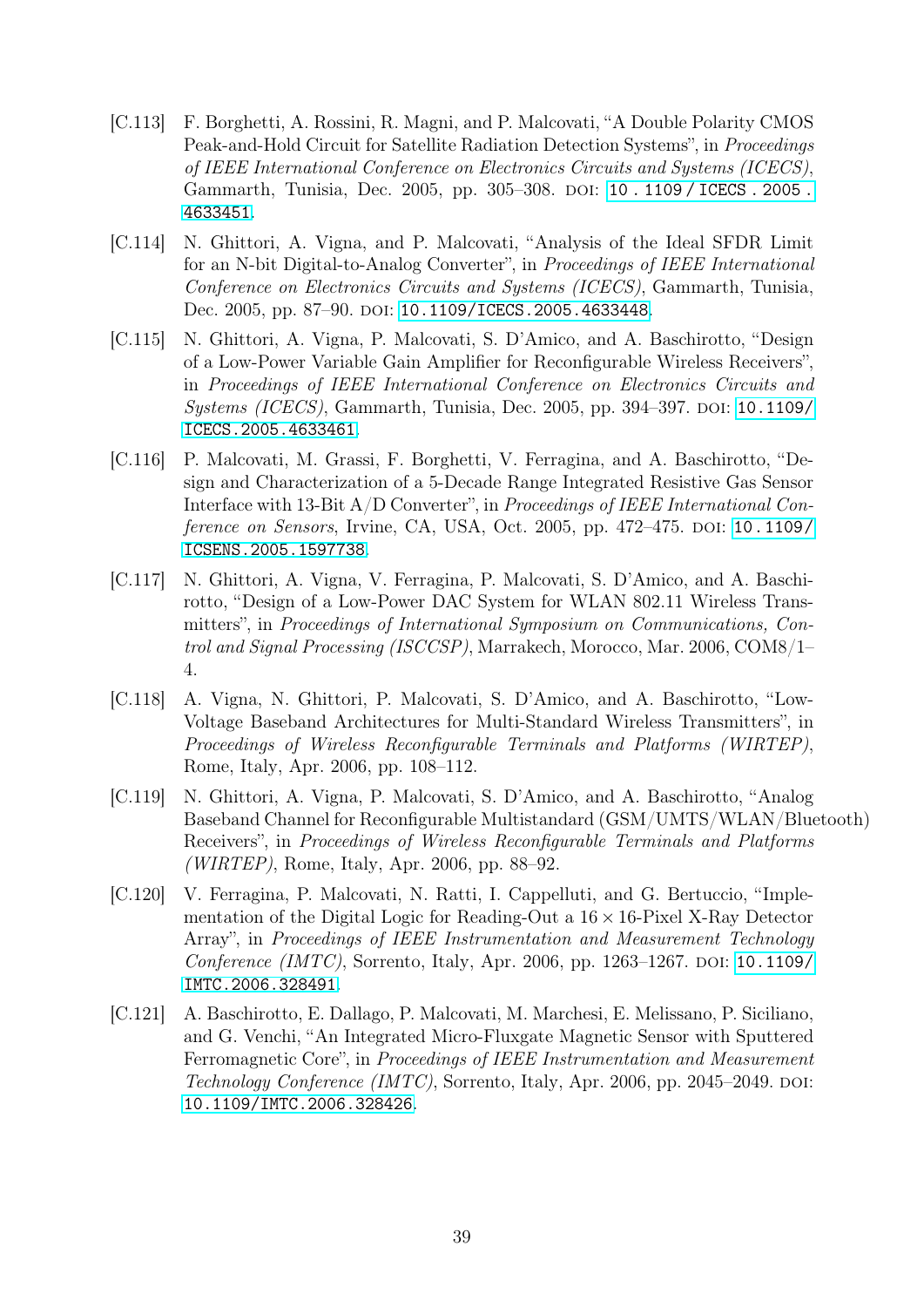[C.113] F. Borghetti, A. Rossini, R. Magni, and P. Malcovati, "A Double Polarity CMOS Peak-and-Hold Circuit for Satellite Radiation Detection Systems", in *Proceedings of IEEE International Conference on Electronics Circuits and Systems (ICECS)*, Gammarth, Tunisia, Dec. 2005, pp. 305–308. DOI: 10.1109/ICECS.2005.4633451.

[C.114] N. Ghittori, A. Vigna, and P. Malcovati, "Analysis of the Ideal SFDR Limit for an N-bit Digital-to-Analog Converter", in *Proceedings of IEEE International Conference on Electronics Circuits and Systems (ICECS)*, Gammarth, Tunisia, Dec. 2005, pp. 87–90. DOI: 10.1109/ICECS.2005.4633448.

[C.115] N. Ghittori, A. Vigna, P. Malcovati, S. D'Amico, and A. Baschirotto, "Design of a Low-Power Variable Gain Amplifier for Reconfigurable Wireless Receivers", in *Proceedings of IEEE International Conference on Electronics Circuits and Systems (ICECS)*, Gammarth, Tunisia, Dec. 2005, pp. 394–397. DOI: 10.1109/ICECS.2005.4633461.

[C.116] P. Malcovati, M. Grassi, F. Borghetti, V. Ferragina, and A. Baschirotto, "Design and Characterization of a 5-Decade Range Integrated Resistive Gas Sensor Interface with 13-Bit A/D Converter", in *Proceedings of IEEE International Conference on Sensors*, Irvine, CA, USA, Oct. 2005, pp. 472–475. DOI: 10.1109/ICSENS.2005.1597738.

[C.117] N. Ghittori, A. Vigna, V. Ferragina, P. Malcovati, S. D'Amico, and A. Baschirotto, "Design of a Low-Power DAC System for WLAN 802.11 Wireless Transmitters", in *Proceedings of International Symposium on Communications, Control and Signal Processing (ISCCSP)*, Marrakech, Morocco, Mar. 2006, COM8/1–4.

[C.118] A. Vigna, N. Ghittori, P. Malcovati, S. D'Amico, and A. Baschirotto, "Low-Voltage Baseband Architectures for Multi-Standard Wireless Transmitters", in *Proceedings of Wireless Reconfigurable Terminals and Platforms (WIRTEP)*, Rome, Italy, Apr. 2006, pp. 108–112.

[C.119] N. Ghittori, A. Vigna, P. Malcovati, S. D'Amico, and A. Baschirotto, "Analog Baseband Channel for Reconfigurable Multistandard (GSM/UMTS/WLAN/Bluetooth) Receivers", in *Proceedings of Wireless Reconfigurable Terminals and Platforms (WIRTEP)*, Rome, Italy, Apr. 2006, pp. 88–92.

[C.120] V. Ferragina, P. Malcovati, N. Ratti, I. Cappelluti, and G. Bertuccio, "Implementation of the Digital Logic for Reading-Out a $16 \times 16$-Pixel X-Ray Detector Array", in *Proceedings of IEEE Instrumentation and Measurement Technology Conference (IMTC)*, Sorrento, Italy, Apr. 2006, pp. 1263–1267. DOI: 10.1109/IMTC.2006.328491.

[C.121] A. Baschirotto, E. Dallago, P. Malcovati, M. Marchesi, E. Melissano, P. Siciliano, and G. Venchi, "An Integrated Micro-Fluxgate Magnetic Sensor with Sputtered Ferromagnetic Core", in *Proceedings of IEEE Instrumentation and Measurement Technology Conference (IMTC)*, Sorrento, Italy, Apr. 2006, pp. 2045–2049. DOI: 10.1109/IMTC.2006.328426.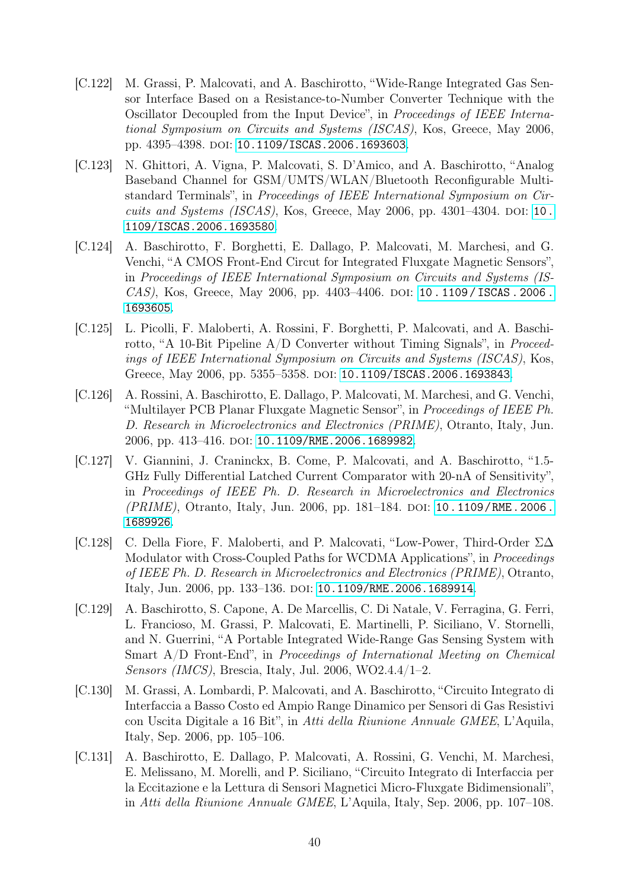[C.122] M. Grassi, P. Malcovati, and A. Baschirotto, "Wide-Range Integrated Gas Sensor Interface Based on a Resistance-to-Number Converter Technique with the Oscillator Decoupled from the Input Device", in *Proceedings of IEEE International Symposium on Circuits and Systems (ISCAS)*, Kos, Greece, May 2006, pp. 4395–4398. DOI: 10.1109/ISCAS.2006.1693603.

[C.123] N. Ghittori, A. Vigna, P. Malcovati, S. D'Amico, and A. Baschirotto, "Analog Baseband Channel for GSM/UMTS/WLAN/Bluetooth Reconfigurable Multistandard Terminals", in *Proceedings of IEEE International Symposium on Circuits and Systems (ISCAS)*, Kos, Greece, May 2006, pp. 4301–4304. DOI: 10.1109/ISCAS.2006.1693580.

[C.124] A. Baschirotto, F. Borghetti, E. Dallago, P. Malcovati, M. Marchesi, and G. Venchi, "A CMOS Front-End Circut for Integrated Fluxgate Magnetic Sensors", in *Proceedings of IEEE International Symposium on Circuits and Systems (ISCAS)*, Kos, Greece, May 2006, pp. 4403–4406. DOI: 10.1109/ISCAS.2006.1693605.

[C.125] L. Picolli, F. Maloberti, A. Rossini, F. Borghetti, P. Malcovati, and A. Baschirotto, "A 10-Bit Pipeline A/D Converter without Timing Signals", in *Proceedings of IEEE International Symposium on Circuits and Systems (ISCAS)*, Kos, Greece, May 2006, pp. 5355–5358. DOI: 10.1109/ISCAS.2006.1693843.

[C.126] A. Rossini, A. Baschirotto, E. Dallago, P. Malcovati, M. Marchesi, and G. Venchi, "Multilayer PCB Planar Fluxgate Magnetic Sensor", in *Proceedings of IEEE Ph. D. Research in Microelectronics and Electronics (PRIME)*, Otranto, Italy, Jun. 2006, pp. 413–416. DOI: 10.1109/RME.2006.1689982.

[C.127] V. Giannini, J. Craninckx, B. Come, P. Malcovati, and A. Baschirotto, "1.5-GHz Fully Differential Latched Current Comparator with 20-nA of Sensitivity", in *Proceedings of IEEE Ph. D. Research in Microelectronics and Electronics (PRIME)*, Otranto, Italy, Jun. 2006, pp. 181–184. DOI: 10.1109/RME.2006.1689926.

[C.128] C. Della Fiore, F. Maloberti, and P. Malcovati, "Low-Power, Third-Order $\Sigma\Delta$ Modulator with Cross-Coupled Paths for WCDMA Applications", in *Proceedings of IEEE Ph. D. Research in Microelectronics and Electronics (PRIME)*, Otranto, Italy, Jun. 2006, pp. 133–136. DOI: 10.1109/RME.2006.1689914.

[C.129] A. Baschirotto, S. Capone, A. De Marcellis, C. Di Natale, V. Ferragina, G. Ferri, L. Francioso, M. Grassi, P. Malcovati, E. Martinelli, P. Siciliano, V. Stornelli, and N. Guerrini, "A Portable Integrated Wide-Range Gas Sensing System with Smart A/D Front-End", in *Proceedings of International Meeting on Chemical Sensors (IMCS)*, Brescia, Italy, Jul. 2006, WO2.4.4/1–2.

[C.130] M. Grassi, A. Lombardi, P. Malcovati, and A. Baschirotto, "Circuito Integrato di Interfaccia a Basso Costo ed Ampio Range Dinamico per Sensori di Gas Resistivi con Uscita Digitale a 16 Bit", in *Atti della Riunione Annuale GMEE*, L'Aquila, Italy, Sep. 2006, pp. 105–106.

[C.131] A. Baschirotto, E. Dallago, P. Malcovati, A. Rossini, G. Venchi, M. Marchesi, E. Melissano, M. Morelli, and P. Siciliano, "Circuito Integrato di Interfaccia per la Eccitazione e la Lettura di Sensori Magnetici Micro-Fluxgate Bidimensionali", in *Atti della Riunione Annuale GMEE*, L'Aquila, Italy, Sep. 2006, pp. 107–108.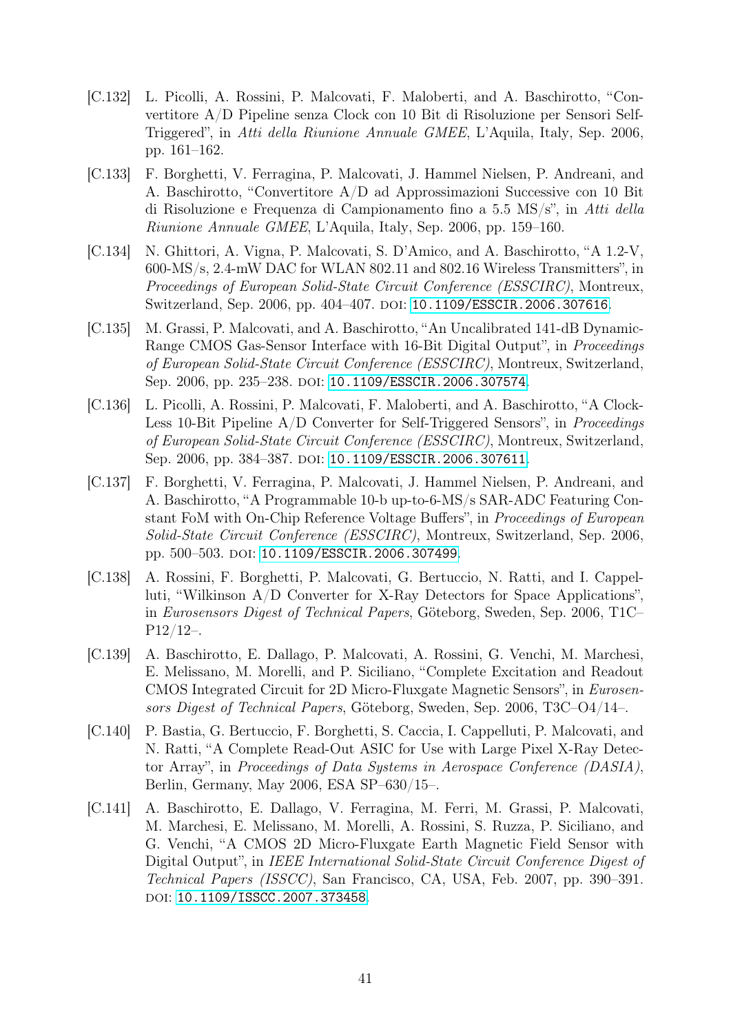[C.132] L. Picolli, A. Rossini, P. Malcovati, F. Maloberti, and A. Baschirotto, "Convertitore A/D Pipeline senza Clock con 10 Bit di Risoluzione per Sensori Self-Triggered", in *Atti della Riunione Annuale GMEE*, L'Aquila, Italy, Sep. 2006, pp. 161–162.

[C.133] F. Borghetti, V. Ferragina, P. Malcovati, J. Hammel Nielsen, P. Andreani, and A. Baschirotto, "Convertitore A/D ad Approssimazioni Successive con 10 Bit di Risoluzione e Frequenza di Campionamento fino a 5.5 MS/s", in *Atti della Riunione Annuale GMEE*, L'Aquila, Italy, Sep. 2006, pp. 159–160.

[C.134] N. Ghittori, A. Vigna, P. Malcovati, S. D'Amico, and A. Baschirotto, "A 1.2-V, 600-MS/s, 2.4-mW DAC for WLAN 802.11 and 802.16 Wireless Transmitters", in *Proceedings of European Solid-State Circuit Conference (ESSCIRC)*, Montreux, Switzerland, Sep. 2006, pp. 404–407. DOI: 10.1109/ESSCIR.2006.307616.

[C.135] M. Grassi, P. Malcovati, and A. Baschirotto, "An Uncalibrated 141-dB Dynamic-Range CMOS Gas-Sensor Interface with 16-Bit Digital Output", in *Proceedings of European Solid-State Circuit Conference (ESSCIRC)*, Montreux, Switzerland, Sep. 2006, pp. 235–238. DOI: 10.1109/ESSCIR.2006.307574.

[C.136] L. Picolli, A. Rossini, P. Malcovati, F. Maloberti, and A. Baschirotto, "A Clock-Less 10-Bit Pipeline A/D Converter for Self-Triggered Sensors", in *Proceedings of European Solid-State Circuit Conference (ESSCIRC)*, Montreux, Switzerland, Sep. 2006, pp. 384–387. DOI: 10.1109/ESSCIR.2006.307611.

[C.137] F. Borghetti, V. Ferragina, P. Malcovati, J. Hammel Nielsen, P. Andreani, and A. Baschirotto, "A Programmable 10-b up-to-6-MS/s SAR-ADC Featuring Constant FoM with On-Chip Reference Voltage Buffers", in *Proceedings of European Solid-State Circuit Conference (ESSCIRC)*, Montreux, Switzerland, Sep. 2006, pp. 500–503. DOI: 10.1109/ESSCIR.2006.307499.

[C.138] A. Rossini, F. Borghetti, P. Malcovati, G. Bertuccio, N. Ratti, and I. Cappelluti, "Wilkinson A/D Converter for X-Ray Detectors for Space Applications", in *Eurosensors Digest of Technical Papers*, Göteborg, Sweden, Sep. 2006, T1C–P12/12–.

[C.139] A. Baschirotto, E. Dallago, P. Malcovati, A. Rossini, G. Venchi, M. Marchesi, E. Melissano, M. Morelli, and P. Siciliano, "Complete Excitation and Readout CMOS Integrated Circuit for 2D Micro-Fluxgate Magnetic Sensors", in *Eurosensors Digest of Technical Papers*, Göteborg, Sweden, Sep. 2006, T3C–O4/14–.

[C.140] P. Bastia, G. Bertuccio, F. Borghetti, S. Caccia, I. Cappelluti, P. Malcovati, and N. Ratti, "A Complete Read-Out ASIC for Use with Large Pixel X-Ray Detector Array", in *Proceedings of Data Systems in Aerospace Conference (DASIA)*, Berlin, Germany, May 2006, ESA SP–630/15–.

[C.141] A. Baschirotto, E. Dallago, V. Ferragina, M. Ferri, M. Grassi, P. Malcovati, M. Marchesi, E. Melissano, M. Morelli, A. Rossini, S. Ruzza, P. Siciliano, and G. Venchi, "A CMOS 2D Micro-Fluxgate Earth Magnetic Field Sensor with Digital Output", in *IEEE International Solid-State Circuit Conference Digest of Technical Papers (ISSCC)*, San Francisco, CA, USA, Feb. 2007, pp. 390–391. DOI: 10.1109/ISSCC.2007.373458.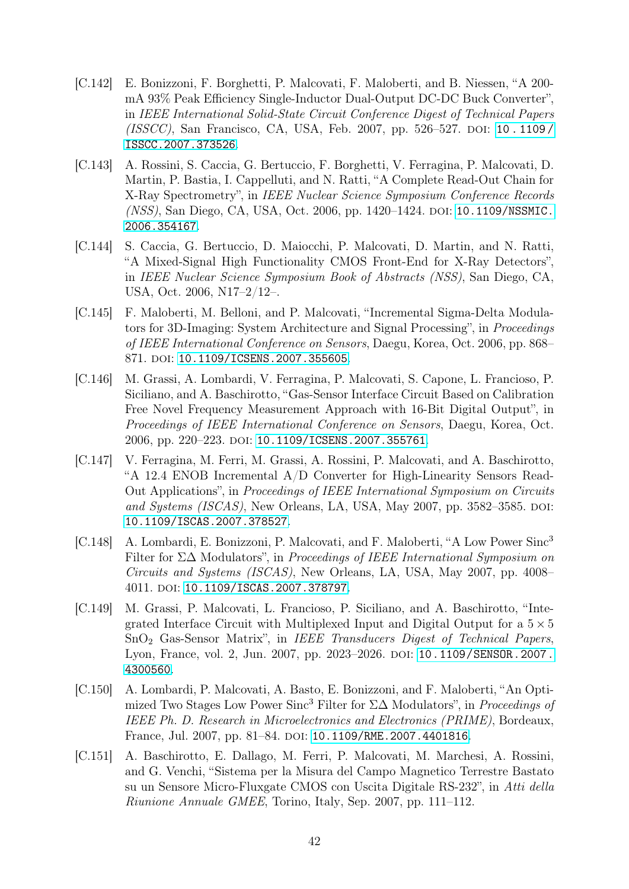[C.142] E. Bonizzoni, F. Borghetti, P. Malcovati, F. Maloberti, and B. Niessen, "A 200-mA 93% Peak Efficiency Single-Inductor Dual-Output DC-DC Buck Converter", in *IEEE International Solid-State Circuit Conference Digest of Technical Papers (ISSCC)*, San Francisco, CA, USA, Feb. 2007, pp. 526–527. DOI: 10.1109/ISSCC.2007.373526.

[C.143] A. Rossini, S. Caccia, G. Bertuccio, F. Borghetti, V. Ferragina, P. Malcovati, D. Martin, P. Bastia, I. Cappelluti, and N. Ratti, "A Complete Read-Out Chain for X-Ray Spectrometry", in *IEEE Nuclear Science Symposium Conference Records (NSS)*, San Diego, CA, USA, Oct. 2006, pp. 1420–1424. DOI: 10.1109/NSSMIC.2006.354167.

[C.144] S. Caccia, G. Bertuccio, D. Maiocchi, P. Malcovati, D. Martin, and N. Ratti, "A Mixed-Signal High Functionality CMOS Front-End for X-Ray Detectors", in *IEEE Nuclear Science Symposium Book of Abstracts (NSS)*, San Diego, CA, USA, Oct. 2006, N17–2/12–.

[C.145] F. Maloberti, M. Belloni, and P. Malcovati, "Incremental Sigma-Delta Modulators for 3D-Imaging: System Architecture and Signal Processing", in *Proceedings of IEEE International Conference on Sensors*, Daegu, Korea, Oct. 2006, pp. 868–871. DOI: 10.1109/ICSENS.2007.355605.

[C.146] M. Grassi, A. Lombardi, V. Ferragina, P. Malcovati, S. Capone, L. Francioso, P. Siciliano, and A. Baschirotto, "Gas-Sensor Interface Circuit Based on Calibration Free Novel Frequency Measurement Approach with 16-Bit Digital Output", in *Proceedings of IEEE International Conference on Sensors*, Daegu, Korea, Oct. 2006, pp. 220–223. DOI: 10.1109/ICSENS.2007.355761.

[C.147] V. Ferragina, M. Ferri, M. Grassi, A. Rossini, P. Malcovati, and A. Baschirotto, "A 12.4 ENOB Incremental A/D Converter for High-Linearity Sensors Read-Out Applications", in *Proceedings of IEEE International Symposium on Circuits and Systems (ISCAS)*, New Orleans, LA, USA, May 2007, pp. 3582–3585. DOI: 10.1109/ISCAS.2007.378527.

[C.148] A. Lombardi, E. Bonizzoni, P. Malcovati, and F. Maloberti, "A Low Power Sinc$^3$ Filter for $\Sigma\Delta$ Modulators", in *Proceedings of IEEE International Symposium on Circuits and Systems (ISCAS)*, New Orleans, LA, USA, May 2007, pp. 4008–4011. DOI: 10.1109/ISCAS.2007.378797.

[C.149] M. Grassi, P. Malcovati, L. Francioso, P. Siciliano, and A. Baschirotto, "Integrated Interface Circuit with Multiplexed Input and Digital Output for a $5 \times 5$ $SnO_2$ Gas-Sensor Matrix", in *IEEE Transducers Digest of Technical Papers*, Lyon, France, vol. 2, Jun. 2007, pp. 2023–2026. DOI: 10.1109/SENSOR.2007.4300560.

[C.150] A. Lombardi, P. Malcovati, A. Basto, E. Bonizzoni, and F. Maloberti, "An Optimized Two Stages Low Power Sinc$^3$ Filter for $\Sigma\Delta$ Modulators", in *Proceedings of IEEE Ph. D. Research in Microelectronics and Electronics (PRIME)*, Bordeaux, France, Jul. 2007, pp. 81–84. DOI: 10.1109/RME.2007.4401816.

[C.151] A. Baschirotto, E. Dallago, M. Ferri, P. Malcovati, M. Marchesi, A. Rossini, and G. Venchi, "Sistema per la Misura del Campo Magnetico Terrestre Bastato su un Sensore Micro-Fluxgate CMOS con Uscita Digitale RS-232", in *Atti della Riunione Annuale GMEE*, Torino, Italy, Sep. 2007, pp. 111–112.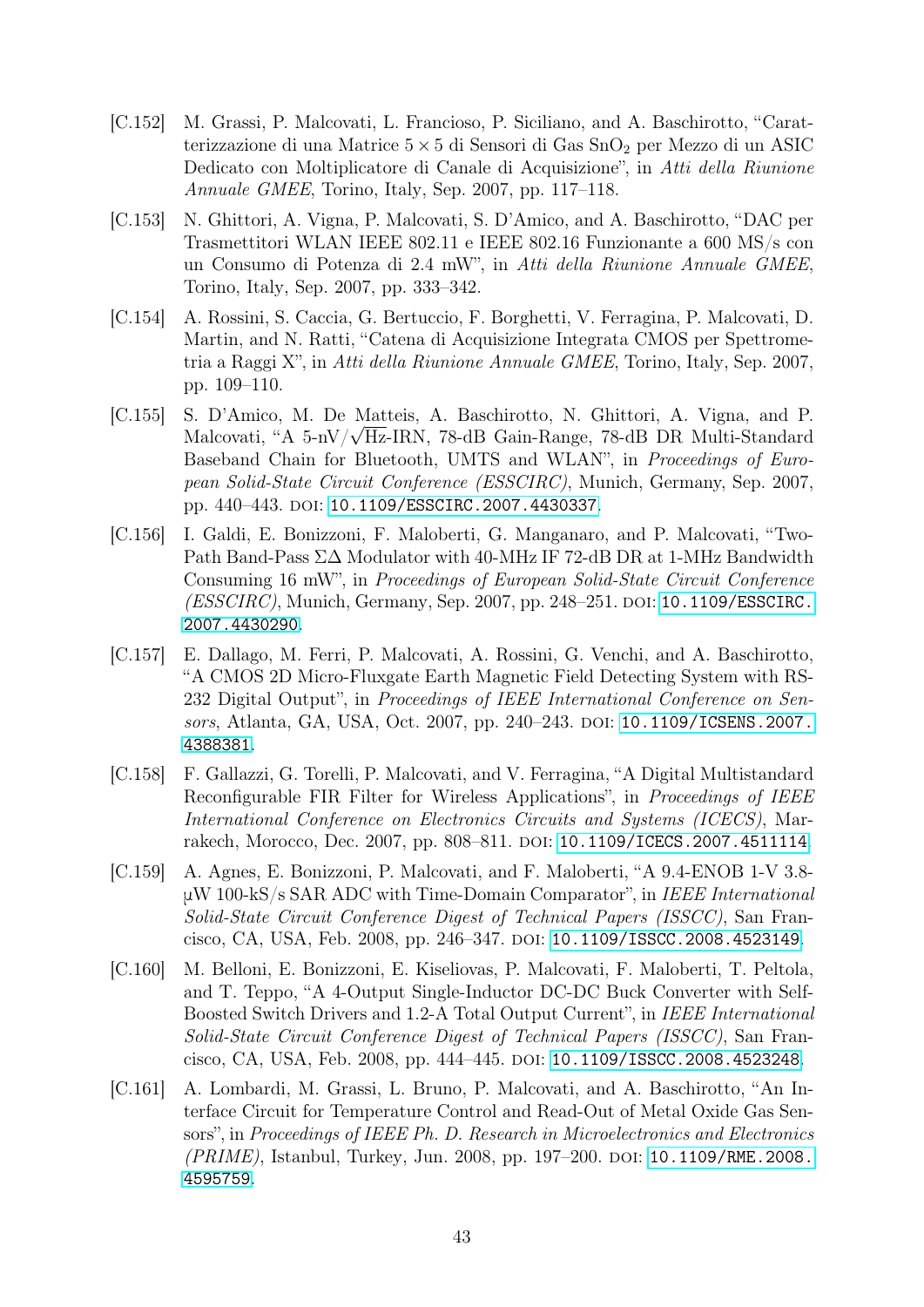[C.152] M. Grassi, P. Malcovati, L. Francioso, P. Siciliano, and A. Baschirotto, "Caratterizzazione di una Matrice $5 \times 5$ di Sensori di Gas $SnO_2$ per Mezzo di un ASIC Dedicato con Moltiplicatore di Canale di Acquisizione", in *Atti della Riunione Annuale GMEE*, Torino, Italy, Sep. 2007, pp. 117–118.

[C.153] N. Ghittori, A. Vigna, P. Malcovati, S. D'Amico, and A. Baschirotto, "DAC per Trasmettitori WLAN IEEE 802.11 e IEEE 802.16 Funzionante a 600 MS/s con un Consumo di Potenza di 2.4 mW", in *Atti della Riunione Annuale GMEE*, Torino, Italy, Sep. 2007, pp. 333–342.

[C.154] A. Rossini, S. Caccia, G. Bertuccio, F. Borghetti, V. Ferragina, P. Malcovati, D. Martin, and N. Ratti, "Catena di Acquisizione Integrata CMOS per Spettrometria a Raggi X", in *Atti della Riunione Annuale GMEE*, Torino, Italy, Sep. 2007, pp. 109–110.

[C.155] S. D'Amico, M. De Matteis, A. Baschirotto, N. Ghittori, A. Vigna, and P. Malcovati, "A 5-nV/$\sqrt{\text{Hz}}$-IRN, 78-dB Gain-Range, 78-dB DR Multi-Standard Baseband Chain for Bluetooth, UMTS and WLAN", in *Proceedings of European Solid-State Circuit Conference (ESSCIRC)*, Munich, Germany, Sep. 2007, pp. 440–443. DOI: 10.1109/ESSCIRC.2007.4430337.

[C.156] I. Galdi, E. Bonizzoni, F. Maloberti, G. Manganaro, and P. Malcovati, "Two-Path Band-Pass ΣΔ Modulator with 40-MHz IF 72-dB DR at 1-MHz Bandwidth Consuming 16 mW", in *Proceedings of European Solid-State Circuit Conference (ESSCIRC)*, Munich, Germany, Sep. 2007, pp. 248–251. DOI: 10.1109/ESSCIRC.2007.4430290.

[C.157] E. Dallago, M. Ferri, P. Malcovati, A. Rossini, G. Venchi, and A. Baschirotto, "A CMOS 2D Micro-Fluxgate Earth Magnetic Field Detecting System with RS-232 Digital Output", in *Proceedings of IEEE International Conference on Sensors*, Atlanta, GA, USA, Oct. 2007, pp. 240–243. DOI: 10.1109/ICSENS.2007.4388381.

[C.158] F. Gallazzi, G. Torelli, P. Malcovati, and V. Ferragina, "A Digital Multistandard Reconfigurable FIR Filter for Wireless Applications", in *Proceedings of IEEE International Conference on Electronics Circuits and Systems (ICECS)*, Marrakech, Morocco, Dec. 2007, pp. 808–811. DOI: 10.1109/ICECS.2007.4511114.

[C.159] A. Agnes, E. Bonizzoni, P. Malcovati, and F. Maloberti, "A 9.4-ENOB 1-V 3.8-μW 100-kS/s SAR ADC with Time-Domain Comparator", in *IEEE International Solid-State Circuit Conference Digest of Technical Papers (ISSCC)*, San Francisco, CA, USA, Feb. 2008, pp. 246–347. DOI: 10.1109/ISSCC.2008.4523149.

[C.160] M. Belloni, E. Bonizzoni, E. Kiseliovas, P. Malcovati, F. Maloberti, T. Peltola, and T. Teppo, "A 4-Output Single-Inductor DC-DC Buck Converter with Self-Boosted Switch Drivers and 1.2-A Total Output Current", in *IEEE International Solid-State Circuit Conference Digest of Technical Papers (ISSCC)*, San Francisco, CA, USA, Feb. 2008, pp. 444–445. DOI: 10.1109/ISSCC.2008.4523248.

[C.161] A. Lombardi, M. Grassi, L. Bruno, P. Malcovati, and A. Baschirotto, "An Interface Circuit for Temperature Control and Read-Out of Metal Oxide Gas Sensors", in *Proceedings of IEEE Ph. D. Research in Microelectronics and Electronics (PRIME)*, Istanbul, Turkey, Jun. 2008, pp. 197–200. DOI: 10.1109/RME.2008.4595759.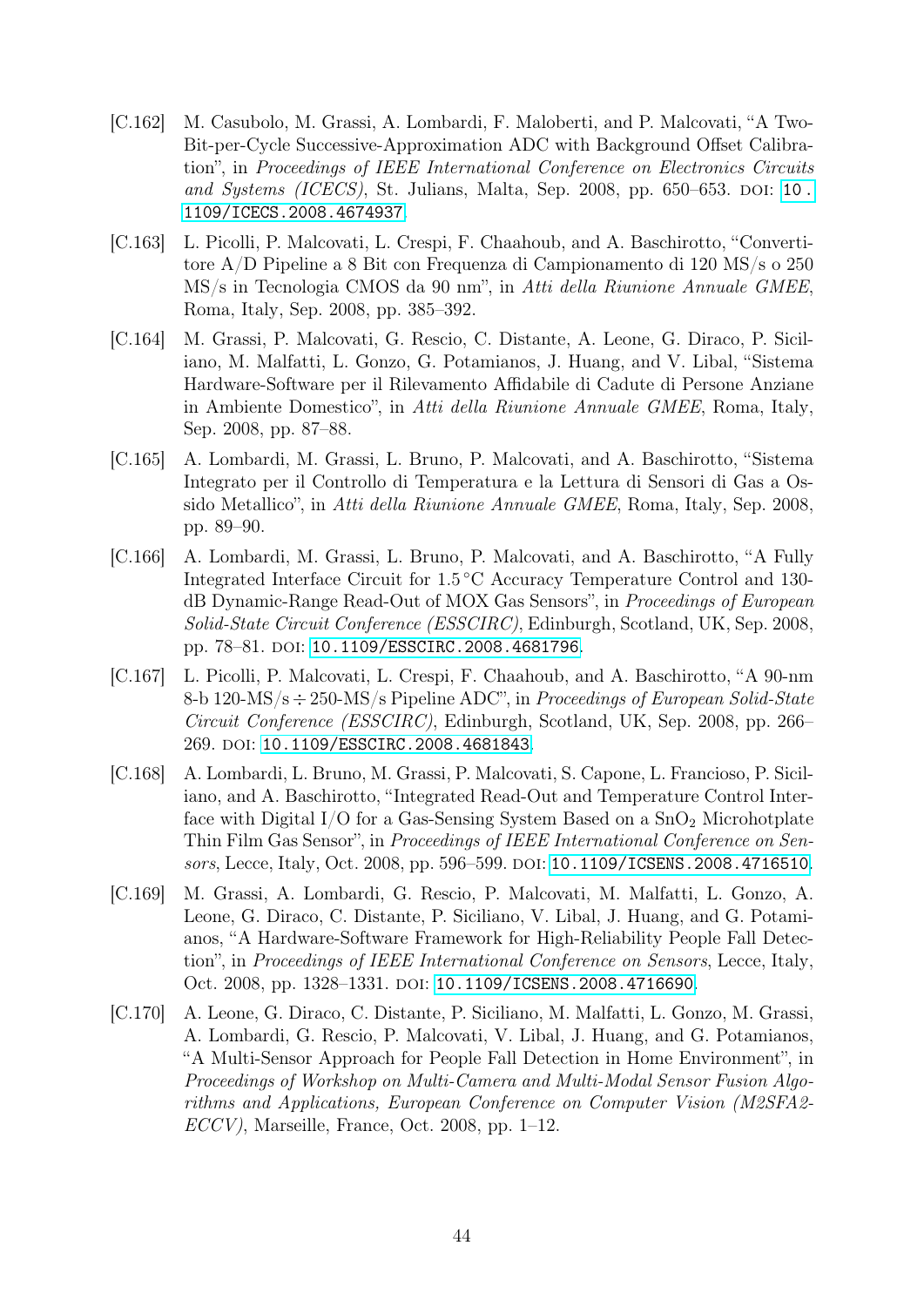[C.162] M. Casubolo, M. Grassi, A. Lombardi, F. Maloberti, and P. Malcovati, "A Two-Bit-per-Cycle Successive-Approximation ADC with Background Offset Calibration", in *Proceedings of IEEE International Conference on Electronics Circuits and Systems (ICECS)*, St. Julians, Malta, Sep. 2008, pp. 650–653. DOI: 10.1109/ICECS.2008.4674937.

[C.163] L. Picolli, P. Malcovati, L. Crespi, F. Chaahoub, and A. Baschirotto, "Convertitore A/D Pipeline a 8 Bit con Frequenza di Campionamento di 120 MS/s o 250 MS/s in Tecnologia CMOS da 90 nm", in *Atti della Riunione Annuale GMEE*, Roma, Italy, Sep. 2008, pp. 385–392.

[C.164] M. Grassi, P. Malcovati, G. Rescio, C. Distante, A. Leone, G. Diraco, P. Siciliano, M. Malfatti, L. Gonzo, G. Potamianos, J. Huang, and V. Libal, "Sistema Hardware-Software per il Rilevamento Affidabile di Cadute di Persone Anziane in Ambiente Domestico", in *Atti della Riunione Annuale GMEE*, Roma, Italy, Sep. 2008, pp. 87–88.

[C.165] A. Lombardi, M. Grassi, L. Bruno, P. Malcovati, and A. Baschirotto, "Sistema Integrato per il Controllo di Temperatura e la Lettura di Sensori di Gas a Ossido Metallico", in *Atti della Riunione Annuale GMEE*, Roma, Italy, Sep. 2008, pp. 89–90.

[C.166] A. Lombardi, M. Grassi, L. Bruno, P. Malcovati, and A. Baschirotto, "A Fully Integrated Interface Circuit for 1.5 °C Accuracy Temperature Control and 130-dB Dynamic-Range Read-Out of MOX Gas Sensors", in *Proceedings of European Solid-State Circuit Conference (ESSCIRC)*, Edinburgh, Scotland, UK, Sep. 2008, pp. 78–81. DOI: 10.1109/ESSCIRC.2008.4681796.

[C.167] L. Picolli, P. Malcovati, L. Crespi, F. Chaahoub, and A. Baschirotto, "A 90-nm 8-b 120-MS/s ÷ 250-MS/s Pipeline ADC", in *Proceedings of European Solid-State Circuit Conference (ESSCIRC)*, Edinburgh, Scotland, UK, Sep. 2008, pp. 266–269. DOI: 10.1109/ESSCIRC.2008.4681843.

[C.168] A. Lombardi, L. Bruno, M. Grassi, P. Malcovati, S. Capone, L. Francioso, P. Siciliano, and A. Baschirotto, "Integrated Read-Out and Temperature Control Interface with Digital I/O for a Gas-Sensing System Based on a $SnO_2$ Microhotplate Thin Film Gas Sensor", in *Proceedings of IEEE International Conference on Sensors*, Lecce, Italy, Oct. 2008, pp. 596–599. DOI: 10.1109/ICSENS.2008.4716510.

[C.169] M. Grassi, A. Lombardi, G. Rescio, P. Malcovati, M. Malfatti, L. Gonzo, A. Leone, G. Diraco, C. Distante, P. Siciliano, V. Libal, J. Huang, and G. Potamianos, "A Hardware-Software Framework for High-Reliability People Fall Detection", in *Proceedings of IEEE International Conference on Sensors*, Lecce, Italy, Oct. 2008, pp. 1328–1331. DOI: 10.1109/ICSENS.2008.4716690.

[C.170] A. Leone, G. Diraco, C. Distante, P. Siciliano, M. Malfatti, L. Gonzo, M. Grassi, A. Lombardi, G. Rescio, P. Malcovati, V. Libal, J. Huang, and G. Potamianos, "A Multi-Sensor Approach for People Fall Detection in Home Environment", in *Proceedings of Workshop on Multi-Camera and Multi-Modal Sensor Fusion Algorithms and Applications, European Conference on Computer Vision (M2SFA2-ECCV)*, Marseille, France, Oct. 2008, pp. 1–12.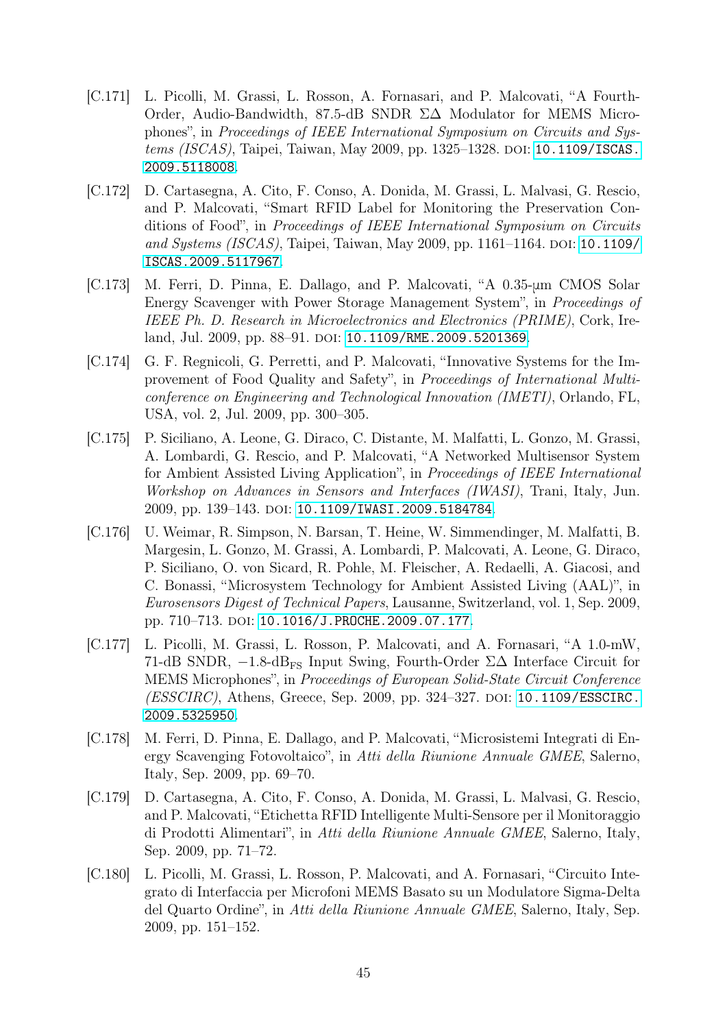[C.171] L. Picolli, M. Grassi, L. Rosson, A. Fornasari, and P. Malcovati, "A Fourth-Order, Audio-Bandwidth, 87.5-dB SNDR ΣΔ Modulator for MEMS Microphones", in *Proceedings of IEEE International Symposium on Circuits and Systems (ISCAS)*, Taipei, Taiwan, May 2009, pp. 1325–1328. DOI: 10.1109/ISCAS.2009.5118008.

[C.172] D. Cartasegna, A. Cito, F. Conso, A. Donida, M. Grassi, L. Malvasi, G. Rescio, and P. Malcovati, "Smart RFID Label for Monitoring the Preservation Conditions of Food", in *Proceedings of IEEE International Symposium on Circuits and Systems (ISCAS)*, Taipei, Taiwan, May 2009, pp. 1161–1164. DOI: 10.1109/ISCAS.2009.5117967.

[C.173] M. Ferri, D. Pinna, E. Dallago, and P. Malcovati, "A 0.35-μm CMOS Solar Energy Scavenger with Power Storage Management System", in *Proceedings of IEEE Ph. D. Research in Microelectronics and Electronics (PRIME)*, Cork, Ireland, Jul. 2009, pp. 88–91. DOI: 10.1109/RME.2009.5201369.

[C.174] G. F. Regnicoli, G. Perretti, and P. Malcovati, "Innovative Systems for the Improvement of Food Quality and Safety", in *Proceedings of International Multiconference on Engineering and Technological Innovation (IMETI)*, Orlando, FL, USA, vol. 2, Jul. 2009, pp. 300–305.

[C.175] P. Siciliano, A. Leone, G. Diraco, C. Distante, M. Malfatti, L. Gonzo, M. Grassi, A. Lombardi, G. Rescio, and P. Malcovati, "A Networked Multisensor System for Ambient Assisted Living Application", in *Proceedings of IEEE International Workshop on Advances in Sensors and Interfaces (IWASI)*, Trani, Italy, Jun. 2009, pp. 139–143. DOI: 10.1109/IWASI.2009.5184784.

[C.176] U. Weimar, R. Simpson, N. Barsan, T. Heine, W. Simmendinger, M. Malfatti, B. Margesin, L. Gonzo, M. Grassi, A. Lombardi, P. Malcovati, A. Leone, G. Diraco, P. Siciliano, O. von Sicard, R. Pohle, M. Fleischer, A. Redaelli, A. Giacosi, and C. Bonassi, "Microsystem Technology for Ambient Assisted Living (AAL)", in *Eurosensors Digest of Technical Papers*, Lausanne, Switzerland, vol. 1, Sep. 2009, pp. 710–713. DOI: 10.1016/J.PROCHE.2009.07.177.

[C.177] L. Picolli, M. Grassi, L. Rosson, P. Malcovati, and A. Fornasari, "A 1.0-mW, 71-dB SNDR, −1.8-$\text{dB}_{\text{FS}}$ Input Swing, Fourth-Order ΣΔ Interface Circuit for MEMS Microphones", in *Proceedings of European Solid-State Circuit Conference (ESSCIRC)*, Athens, Greece, Sep. 2009, pp. 324–327. DOI: 10.1109/ESSCIRC.2009.5325950.

[C.178] M. Ferri, D. Pinna, E. Dallago, and P. Malcovati, "Microsistemi Integrati di Energy Scavenging Fotovoltaico", in *Atti della Riunione Annuale GMEE*, Salerno, Italy, Sep. 2009, pp. 69–70.

[C.179] D. Cartasegna, A. Cito, F. Conso, A. Donida, M. Grassi, L. Malvasi, G. Rescio, and P. Malcovati, "Etichetta RFID Intelligente Multi-Sensore per il Monitoraggio di Prodotti Alimentari", in *Atti della Riunione Annuale GMEE*, Salerno, Italy, Sep. 2009, pp. 71–72.

[C.180] L. Picolli, M. Grassi, L. Rosson, P. Malcovati, and A. Fornasari, "Circuito Integrato di Interfaccia per Microfoni MEMS Basato su un Modulatore Sigma-Delta del Quarto Ordine", in *Atti della Riunione Annuale GMEE*, Salerno, Italy, Sep. 2009, pp. 151–152.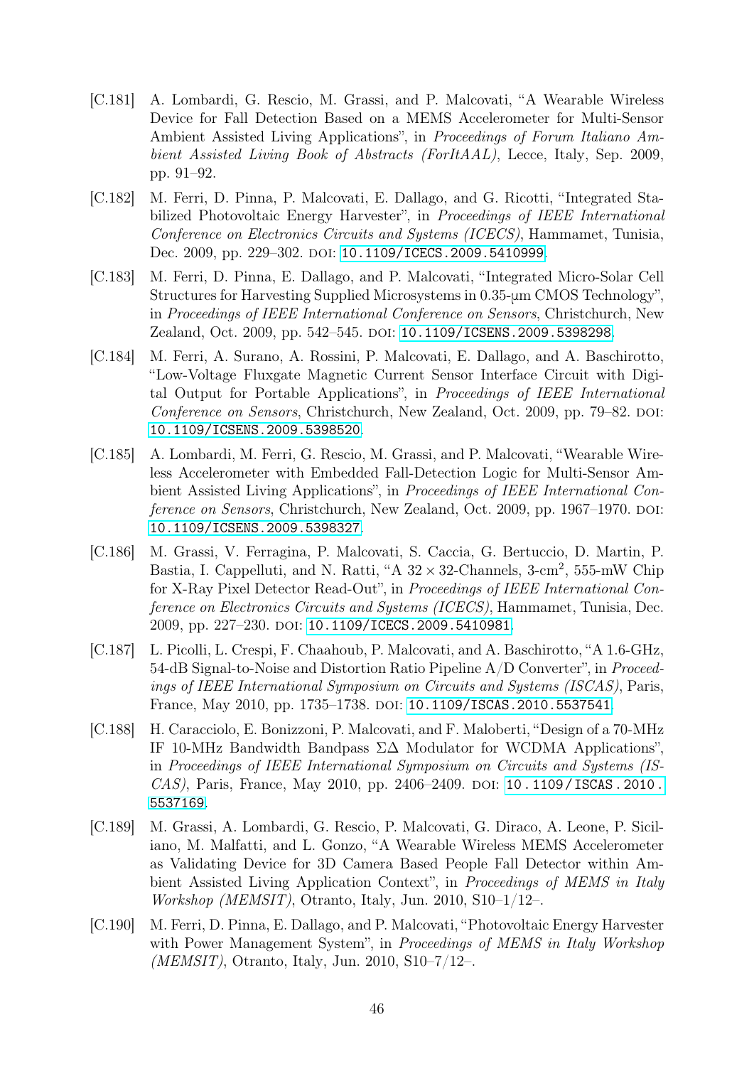[C.181] A. Lombardi, G. Rescio, M. Grassi, and P. Malcovati, "A Wearable Wireless Device for Fall Detection Based on a MEMS Accelerometer for Multi-Sensor Ambient Assisted Living Applications", in *Proceedings of Forum Italiano Ambient Assisted Living Book of Abstracts (ForItAAL)*, Lecce, Italy, Sep. 2009, pp. 91–92.

[C.182] M. Ferri, D. Pinna, P. Malcovati, E. Dallago, and G. Ricotti, "Integrated Stabilized Photovoltaic Energy Harvester", in *Proceedings of IEEE International Conference on Electronics Circuits and Systems (ICECS)*, Hammamet, Tunisia, Dec. 2009, pp. 229–302. DOI: 10.1109/ICECS.2009.5410999.

[C.183] M. Ferri, D. Pinna, E. Dallago, and P. Malcovati, "Integrated Micro-Solar Cell Structures for Harvesting Supplied Microsystems in 0.35-µm CMOS Technology", in *Proceedings of IEEE International Conference on Sensors*, Christchurch, New Zealand, Oct. 2009, pp. 542–545. DOI: 10.1109/ICSENS.2009.5398298.

[C.184] M. Ferri, A. Surano, A. Rossini, P. Malcovati, E. Dallago, and A. Baschirotto, "Low-Voltage Fluxgate Magnetic Current Sensor Interface Circuit with Digital Output for Portable Applications", in *Proceedings of IEEE International Conference on Sensors*, Christchurch, New Zealand, Oct. 2009, pp. 79–82. DOI: 10.1109/ICSENS.2009.5398520.

[C.185] A. Lombardi, M. Ferri, G. Rescio, M. Grassi, and P. Malcovati, "Wearable Wireless Accelerometer with Embedded Fall-Detection Logic for Multi-Sensor Ambient Assisted Living Applications", in *Proceedings of IEEE International Conference on Sensors*, Christchurch, New Zealand, Oct. 2009, pp. 1967–1970. DOI: 10.1109/ICSENS.2009.5398327.

[C.186] M. Grassi, V. Ferragina, P. Malcovati, S. Caccia, G. Bertuccio, D. Martin, P. Bastia, I. Cappelluti, and N. Ratti, "A $32 \times 32$-Channels, 3-cm$^2$, 555-mW Chip for X-Ray Pixel Detector Read-Out", in *Proceedings of IEEE International Conference on Electronics Circuits and Systems (ICECS)*, Hammamet, Tunisia, Dec. 2009, pp. 227–230. DOI: 10.1109/ICECS.2009.5410981.

[C.187] L. Picolli, L. Crespi, F. Chaahoub, P. Malcovati, and A. Baschirotto, "A 1.6-GHz, 54-dB Signal-to-Noise and Distortion Ratio Pipeline A/D Converter", in *Proceedings of IEEE International Symposium on Circuits and Systems (ISCAS)*, Paris, France, May 2010, pp. 1735–1738. DOI: 10.1109/ISCAS.2010.5537541.

[C.188] H. Caracciolo, E. Bonizzoni, P. Malcovati, and F. Maloberti, "Design of a 70-MHz IF 10-MHz Bandwidth Bandpass $\Sigma\Delta$ Modulator for WCDMA Applications", in *Proceedings of IEEE International Symposium on Circuits and Systems (ISCAS)*, Paris, France, May 2010, pp. 2406–2409. DOI: 10.1109/ISCAS.2010.5537169.

[C.189] M. Grassi, A. Lombardi, G. Rescio, P. Malcovati, G. Diraco, A. Leone, P. Siciliano, M. Malfatti, and L. Gonzo, "A Wearable Wireless MEMS Accelerometer as Validating Device for 3D Camera Based People Fall Detector within Ambient Assisted Living Application Context", in *Proceedings of MEMS in Italy Workshop (MEMSIT)*, Otranto, Italy, Jun. 2010, S10–1/12–.

[C.190] M. Ferri, D. Pinna, E. Dallago, and P. Malcovati, "Photovoltaic Energy Harvester with Power Management System", in *Proceedings of MEMS in Italy Workshop (MEMSIT)*, Otranto, Italy, Jun. 2010, S10–7/12–.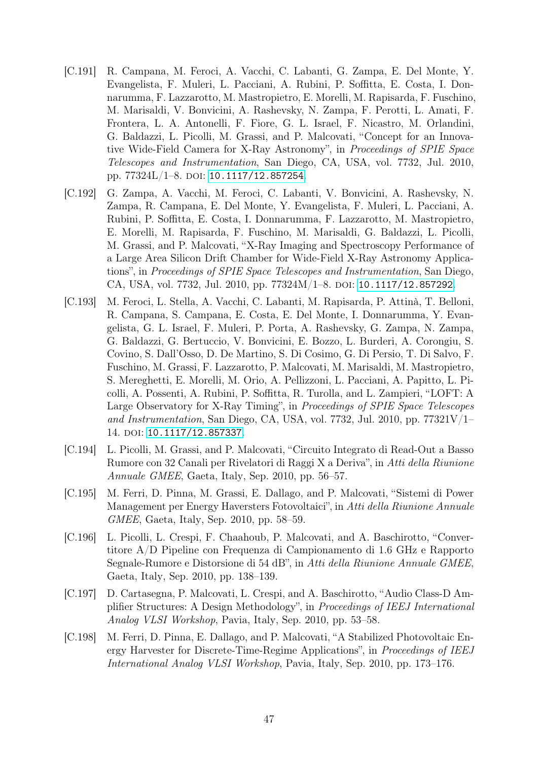- [C.191] R. Campana, M. Feroci, A. Vacchi, C. Labanti, G. Zampa, E. Del Monte, Y. Evangelista, F. Muleri, L. Pacciani, A. Rubini, P. Soffitta, E. Costa, I. Donnarumma, F. Lazzarotto, M. Mastropietro, E. Morelli, M. Rapisarda, F. Fuschino, M. Marisaldi, V. Bonvicini, A. Rashevsky, N. Zampa, F. Perotti, L. Amati, F. Frontera, L. A. Antonelli, F. Fiore, G. L. Israel, F. Nicastro, M. Orlandini, G. Baldazzi, L. Picolli, M. Grassi, and P. Malcovati, "Concept for an Innovative Wide-Field Camera for X-Ray Astronomy", in *Proceedings of SPIE Space Telescopes and Instrumentation*, San Diego, CA, USA, vol. 7732, Jul. 2010, pp. 77324L/1–8. DOI: 10.1117/12.857254.
- [C.192] G. Zampa, A. Vacchi, M. Feroci, C. Labanti, V. Bonvicini, A. Rashevsky, N. Zampa, R. Campana, E. Del Monte, Y. Evangelista, F. Muleri, L. Pacciani, A. Rubini, P. Soffitta, E. Costa, I. Donnarumma, F. Lazzarotto, M. Mastropietro, E. Morelli, M. Rapisarda, F. Fuschino, M. Marisaldi, G. Baldazzi, L. Picolli, M. Grassi, and P. Malcovati, "X-Ray Imaging and Spectroscopy Performance of a Large Area Silicon Drift Chamber for Wide-Field X-Ray Astronomy Applications", in *Proceedings of SPIE Space Telescopes and Instrumentation*, San Diego, CA, USA, vol. 7732, Jul. 2010, pp. 77324M/1–8. DOI: 10.1117/12.857292.
- [C.193] M. Feroci, L. Stella, A. Vacchi, C. Labanti, M. Rapisarda, P. Attinà, T. Belloni, R. Campana, S. Campana, E. Costa, E. Del Monte, I. Donnarumma, Y. Evangelista, G. L. Israel, F. Muleri, P. Porta, A. Rashevsky, G. Zampa, N. Zampa, G. Baldazzi, G. Bertuccio, V. Bonvicini, E. Bozzo, L. Burderi, A. Corongiu, S. Covino, S. Dall'Osso, D. De Martino, S. Di Cosimo, G. Di Persio, T. Di Salvo, F. Fuschino, M. Grassi, F. Lazzarotto, P. Malcovati, M. Marisaldi, M. Mastropietro, S. Mereghetti, E. Morelli, M. Orio, A. Pellizzoni, L. Pacciani, A. Papitto, L. Picolli, A. Possenti, A. Rubini, P. Soffitta, R. Turolla, and L. Zampieri, "LOFT: A Large Observatory for X-Ray Timing", in *Proceedings of SPIE Space Telescopes and Instrumentation*, San Diego, CA, USA, vol. 7732, Jul. 2010, pp. 77321V/1–14. DOI: 10.1117/12.857337.
- [C.194] L. Picolli, M. Grassi, and P. Malcovati, "Circuito Integrato di Read-Out a Basso Rumore con 32 Canali per Rivelatori di Raggi X a Deriva", in *Atti della Riunione Annuale GMEE*, Gaeta, Italy, Sep. 2010, pp. 56–57.
- [C.195] M. Ferri, D. Pinna, M. Grassi, E. Dallago, and P. Malcovati, "Sistemi di Power Management per Energy Haversters Fotovoltaici", in *Atti della Riunione Annuale GMEE*, Gaeta, Italy, Sep. 2010, pp. 58–59.
- [C.196] L. Picolli, L. Crespi, F. Chaahoub, P. Malcovati, and A. Baschirotto, "Convertitore A/D Pipeline con Frequenza di Campionamento di 1.6 GHz e Rapporto Segnale-Rumore e Distorsione di 54 dB", in *Atti della Riunione Annuale GMEE*, Gaeta, Italy, Sep. 2010, pp. 138–139.
- [C.197] D. Cartasegna, P. Malcovati, L. Crespi, and A. Baschirotto, "Audio Class-D Amplifier Structures: A Design Methodology", in *Proceedings of IEEJ International Analog VLSI Workshop*, Pavia, Italy, Sep. 2010, pp. 53–58.
- [C.198] M. Ferri, D. Pinna, E. Dallago, and P. Malcovati, "A Stabilized Photovoltaic Energy Harvester for Discrete-Time-Regime Applications", in *Proceedings of IEEJ International Analog VLSI Workshop*, Pavia, Italy, Sep. 2010, pp. 173–176.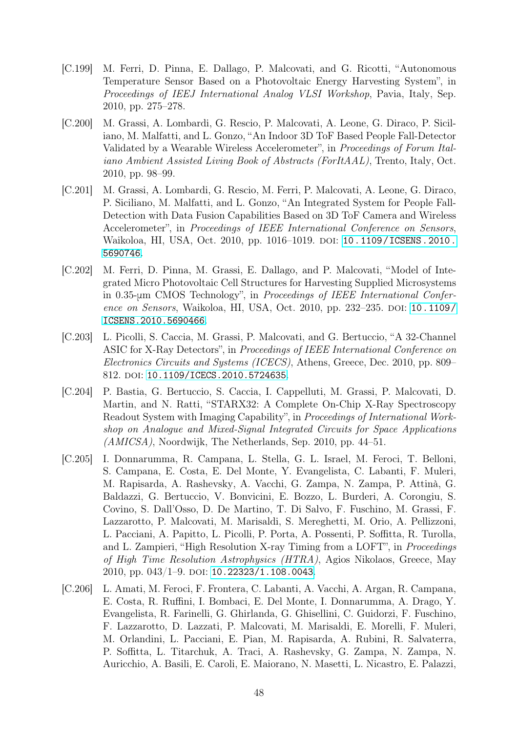[C.199] M. Ferri, D. Pinna, E. Dallago, P. Malcovati, and G. Ricotti, "Autonomous Temperature Sensor Based on a Photovoltaic Energy Harvesting System", in *Proceedings of IEEJ International Analog VLSI Workshop*, Pavia, Italy, Sep. 2010, pp. 275–278.

[C.200] M. Grassi, A. Lombardi, G. Rescio, P. Malcovati, A. Leone, G. Diraco, P. Siciliano, M. Malfatti, and L. Gonzo, "An Indoor 3D ToF Based People Fall-Detector Validated by a Wearable Wireless Accelerometer", in *Proceedings of Forum Italiano Ambient Assisted Living Book of Abstracts (ForItAAL)*, Trento, Italy, Oct. 2010, pp. 98–99.

[C.201] M. Grassi, A. Lombardi, G. Rescio, M. Ferri, P. Malcovati, A. Leone, G. Diraco, P. Siciliano, M. Malfatti, and L. Gonzo, "An Integrated System for People Fall-Detection with Data Fusion Capabilities Based on 3D ToF Camera and Wireless Accelerometer", in *Proceedings of IEEE International Conference on Sensors*, Waikoloa, HI, USA, Oct. 2010, pp. 1016–1019. DOI: 10.1109/ICSENS.2010.5690746.

[C.202] M. Ferri, D. Pinna, M. Grassi, E. Dallago, and P. Malcovati, "Model of Integrated Micro Photovoltaic Cell Structures for Harvesting Supplied Microsystems in 0.35-µm CMOS Technology", in *Proceedings of IEEE International Conference on Sensors*, Waikoloa, HI, USA, Oct. 2010, pp. 232–235. DOI: 10.1109/ICSENS.2010.5690466.

[C.203] L. Picolli, S. Caccia, M. Grassi, P. Malcovati, and G. Bertuccio, "A 32-Channel ASIC for X-Ray Detectors", in *Proceedings of IEEE International Conference on Electronics Circuits and Systems (ICECS)*, Athens, Greece, Dec. 2010, pp. 809–812. DOI: 10.1109/ICECS.2010.5724635.

[C.204] P. Bastia, G. Bertuccio, S. Caccia, I. Cappelluti, M. Grassi, P. Malcovati, D. Martin, and N. Ratti, "STARX32: A Complete On-Chip X-Ray Spectroscopy Readout System with Imaging Capability", in *Proceedings of International Workshop on Analogue and Mixed-Signal Integrated Circuits for Space Applications (AMICSA)*, Noordwijk, The Netherlands, Sep. 2010, pp. 44–51.

[C.205] I. Donnarumma, R. Campana, L. Stella, G. L. Israel, M. Feroci, T. Belloni, S. Campana, E. Costa, E. Del Monte, Y. Evangelista, C. Labanti, F. Muleri, M. Rapisarda, A. Rashevsky, A. Vacchi, G. Zampa, N. Zampa, P. Attinà, G. Baldazzi, G. Bertuccio, V. Bonvicini, E. Bozzo, L. Burderi, A. Corongiu, S. Covino, S. Dall'Osso, D. De Martino, T. Di Salvo, F. Fuschino, M. Grassi, F. Lazzarotto, P. Malcovati, M. Marisaldi, S. Mereghetti, M. Orio, A. Pellizzoni, L. Pacciani, A. Papitto, L. Picolli, P. Porta, A. Possenti, P. Soffitta, R. Turolla, and L. Zampieri, "High Resolution X-ray Timing from a LOFT", in *Proceedings of High Time Resolution Astrophysics (HTRA)*, Agios Nikolaos, Greece, May 2010, pp. 043/1–9. DOI: 10.22323/1.108.0043.

[C.206] L. Amati, M. Feroci, F. Frontera, C. Labanti, A. Vacchi, A. Argan, R. Campana, E. Costa, R. Ruffini, I. Bombaci, E. Del Monte, I. Donnarumma, A. Drago, Y. Evangelista, R. Farinelli, G. Ghirlanda, G. Ghisellini, C. Guidorzi, F. Fuschino, F. Lazzarotto, D. Lazzati, P. Malcovati, M. Marisaldi, E. Morelli, F. Muleri, M. Orlandini, L. Pacciani, E. Pian, M. Rapisarda, A. Rubini, R. Salvaterra, P. Soffitta, L. Titarchuk, A. Traci, A. Rashevsky, G. Zampa, N. Zampa, N. Auricchio, A. Basili, E. Caroli, E. Maiorano, N. Masetti, L. Nicastro, E. Palazzi,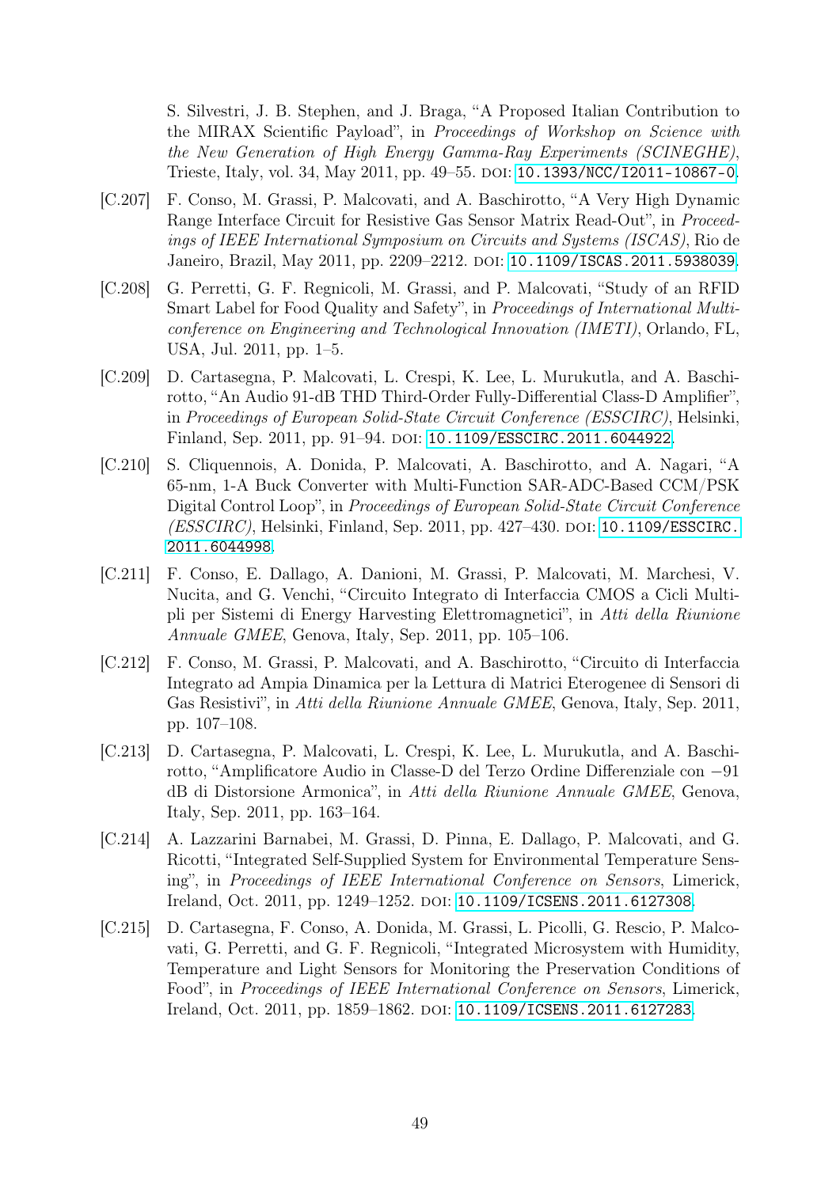S. Silvestri, J. B. Stephen, and J. Braga, "A Proposed Italian Contribution to the MIRAX Scientific Payload", in *Proceedings of Workshop on Science with the New Generation of High Energy Gamma-Ray Experiments (SCINEGHE)*, Trieste, Italy, vol. 34, May 2011, pp. 49–55. DOI: 10.1393/NCC/I2011-10867-0.

[C.207] F. Conso, M. Grassi, P. Malcovati, and A. Baschirotto, "A Very High Dynamic Range Interface Circuit for Resistive Gas Sensor Matrix Read-Out", in *Proceedings of IEEE International Symposium on Circuits and Systems (ISCAS)*, Rio de Janeiro, Brazil, May 2011, pp. 2209–2212. DOI: 10.1109/ISCAS.2011.5938039.

[C.208] G. Perretti, G. F. Regnicoli, M. Grassi, and P. Malcovati, "Study of an RFID Smart Label for Food Quality and Safety", in *Proceedings of International Multiconference on Engineering and Technological Innovation (IMETI)*, Orlando, FL, USA, Jul. 2011, pp. 1–5.

[C.209] D. Cartasegna, P. Malcovati, L. Crespi, K. Lee, L. Murukutla, and A. Baschirotto, "An Audio 91-dB THD Third-Order Fully-Differential Class-D Amplifier", in *Proceedings of European Solid-State Circuit Conference (ESSCIRC)*, Helsinki, Finland, Sep. 2011, pp. 91–94. DOI: 10.1109/ESSCIRC.2011.6044922.

[C.210] S. Cliquennois, A. Donida, P. Malcovati, A. Baschirotto, and A. Nagari, "A 65-nm, 1-A Buck Converter with Multi-Function SAR-ADC-Based CCM/PSK Digital Control Loop", in *Proceedings of European Solid-State Circuit Conference (ESSCIRC)*, Helsinki, Finland, Sep. 2011, pp. 427–430. DOI: 10.1109/ESSCIRC.2011.6044998.

[C.211] F. Conso, E. Dallago, A. Danioni, M. Grassi, P. Malcovati, M. Marchesi, V. Nucita, and G. Venchi, "Circuito Integrato di Interfaccia CMOS a Cicli Multipli per Sistemi di Energy Harvesting Elettromagnetici", in *Atti della Riunione Annuale GMEE*, Genova, Italy, Sep. 2011, pp. 105–106.

[C.212] F. Conso, M. Grassi, P. Malcovati, and A. Baschirotto, "Circuito di Interfaccia Integrato ad Ampia Dinamica per la Lettura di Matrici Eterogenee di Sensori di Gas Resistivi", in *Atti della Riunione Annuale GMEE*, Genova, Italy, Sep. 2011, pp. 107–108.

[C.213] D. Cartasegna, P. Malcovati, L. Crespi, K. Lee, L. Murukutla, and A. Baschirotto, "Amplificatore Audio in Classe-D del Terzo Ordine Differenziale con −91 dB di Distorsione Armonica", in *Atti della Riunione Annuale GMEE*, Genova, Italy, Sep. 2011, pp. 163–164.

[C.214] A. Lazzarini Barnabei, M. Grassi, D. Pinna, E. Dallago, P. Malcovati, and G. Ricotti, "Integrated Self-Supplied System for Environmental Temperature Sensing", in *Proceedings of IEEE International Conference on Sensors*, Limerick, Ireland, Oct. 2011, pp. 1249–1252. DOI: 10.1109/ICSENS.2011.6127308.

[C.215] D. Cartasegna, F. Conso, A. Donida, M. Grassi, L. Picolli, G. Rescio, P. Malcovati, G. Perretti, and G. F. Regnicoli, "Integrated Microsystem with Humidity, Temperature and Light Sensors for Monitoring the Preservation Conditions of Food", in *Proceedings of IEEE International Conference on Sensors*, Limerick, Ireland, Oct. 2011, pp. 1859–1862. DOI: 10.1109/ICSENS.2011.6127283.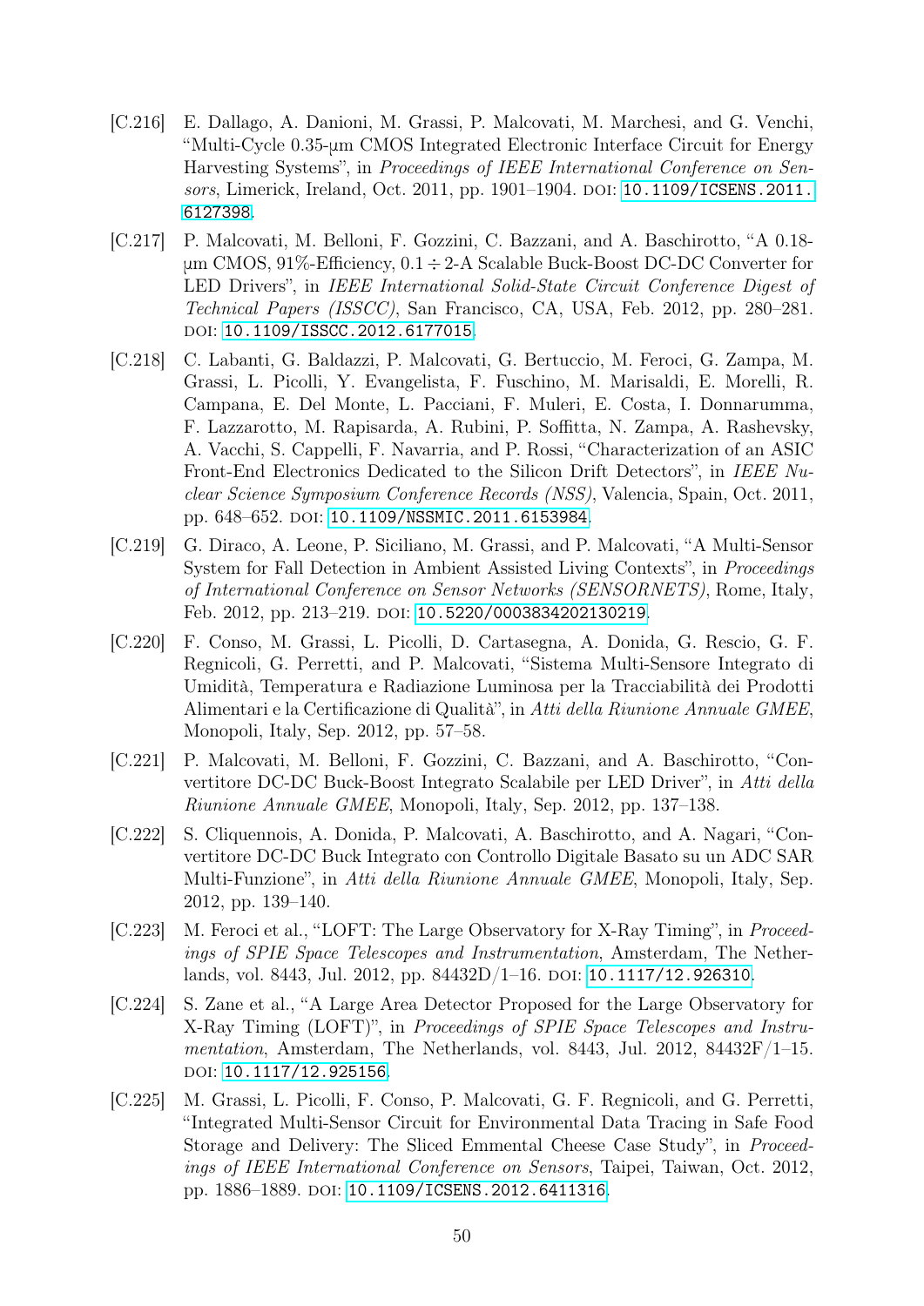[C.216] E. Dallago, A. Danioni, M. Grassi, P. Malcovati, M. Marchesi, and G. Venchi, "Multi-Cycle 0.35-μm CMOS Integrated Electronic Interface Circuit for Energy Harvesting Systems", in *Proceedings of IEEE International Conference on Sensors*, Limerick, Ireland, Oct. 2011, pp. 1901–1904. DOI: 10.1109/ICSENS.2011.6127398.

[C.217] P. Malcovati, M. Belloni, F. Gozzini, C. Bazzani, and A. Baschirotto, "A 0.18-μm CMOS, 91%-Efficiency, 0.1 ÷ 2-A Scalable Buck-Boost DC-DC Converter for LED Drivers", in *IEEE International Solid-State Circuit Conference Digest of Technical Papers (ISSCC)*, San Francisco, CA, USA, Feb. 2012, pp. 280–281. DOI: 10.1109/ISSCC.2012.6177015.

[C.218] C. Labanti, G. Baldazzi, P. Malcovati, G. Bertuccio, M. Feroci, G. Zampa, M. Grassi, L. Picolli, Y. Evangelista, F. Fuschino, M. Marisaldi, E. Morelli, R. Campana, E. Del Monte, L. Pacciani, F. Muleri, E. Costa, I. Donnarumma, F. Lazzarotto, M. Rapisarda, A. Rubini, P. Soffitta, N. Zampa, A. Rashevsky, A. Vacchi, S. Cappelli, F. Navarria, and P. Rossi, "Characterization of an ASIC Front-End Electronics Dedicated to the Silicon Drift Detectors", in *IEEE Nuclear Science Symposium Conference Records (NSS)*, Valencia, Spain, Oct. 2011, pp. 648–652. DOI: 10.1109/NSSMIC.2011.6153984.

[C.219] G. Diraco, A. Leone, P. Siciliano, M. Grassi, and P. Malcovati, "A Multi-Sensor System for Fall Detection in Ambient Assisted Living Contexts", in *Proceedings of International Conference on Sensor Networks (SENSORNETS)*, Rome, Italy, Feb. 2012, pp. 213–219. DOI: 10.5220/0003834202130219.

[C.220] F. Conso, M. Grassi, L. Picolli, D. Cartasegna, A. Donida, G. Rescio, G. F. Regnicoli, G. Perretti, and P. Malcovati, "Sistema Multi-Sensore Integrato di Umidità, Temperatura e Radiazione Luminosa per la Tracciabilità dei Prodotti Alimentari e la Certificazione di Qualità", in *Atti della Riunione Annuale GMEE*, Monopoli, Italy, Sep. 2012, pp. 57–58.

[C.221] P. Malcovati, M. Belloni, F. Gozzini, C. Bazzani, and A. Baschirotto, "Convertitore DC-DC Buck-Boost Integrato Scalabile per LED Driver", in *Atti della Riunione Annuale GMEE*, Monopoli, Italy, Sep. 2012, pp. 137–138.

[C.222] S. Cliquennois, A. Donida, P. Malcovati, A. Baschirotto, and A. Nagari, "Convertitore DC-DC Buck Integrato con Controllo Digitale Basato su un ADC SAR Multi-Funzione", in *Atti della Riunione Annuale GMEE*, Monopoli, Italy, Sep. 2012, pp. 139–140.

[C.223] M. Feroci et al., "LOFT: The Large Observatory for X-Ray Timing", in *Proceedings of SPIE Space Telescopes and Instrumentation*, Amsterdam, The Netherlands, vol. 8443, Jul. 2012, pp. 84432D/1–16. DOI: 10.1117/12.926310.

[C.224] S. Zane et al., "A Large Area Detector Proposed for the Large Observatory for X-Ray Timing (LOFT)", in *Proceedings of SPIE Space Telescopes and Instrumentation*, Amsterdam, The Netherlands, vol. 8443, Jul. 2012, 84432F/1–15. DOI: 10.1117/12.925156.

[C.225] M. Grassi, L. Picolli, F. Conso, P. Malcovati, G. F. Regnicoli, and G. Perretti, "Integrated Multi-Sensor Circuit for Environmental Data Tracing in Safe Food Storage and Delivery: The Sliced Emmental Cheese Case Study", in *Proceedings of IEEE International Conference on Sensors*, Taipei, Taiwan, Oct. 2012, pp. 1886–1889. DOI: 10.1109/ICSENS.2012.6411316.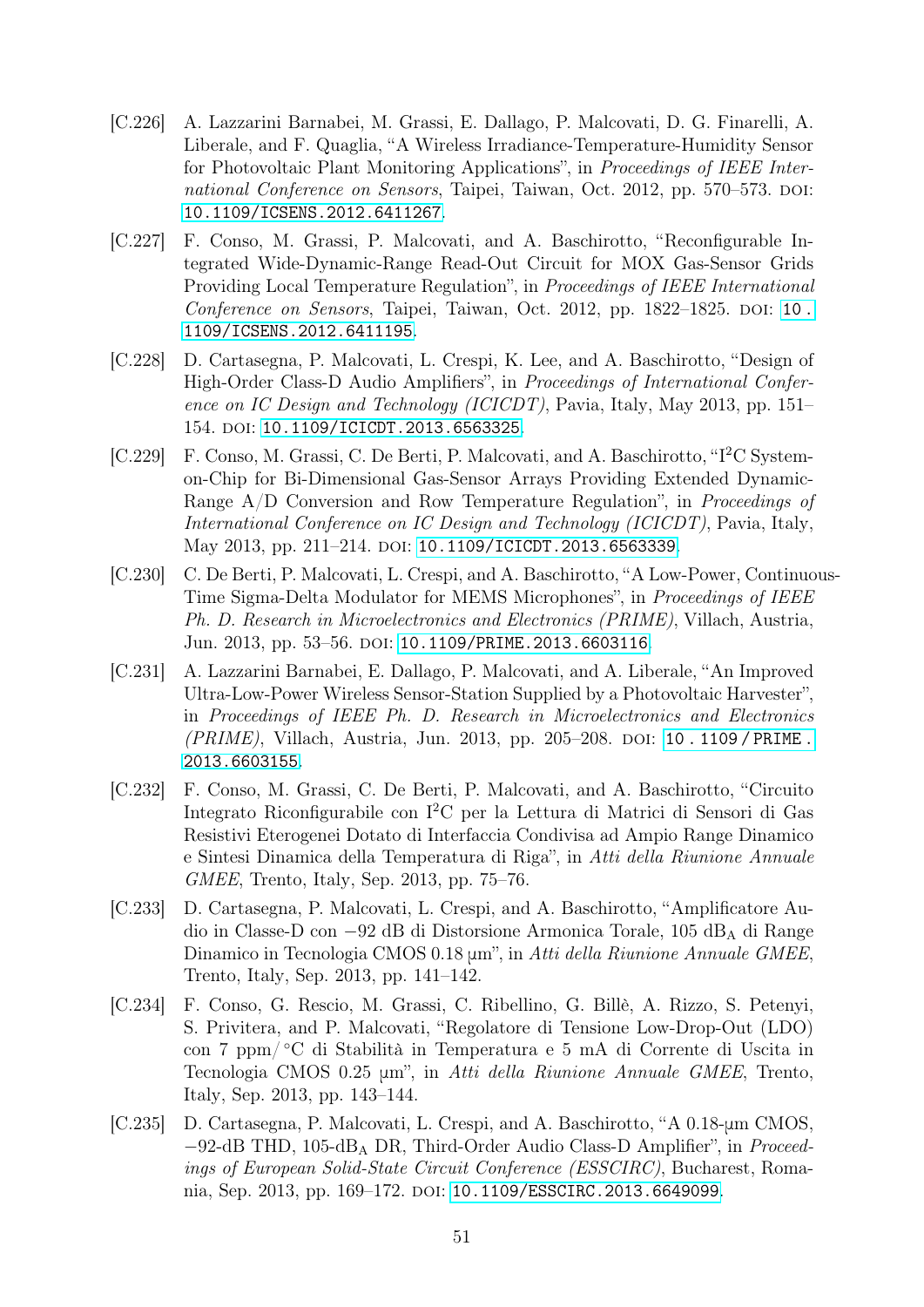[C.226] A. Lazzarini Barnabei, M. Grassi, E. Dallago, P. Malcovati, D. G. Finarelli, A. Liberale, and F. Quaglia, "A Wireless Irradiance-Temperature-Humidity Sensor for Photovoltaic Plant Monitoring Applications", in *Proceedings of IEEE International Conference on Sensors*, Taipei, Taiwan, Oct. 2012, pp. 570–573. DOI: 10.1109/ICSENS.2012.6411267.

[C.227] F. Conso, M. Grassi, P. Malcovati, and A. Baschirotto, "Reconfigurable Integrated Wide-Dynamic-Range Read-Out Circuit for MOX Gas-Sensor Grids Providing Local Temperature Regulation", in *Proceedings of IEEE International Conference on Sensors*, Taipei, Taiwan, Oct. 2012, pp. 1822–1825. DOI: 10.1109/ICSENS.2012.6411195.

[C.228] D. Cartasegna, P. Malcovati, L. Crespi, K. Lee, and A. Baschirotto, "Design of High-Order Class-D Audio Amplifiers", in *Proceedings of International Conference on IC Design and Technology (ICICDT)*, Pavia, Italy, May 2013, pp. 151–154. DOI: 10.1109/ICICDT.2013.6563325.

[C.229] F. Conso, M. Grassi, C. De Berti, P. Malcovati, and A. Baschirotto, "I$^2$C System-on-Chip for Bi-Dimensional Gas-Sensor Arrays Providing Extended Dynamic-Range A/D Conversion and Row Temperature Regulation", in *Proceedings of International Conference on IC Design and Technology (ICICDT)*, Pavia, Italy, May 2013, pp. 211–214. DOI: 10.1109/ICICDT.2013.6563339.

[C.230] C. De Berti, P. Malcovati, L. Crespi, and A. Baschirotto, "A Low-Power, Continuous-Time Sigma-Delta Modulator for MEMS Microphones", in *Proceedings of IEEE Ph. D. Research in Microelectronics and Electronics (PRIME)*, Villach, Austria, Jun. 2013, pp. 53–56. DOI: 10.1109/PRIME.2013.6603116.

[C.231] A. Lazzarini Barnabei, E. Dallago, P. Malcovati, and A. Liberale, "An Improved Ultra-Low-Power Wireless Sensor-Station Supplied by a Photovoltaic Harvester", in *Proceedings of IEEE Ph. D. Research in Microelectronics and Electronics (PRIME)*, Villach, Austria, Jun. 2013, pp. 205–208. DOI: 10.1109/PRIME.2013.6603155.

[C.232] F. Conso, M. Grassi, C. De Berti, P. Malcovati, and A. Baschirotto, "Circuito Integrato Riconfigurabile con I$^2$C per la Lettura di Matrici di Sensori di Gas Resistivi Eterogenei Dotato di Interfaccia Condivisa ad Ampio Range Dinamico e Sintesi Dinamica della Temperatura di Riga", in *Atti della Riunione Annuale GMEE*, Trento, Italy, Sep. 2013, pp. 75–76.

[C.233] D. Cartasegna, P. Malcovati, L. Crespi, and A. Baschirotto, "Amplificatore Audio in Classe-D con −92 dB di Distorsione Armonica Torale, 105 dB$_A$ di Range Dinamico in Tecnologia CMOS 0.18 µm", in *Atti della Riunione Annuale GMEE*, Trento, Italy, Sep. 2013, pp. 141–142.

[C.234] F. Conso, G. Rescio, M. Grassi, C. Ribellino, G. Billè, A. Rizzo, S. Petenyi, S. Privitera, and P. Malcovati, "Regolatore di Tensione Low-Drop-Out (LDO) con 7 ppm/°C di Stabilità in Temperatura e 5 mA di Corrente di Uscita in Tecnologia CMOS 0.25 µm", in *Atti della Riunione Annuale GMEE*, Trento, Italy, Sep. 2013, pp. 143–144.

[C.235] D. Cartasegna, P. Malcovati, L. Crespi, and A. Baschirotto, "A 0.18-µm CMOS, −92-dB THD, 105-dB$_A$ DR, Third-Order Audio Class-D Amplifier", in *Proceedings of European Solid-State Circuit Conference (ESSCIRC)*, Bucharest, Romania, Sep. 2013, pp. 169–172. DOI: 10.1109/ESSCIRC.2013.6649099.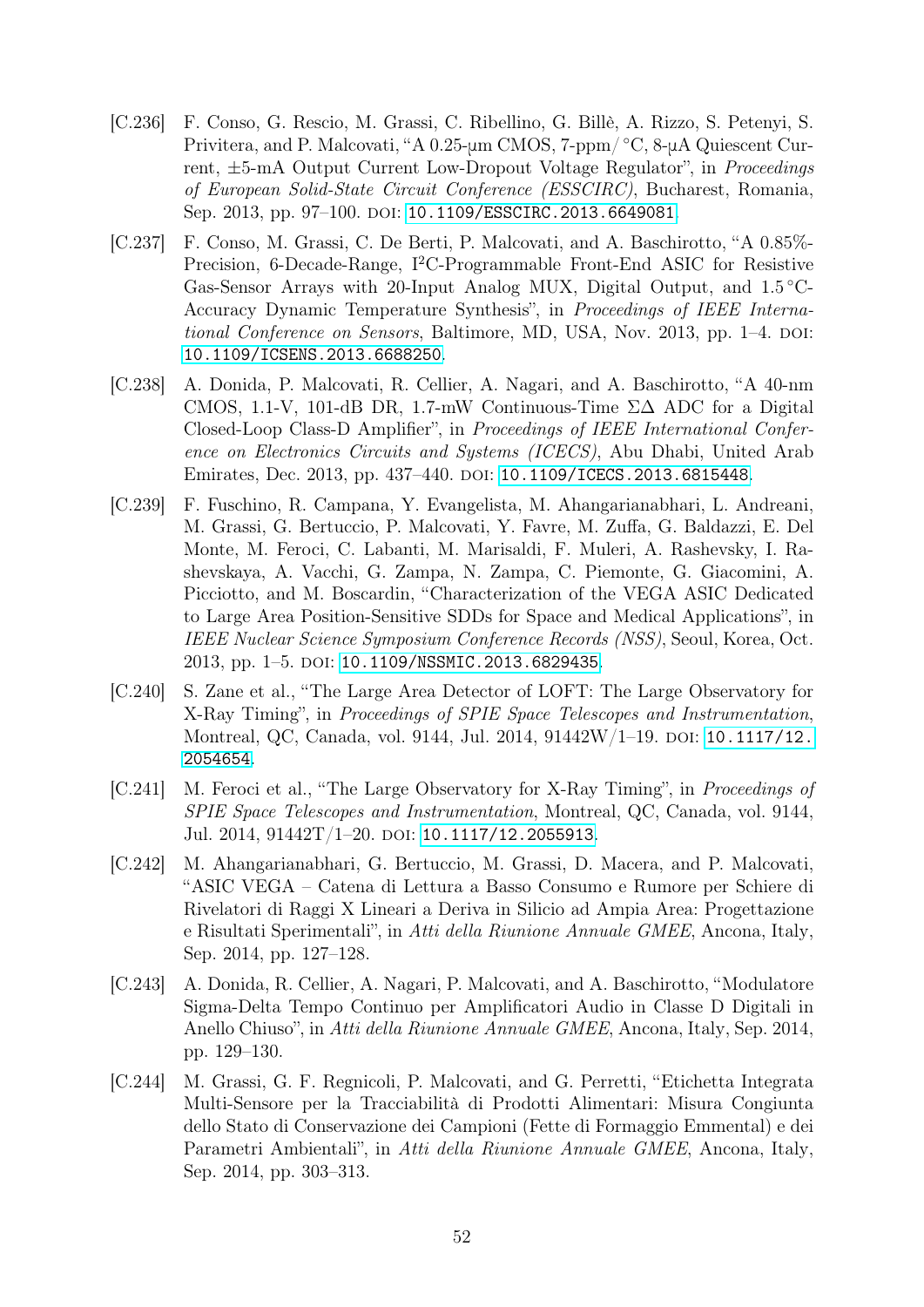[C.236] F. Conso, G. Rescio, M. Grassi, C. Ribellino, G. Billè, A. Rizzo, S. Petenyi, S. Privitera, and P. Malcovati, "A 0.25-μm CMOS, 7-ppm/°C, 8-μA Quiescent Current, ±5-mA Output Current Low-Dropout Voltage Regulator", in *Proceedings of European Solid-State Circuit Conference (ESSCIRC)*, Bucharest, Romania, Sep. 2013, pp. 97–100. DOI: 10.1109/ESSCIRC.2013.6649081.

[C.237] F. Conso, M. Grassi, C. De Berti, P. Malcovati, and A. Baschirotto, "A 0.85%-Precision, 6-Decade-Range, I$^2$C-Programmable Front-End ASIC for Resistive Gas-Sensor Arrays with 20-Input Analog MUX, Digital Output, and 1.5 °C-Accuracy Dynamic Temperature Synthesis", in *Proceedings of IEEE International Conference on Sensors*, Baltimore, MD, USA, Nov. 2013, pp. 1–4. DOI: 10.1109/ICSENS.2013.6688250.

[C.238] A. Donida, P. Malcovati, R. Cellier, A. Nagari, and A. Baschirotto, "A 40-nm CMOS, 1.1-V, 101-dB DR, 1.7-mW Continuous-Time ΣΔ ADC for a Digital Closed-Loop Class-D Amplifier", in *Proceedings of IEEE International Conference on Electronics Circuits and Systems (ICECS)*, Abu Dhabi, United Arab Emirates, Dec. 2013, pp. 437–440. DOI: 10.1109/ICECS.2013.6815448.

[C.239] F. Fuschino, R. Campana, Y. Evangelista, M. Ahangarianabhari, L. Andreani, M. Grassi, G. Bertuccio, P. Malcovati, Y. Favre, M. Zuffa, G. Baldazzi, E. Del Monte, M. Feroci, C. Labanti, M. Marisaldi, F. Muleri, A. Rashevsky, I. Rashevskaya, A. Vacchi, G. Zampa, N. Zampa, C. Piemonte, G. Giacomini, A. Picciotto, and M. Boscardin, "Characterization of the VEGA ASIC Dedicated to Large Area Position-Sensitive SDDs for Space and Medical Applications", in *IEEE Nuclear Science Symposium Conference Records (NSS)*, Seoul, Korea, Oct. 2013, pp. 1–5. DOI: 10.1109/NSSMIC.2013.6829435.

[C.240] S. Zane et al., "The Large Area Detector of LOFT: The Large Observatory for X-Ray Timing", in *Proceedings of SPIE Space Telescopes and Instrumentation*, Montreal, QC, Canada, vol. 9144, Jul. 2014, 91442W/1–19. DOI: 10.1117/12.2054654.

[C.241] M. Feroci et al., "The Large Observatory for X-Ray Timing", in *Proceedings of SPIE Space Telescopes and Instrumentation*, Montreal, QC, Canada, vol. 9144, Jul. 2014, 91442T/1–20. DOI: 10.1117/12.2055913.

[C.242] M. Ahangarianabhari, G. Bertuccio, M. Grassi, D. Macera, and P. Malcovati, "ASIC VEGA – Catena di Lettura a Basso Consumo e Rumore per Schiere di Rivelatori di Raggi X Lineari a Deriva in Silicio ad Ampia Area: Progettazione e Risultati Sperimentali", in *Atti della Riunione Annuale GMEE*, Ancona, Italy, Sep. 2014, pp. 127–128.

[C.243] A. Donida, R. Cellier, A. Nagari, P. Malcovati, and A. Baschirotto, "Modulatore Sigma-Delta Tempo Continuo per Amplificatori Audio in Classe D Digitali in Anello Chiuso", in *Atti della Riunione Annuale GMEE*, Ancona, Italy, Sep. 2014, pp. 129–130.

[C.244] M. Grassi, G. F. Regnicoli, P. Malcovati, and G. Perretti, "Etichetta Integrata Multi-Sensore per la Tracciabilità di Prodotti Alimentari: Misura Congiunta dello Stato di Conservazione dei Campioni (Fette di Formaggio Emmental) e dei Parametri Ambientali", in *Atti della Riunione Annuale GMEE*, Ancona, Italy, Sep. 2014, pp. 303–313.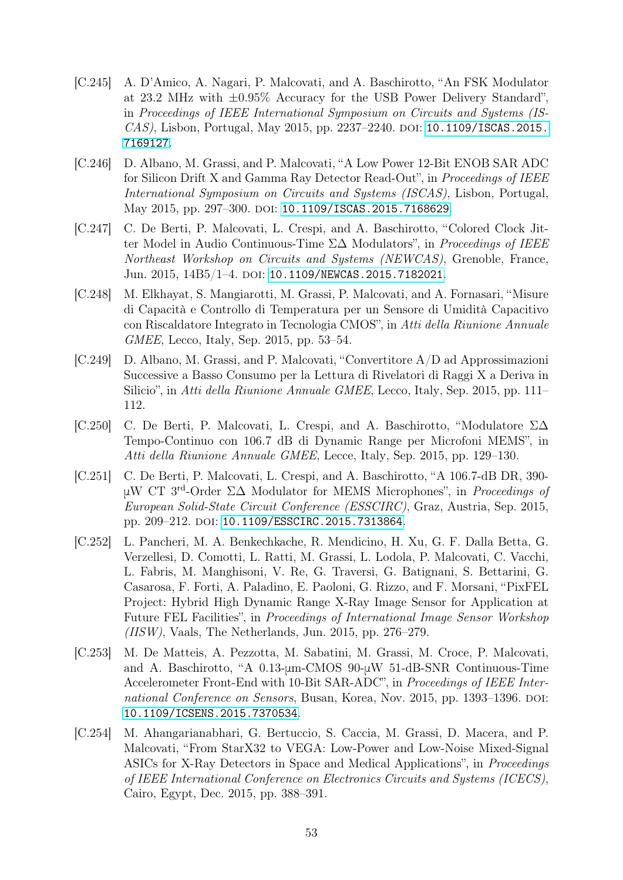[C.245] A. D'Amico, A. Nagari, P. Malcovati, and A. Baschirotto, "An FSK Modulator at 23.2 MHz with ±0.95% Accuracy for the USB Power Delivery Standard", in *Proceedings of IEEE International Symposium on Circuits and Systems (ISCAS)*, Lisbon, Portugal, May 2015, pp. 2237–2240. DOI: 10.1109/ISCAS.2015.7169127.

[C.246] D. Albano, M. Grassi, and P. Malcovati, "A Low Power 12-Bit ENOB SAR ADC for Silicon Drift X and Gamma Ray Detector Read-Out", in *Proceedings of IEEE International Symposium on Circuits and Systems (ISCAS)*, Lisbon, Portugal, May 2015, pp. 297–300. DOI: 10.1109/ISCAS.2015.7168629.

[C.247] C. De Berti, P. Malcovati, L. Crespi, and A. Baschirotto, "Colored Clock Jitter Model in Audio Continuous-Time ΣΔ Modulators", in *Proceedings of IEEE Northeast Workshop on Circuits and Systems (NEWCAS)*, Grenoble, France, Jun. 2015, 14B5/1–4. DOI: 10.1109/NEWCAS.2015.7182021.

[C.248] M. Elkhayat, S. Mangiarotti, M. Grassi, P. Malcovati, and A. Fornasari, "Misure di Capacità e Controllo di Temperatura per un Sensore di Umidità Capacitivo con Riscaldatore Integrato in Tecnologia CMOS", in *Atti della Riunione Annuale GMEE*, Lecco, Italy, Sep. 2015, pp. 53–54.

[C.249] D. Albano, M. Grassi, and P. Malcovati, "Convertitore A/D ad Approssimazioni Successive a Basso Consumo per la Lettura di Rivelatori di Raggi X a Deriva in Silicio", in *Atti della Riunione Annuale GMEE*, Lecco, Italy, Sep. 2015, pp. 111–112.

[C.250] C. De Berti, P. Malcovati, L. Crespi, and A. Baschirotto, "Modulatore ΣΔ Tempo-Continuo con 106.7 dB di Dynamic Range per Microfoni MEMS", in *Atti della Riunione Annuale GMEE*, Lecce, Italy, Sep. 2015, pp. 129–130.

[C.251] C. De Berti, P. Malcovati, L. Crespi, and A. Baschirotto, "A 106.7-dB DR, 390-µW CT 3$^{rd}$-Order ΣΔ Modulator for MEMS Microphones", in *Proceedings of European Solid-State Circuit Conference (ESSCIRC)*, Graz, Austria, Sep. 2015, pp. 209–212. DOI: 10.1109/ESSCIRC.2015.7313864.

[C.252] L. Pancheri, M. A. Benkechkache, R. Mendicino, H. Xu, G. F. Dalla Betta, G. Verzellesi, D. Comotti, L. Ratti, M. Grassi, L. Lodola, P. Malcovati, C. Vacchi, L. Fabris, M. Manghisoni, V. Re, G. Traversi, G. Batignani, S. Bettarini, G. Casarosa, F. Forti, A. Paladino, E. Paoloni, G. Rizzo, and F. Morsani, "PixFEL Project: Hybrid High Dynamic Range X-Ray Image Sensor for Application at Future FEL Facilities", in *Proceedings of International Image Sensor Workshop (IISW)*, Vaals, The Netherlands, Jun. 2015, pp. 276–279.

[C.253] M. De Matteis, A. Pezzotta, M. Sabatini, M. Grassi, M. Croce, P. Malcovati, and A. Baschirotto, "A 0.13-µm-CMOS 90-µW 51-dB-SNR Continuous-Time Accelerometer Front-End with 10-Bit SAR-ADC", in *Proceedings of IEEE International Conference on Sensors*, Busan, Korea, Nov. 2015, pp. 1393–1396. DOI: 10.1109/ICSENS.2015.7370534.

[C.254] M. Ahangarianabhari, G. Bertuccio, S. Caccia, M. Grassi, D. Macera, and P. Malcovati, "From StarX32 to VEGA: Low-Power and Low-Noise Mixed-Signal ASICs for X-Ray Detectors in Space and Medical Applications", in *Proceedings of IEEE International Conference on Electronics Circuits and Systems (ICECS)*, Cairo, Egypt, Dec. 2015, pp. 388–391.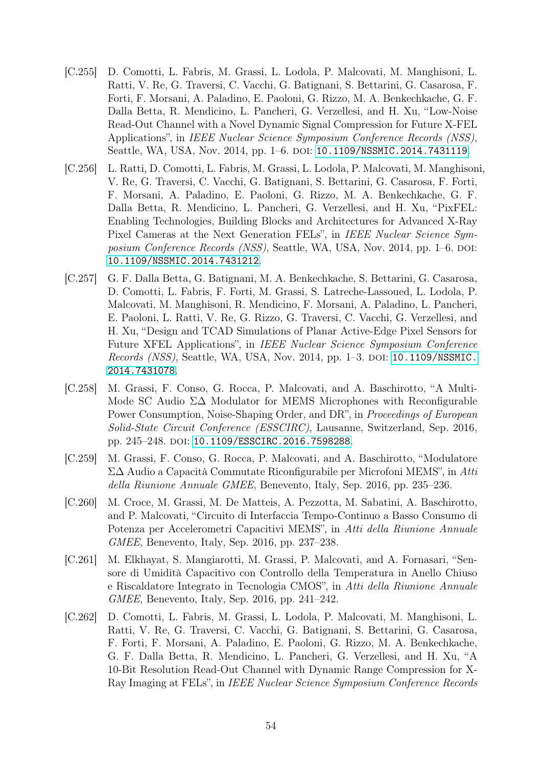[C.255] D. Comotti, L. Fabris, M. Grassi, L. Lodola, P. Malcovati, M. Manghisoni, L. Ratti, V. Re, G. Traversi, C. Vacchi, G. Batignani, S. Bettarini, G. Casarosa, F. Forti, F. Morsani, A. Paladino, E. Paoloni, G. Rizzo, M. A. Benkechkache, G. F. Dalla Betta, R. Mendicino, L. Pancheri, G. Verzellesi, and H. Xu, "Low-Noise Read-Out Channel with a Novel Dynamic Signal Compression for Future X-FEL Applications", in *IEEE Nuclear Science Symposium Conference Records (NSS)*, Seattle, WA, USA, Nov. 2014, pp. 1–6. DOI: 10.1109/NSSMIC.2014.7431119.

[C.256] L. Ratti, D. Comotti, L. Fabris, M. Grassi, L. Lodola, P. Malcovati, M. Manghisoni, V. Re, G. Traversi, C. Vacchi, G. Batignani, S. Bettarini, G. Casarosa, F. Forti, F. Morsani, A. Paladino, E. Paoloni, G. Rizzo, M. A. Benkechkache, G. F. Dalla Betta, R. Mendicino, L. Pancheri, G. Verzellesi, and H. Xu, "PixFEL: Enabling Technologies, Building Blocks and Architectures for Advanced X-Ray Pixel Cameras at the Next Generation FELs", in *IEEE Nuclear Science Symposium Conference Records (NSS)*, Seattle, WA, USA, Nov. 2014, pp. 1–6. DOI: 10.1109/NSSMIC.2014.7431212.

[C.257] G. F. Dalla Betta, G. Batignani, M. A. Benkechkache, S. Bettarini, G. Casarosa, D. Comotti, L. Fabris, F. Forti, M. Grassi, S. Latreche-Lassoued, L. Lodola, P. Malcovati, M. Manghisoni, R. Mendicino, F. Morsani, A. Paladino, L. Pancheri, E. Paoloni, L. Ratti, V. Re, G. Rizzo, G. Traversi, C. Vacchi, G. Verzellesi, and H. Xu, "Design and TCAD Simulations of Planar Active-Edge Pixel Sensors for Future XFEL Applications", in *IEEE Nuclear Science Symposium Conference Records (NSS)*, Seattle, WA, USA, Nov. 2014, pp. 1–3. DOI: 10.1109/NSSMIC.2014.7431078.

[C.258] M. Grassi, F. Conso, G. Rocca, P. Malcovati, and A. Baschirotto, "A Multi-Mode SC Audio ΣΔ Modulator for MEMS Microphones with Reconfigurable Power Consumption, Noise-Shaping Order, and DR", in *Proceedings of European Solid-State Circuit Conference (ESSCIRC)*, Lausanne, Switzerland, Sep. 2016, pp. 245–248. DOI: 10.1109/ESSCIRC.2016.7598288.

[C.259] M. Grassi, F. Conso, G. Rocca, P. Malcovati, and A. Baschirotto, "Modulatore ΣΔ Audio a Capacità Commutate Riconfigurabile per Microfoni MEMS", in *Atti della Riunione Annuale GMEE*, Benevento, Italy, Sep. 2016, pp. 235–236.

[C.260] M. Croce, M. Grassi, M. De Matteis, A. Pezzotta, M. Sabatini, A. Baschirotto, and P. Malcovati, "Circuito di Interfaccia Tempo-Continuo a Basso Consumo di Potenza per Accelerometri Capacitivi MEMS", in *Atti della Riunione Annuale GMEE*, Benevento, Italy, Sep. 2016, pp. 237–238.

[C.261] M. Elkhayat, S. Mangiarotti, M. Grassi, P. Malcovati, and A. Fornasari, "Sensore di Umidità Capacitivo con Controllo della Temperatura in Anello Chiuso e Riscaldatore Integrato in Tecnologia CMOS", in *Atti della Riunione Annuale GMEE*, Benevento, Italy, Sep. 2016, pp. 241–242.

[C.262] D. Comotti, L. Fabris, M. Grassi, L. Lodola, P. Malcovati, M. Manghisoni, L. Ratti, V. Re, G. Traversi, C. Vacchi, G. Batignani, S. Bettarini, G. Casarosa, F. Forti, F. Morsani, A. Paladino, E. Paoloni, G. Rizzo, M. A. Benkechkache, G. F. Dalla Betta, R. Mendicino, L. Pancheri, G. Verzellesi, and H. Xu, "A 10-Bit Resolution Read-Out Channel with Dynamic Range Compression for X-Ray Imaging at FELs", in *IEEE Nuclear Science Symposium Conference Records*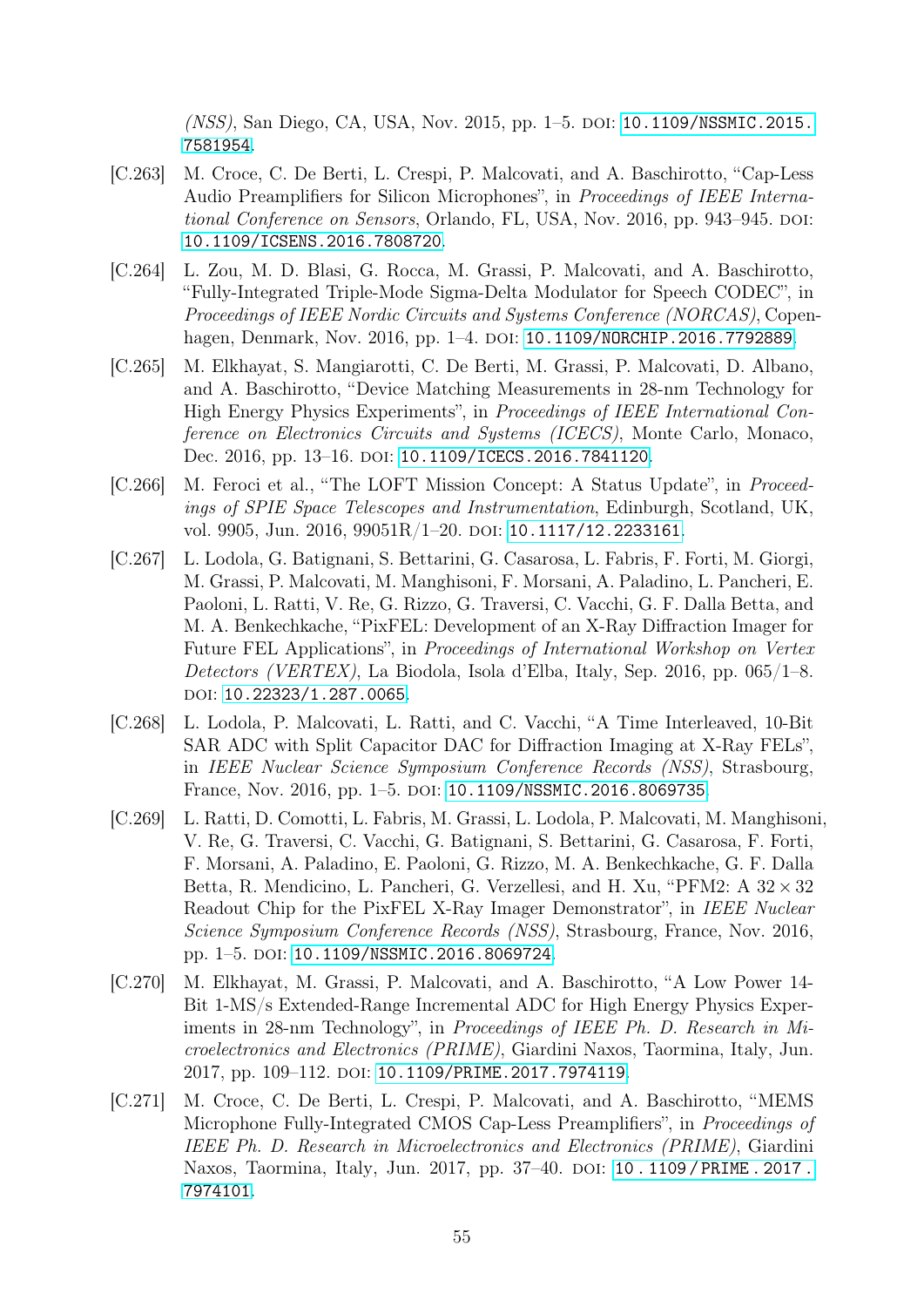*(NSS)*, San Diego, CA, USA, Nov. 2015, pp. 1–5. DOI: 10.1109/NSSMIC.2015.7581954.

[C.263] M. Croce, C. De Berti, L. Crespi, P. Malcovati, and A. Baschirotto, "Cap-Less Audio Preamplifiers for Silicon Microphones", in *Proceedings of IEEE International Conference on Sensors*, Orlando, FL, USA, Nov. 2016, pp. 943–945. DOI: 10.1109/ICSENS.2016.7808720.

[C.264] L. Zou, M. D. Blasi, G. Rocca, M. Grassi, P. Malcovati, and A. Baschirotto, "Fully-Integrated Triple-Mode Sigma-Delta Modulator for Speech CODEC", in *Proceedings of IEEE Nordic Circuits and Systems Conference (NORCAS)*, Copenhagen, Denmark, Nov. 2016, pp. 1–4. DOI: 10.1109/NORCHIP.2016.7792889.

[C.265] M. Elkhayat, S. Mangiarotti, C. De Berti, M. Grassi, P. Malcovati, D. Albano, and A. Baschirotto, "Device Matching Measurements in 28-nm Technology for High Energy Physics Experiments", in *Proceedings of IEEE International Conference on Electronics Circuits and Systems (ICECS)*, Monte Carlo, Monaco, Dec. 2016, pp. 13–16. DOI: 10.1109/ICECS.2016.7841120.

[C.266] M. Feroci et al., "The LOFT Mission Concept: A Status Update", in *Proceedings of SPIE Space Telescopes and Instrumentation*, Edinburgh, Scotland, UK, vol. 9905, Jun. 2016, 99051R/1–20. DOI: 10.1117/12.2233161.

[C.267] L. Lodola, G. Batignani, S. Bettarini, G. Casarosa, L. Fabris, F. Forti, M. Giorgi, M. Grassi, P. Malcovati, M. Manghisoni, F. Morsani, A. Paladino, L. Pancheri, E. Paoloni, L. Ratti, V. Re, G. Rizzo, G. Traversi, C. Vacchi, G. F. Dalla Betta, and M. A. Benkechkache, "PixFEL: Development of an X-Ray Diffraction Imager for Future FEL Applications", in *Proceedings of International Workshop on Vertex Detectors (VERTEX)*, La Biodola, Isola d'Elba, Italy, Sep. 2016, pp. 065/1–8. DOI: 10.22323/1.287.0065.

[C.268] L. Lodola, P. Malcovati, L. Ratti, and C. Vacchi, "A Time Interleaved, 10-Bit SAR ADC with Split Capacitor DAC for Diffraction Imaging at X-Ray FELs", in *IEEE Nuclear Science Symposium Conference Records (NSS)*, Strasbourg, France, Nov. 2016, pp. 1–5. DOI: 10.1109/NSSMIC.2016.8069735.

[C.269] L. Ratti, D. Comotti, L. Fabris, M. Grassi, L. Lodola, P. Malcovati, M. Manghisoni, V. Re, G. Traversi, C. Vacchi, G. Batignani, S. Bettarini, G. Casarosa, F. Forti, F. Morsani, A. Paladino, E. Paoloni, G. Rizzo, M. A. Benkechkache, G. F. Dalla Betta, R. Mendicino, L. Pancheri, G. Verzellesi, and H. Xu, "PFM2: A $32 \times 32$ Readout Chip for the PixFEL X-Ray Imager Demonstrator", in *IEEE Nuclear Science Symposium Conference Records (NSS)*, Strasbourg, France, Nov. 2016, pp. 1–5. DOI: 10.1109/NSSMIC.2016.8069724.

[C.270] M. Elkhayat, M. Grassi, P. Malcovati, and A. Baschirotto, "A Low Power 14-Bit 1-MS/s Extended-Range Incremental ADC for High Energy Physics Experiments in 28-nm Technology", in *Proceedings of IEEE Ph. D. Research in Microelectronics and Electronics (PRIME)*, Giardini Naxos, Taormina, Italy, Jun. 2017, pp. 109–112. DOI: 10.1109/PRIME.2017.7974119.

[C.271] M. Croce, C. De Berti, L. Crespi, P. Malcovati, and A. Baschirotto, "MEMS Microphone Fully-Integrated CMOS Cap-Less Preamplifiers", in *Proceedings of IEEE Ph. D. Research in Microelectronics and Electronics (PRIME)*, Giardini Naxos, Taormina, Italy, Jun. 2017, pp. 37–40. DOI: 10.1109/PRIME.2017.7974101.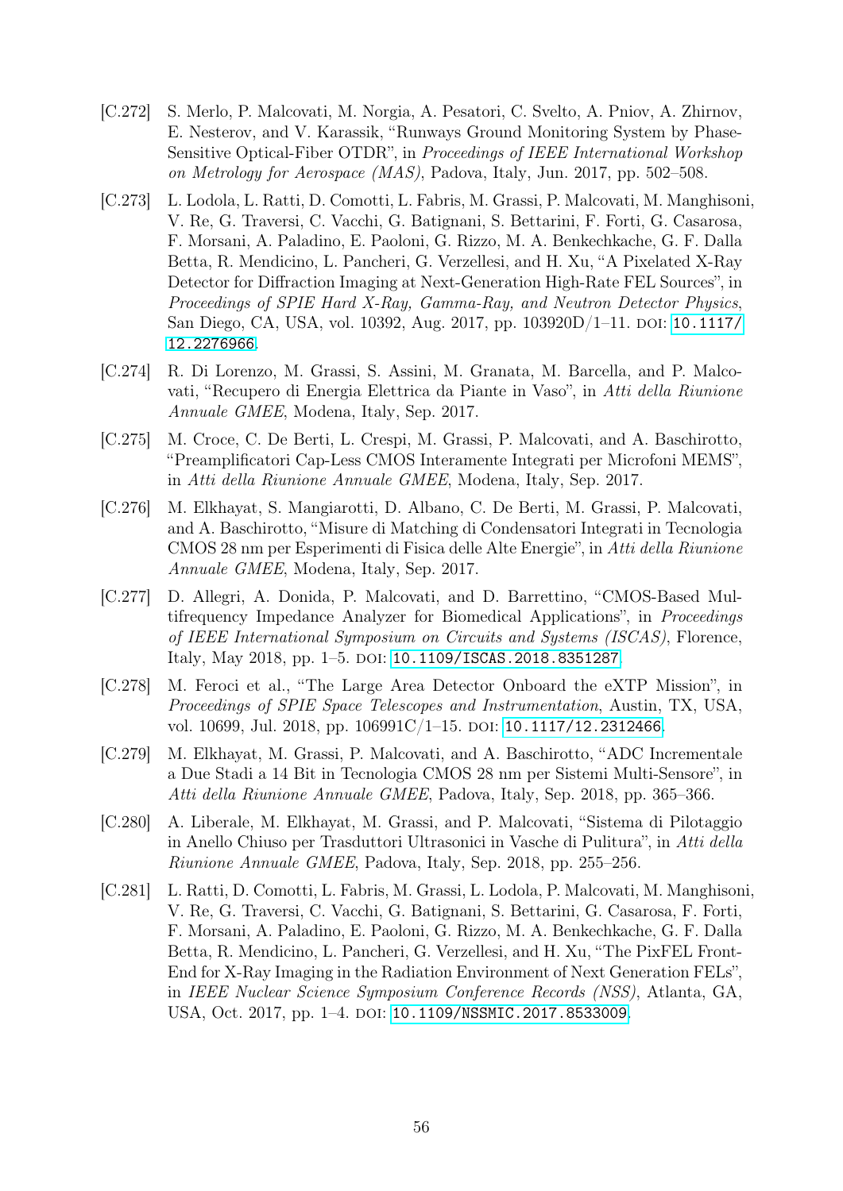[C.272] S. Merlo, P. Malcovati, M. Norgia, A. Pesatori, C. Svelto, A. Pniov, A. Zhirnov, E. Nesterov, and V. Karassik, "Runways Ground Monitoring System by Phase-Sensitive Optical-Fiber OTDR", in *Proceedings of IEEE International Workshop on Metrology for Aerospace (MAS)*, Padova, Italy, Jun. 2017, pp. 502–508.

[C.273] L. Lodola, L. Ratti, D. Comotti, L. Fabris, M. Grassi, P. Malcovati, M. Manghisoni, V. Re, G. Traversi, C. Vacchi, G. Batignani, S. Bettarini, F. Forti, G. Casarosa, F. Morsani, A. Paladino, E. Paoloni, G. Rizzo, M. A. Benkechkache, G. F. Dalla Betta, R. Mendicino, L. Pancheri, G. Verzellesi, and H. Xu, "A Pixelated X-Ray Detector for Diffraction Imaging at Next-Generation High-Rate FEL Sources", in *Proceedings of SPIE Hard X-Ray, Gamma-Ray, and Neutron Detector Physics*, San Diego, CA, USA, vol. 10392, Aug. 2017, pp. 103920D/1–11. DOI: 10.1117/12.2276966.

[C.274] R. Di Lorenzo, M. Grassi, S. Assini, M. Granata, M. Barcella, and P. Malcovati, "Recupero di Energia Elettrica da Piante in Vaso", in *Atti della Riunione Annuale GMEE*, Modena, Italy, Sep. 2017.

[C.275] M. Croce, C. De Berti, L. Crespi, M. Grassi, P. Malcovati, and A. Baschirotto, "Preamplificatori Cap-Less CMOS Interamente Integrati per Microfoni MEMS", in *Atti della Riunione Annuale GMEE*, Modena, Italy, Sep. 2017.

[C.276] M. Elkhayat, S. Mangiarotti, D. Albano, C. De Berti, M. Grassi, P. Malcovati, and A. Baschirotto, "Misure di Matching di Condensatori Integrati in Tecnologia CMOS 28 nm per Esperimenti di Fisica delle Alte Energie", in *Atti della Riunione Annuale GMEE*, Modena, Italy, Sep. 2017.

[C.277] D. Allegri, A. Donida, P. Malcovati, and D. Barrettino, "CMOS-Based Multifrequency Impedance Analyzer for Biomedical Applications", in *Proceedings of IEEE International Symposium on Circuits and Systems (ISCAS)*, Florence, Italy, May 2018, pp. 1–5. DOI: 10.1109/ISCAS.2018.8351287.

[C.278] M. Feroci et al., "The Large Area Detector Onboard the eXTP Mission", in *Proceedings of SPIE Space Telescopes and Instrumentation*, Austin, TX, USA, vol. 10699, Jul. 2018, pp. 106991C/1–15. DOI: 10.1117/12.2312466.

[C.279] M. Elkhayat, M. Grassi, P. Malcovati, and A. Baschirotto, "ADC Incrementale a Due Stadi a 14 Bit in Tecnologia CMOS 28 nm per Sistemi Multi-Sensore", in *Atti della Riunione Annuale GMEE*, Padova, Italy, Sep. 2018, pp. 365–366.

[C.280] A. Liberale, M. Elkhayat, M. Grassi, and P. Malcovati, "Sistema di Pilotaggio in Anello Chiuso per Trasduttori Ultrasonici in Vasche di Pulitura", in *Atti della Riunione Annuale GMEE*, Padova, Italy, Sep. 2018, pp. 255–256.

[C.281] L. Ratti, D. Comotti, L. Fabris, M. Grassi, L. Lodola, P. Malcovati, M. Manghisoni, V. Re, G. Traversi, C. Vacchi, G. Batignani, S. Bettarini, G. Casarosa, F. Forti, F. Morsani, A. Paladino, E. Paoloni, G. Rizzo, M. A. Benkechkache, G. F. Dalla Betta, R. Mendicino, L. Pancheri, G. Verzellesi, and H. Xu, "The PixFEL Front-End for X-Ray Imaging in the Radiation Environment of Next Generation FELs", in *IEEE Nuclear Science Symposium Conference Records (NSS)*, Atlanta, GA, USA, Oct. 2017, pp. 1–4. DOI: 10.1109/NSSMIC.2017.8533009.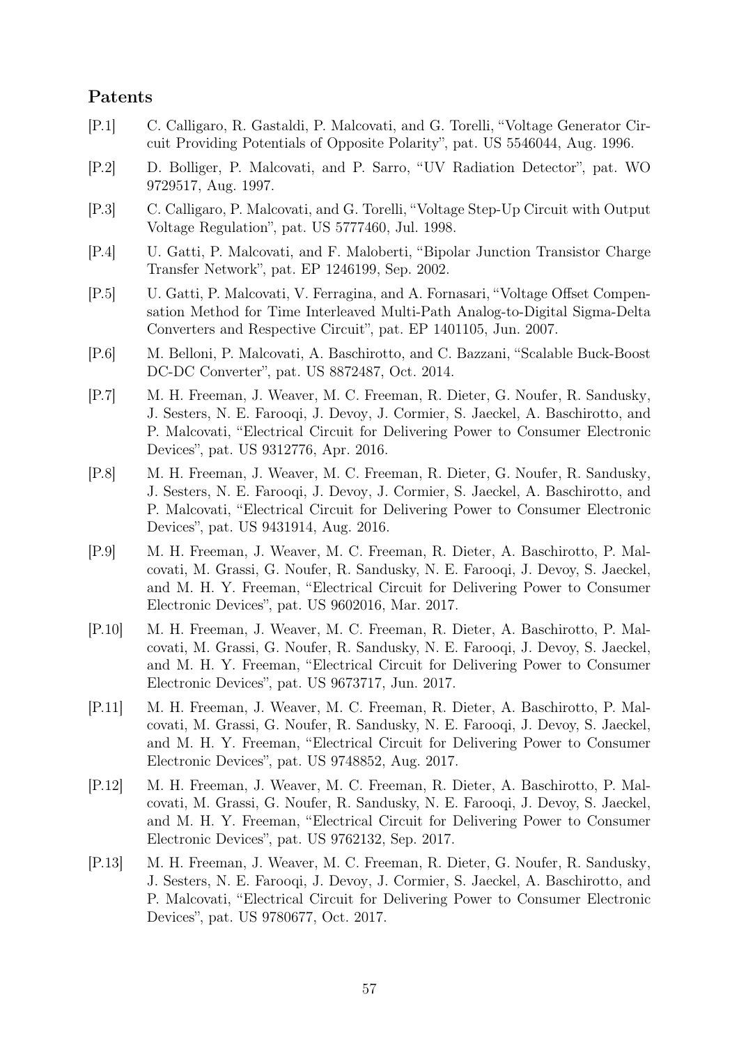## Patents

[P.1] C. Calligaro, R. Gastaldi, P. Malcovati, and G. Torelli, "Voltage Generator Circuit Providing Potentials of Opposite Polarity", pat. US 5546044, Aug. 1996.

[P.2] D. Bolliger, P. Malcovati, and P. Sarro, "UV Radiation Detector", pat. WO 9729517, Aug. 1997.

[P.3] C. Calligaro, P. Malcovati, and G. Torelli, "Voltage Step-Up Circuit with Output Voltage Regulation", pat. US 5777460, Jul. 1998.

[P.4] U. Gatti, P. Malcovati, and F. Maloberti, "Bipolar Junction Transistor Charge Transfer Network", pat. EP 1246199, Sep. 2002.

[P.5] U. Gatti, P. Malcovati, V. Ferragina, and A. Fornasari, "Voltage Offset Compensation Method for Time Interleaved Multi-Path Analog-to-Digital Sigma-Delta Converters and Respective Circuit", pat. EP 1401105, Jun. 2007.

[P.6] M. Belloni, P. Malcovati, A. Baschirotto, and C. Bazzani, "Scalable Buck-Boost DC-DC Converter", pat. US 8872487, Oct. 2014.

[P.7] M. H. Freeman, J. Weaver, M. C. Freeman, R. Dieter, G. Noufer, R. Sandusky, J. Sesters, N. E. Farooqi, J. Devoy, J. Cormier, S. Jaeckel, A. Baschirotto, and P. Malcovati, "Electrical Circuit for Delivering Power to Consumer Electronic Devices", pat. US 9312776, Apr. 2016.

[P.8] M. H. Freeman, J. Weaver, M. C. Freeman, R. Dieter, G. Noufer, R. Sandusky, J. Sesters, N. E. Farooqi, J. Devoy, J. Cormier, S. Jaeckel, A. Baschirotto, and P. Malcovati, "Electrical Circuit for Delivering Power to Consumer Electronic Devices", pat. US 9431914, Aug. 2016.

[P.9] M. H. Freeman, J. Weaver, M. C. Freeman, R. Dieter, A. Baschirotto, P. Malcovati, M. Grassi, G. Noufer, R. Sandusky, N. E. Farooqi, J. Devoy, S. Jaeckel, and M. H. Y. Freeman, "Electrical Circuit for Delivering Power to Consumer Electronic Devices", pat. US 9602016, Mar. 2017.

[P.10] M. H. Freeman, J. Weaver, M. C. Freeman, R. Dieter, A. Baschirotto, P. Malcovati, M. Grassi, G. Noufer, R. Sandusky, N. E. Farooqi, J. Devoy, S. Jaeckel, and M. H. Y. Freeman, "Electrical Circuit for Delivering Power to Consumer Electronic Devices", pat. US 9673717, Jun. 2017.

[P.11] M. H. Freeman, J. Weaver, M. C. Freeman, R. Dieter, A. Baschirotto, P. Malcovati, M. Grassi, G. Noufer, R. Sandusky, N. E. Farooqi, J. Devoy, S. Jaeckel, and M. H. Y. Freeman, "Electrical Circuit for Delivering Power to Consumer Electronic Devices", pat. US 9748852, Aug. 2017.

[P.12] M. H. Freeman, J. Weaver, M. C. Freeman, R. Dieter, A. Baschirotto, P. Malcovati, M. Grassi, G. Noufer, R. Sandusky, N. E. Farooqi, J. Devoy, S. Jaeckel, and M. H. Y. Freeman, "Electrical Circuit for Delivering Power to Consumer Electronic Devices", pat. US 9762132, Sep. 2017.

[P.13] M. H. Freeman, J. Weaver, M. C. Freeman, R. Dieter, G. Noufer, R. Sandusky, J. Sesters, N. E. Farooqi, J. Devoy, J. Cormier, S. Jaeckel, A. Baschirotto, and P. Malcovati, "Electrical Circuit for Delivering Power to Consumer Electronic Devices", pat. US 9780677, Oct. 2017.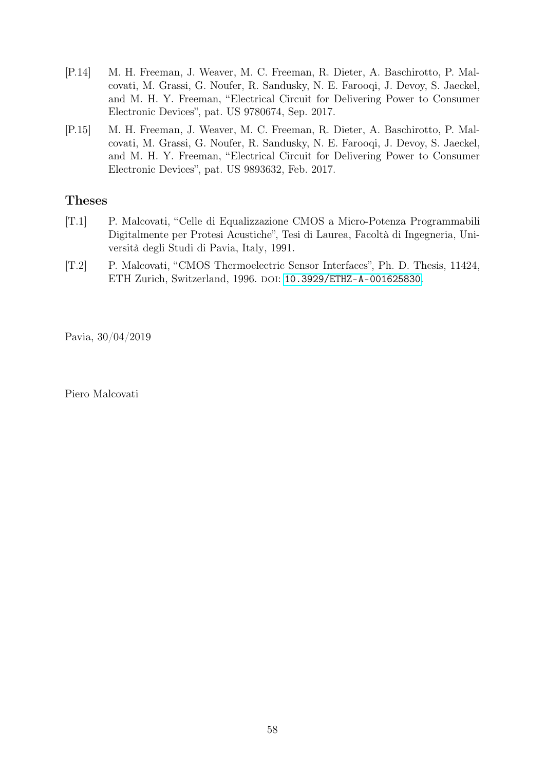[P.14] M. H. Freeman, J. Weaver, M. C. Freeman, R. Dieter, A. Baschirotto, P. Malcovati, M. Grassi, G. Noufer, R. Sandusky, N. E. Farooqi, J. Devoy, S. Jaeckel, and M. H. Y. Freeman, "Electrical Circuit for Delivering Power to Consumer Electronic Devices", pat. US 9780674, Sep. 2017.

[P.15] M. H. Freeman, J. Weaver, M. C. Freeman, R. Dieter, A. Baschirotto, P. Malcovati, M. Grassi, G. Noufer, R. Sandusky, N. E. Farooqi, J. Devoy, S. Jaeckel, and M. H. Y. Freeman, "Electrical Circuit for Delivering Power to Consumer Electronic Devices", pat. US 9893632, Feb. 2017.

## Theses

[T.1] P. Malcovati, "Celle di Equalizzazione CMOS a Micro-Potenza Programmabili Digitalmente per Protesi Acustiche", Tesi di Laurea, Facoltà di Ingegneria, Università degli Studi di Pavia, Italy, 1991.

[T.2] P. Malcovati, "CMOS Thermoelectric Sensor Interfaces", Ph. D. Thesis, 11424, ETH Zurich, Switzerland, 1996. DOI: 10.3929/ETHZ-A-001625830.

Pavia, 30/04/2019

Piero Malcovati